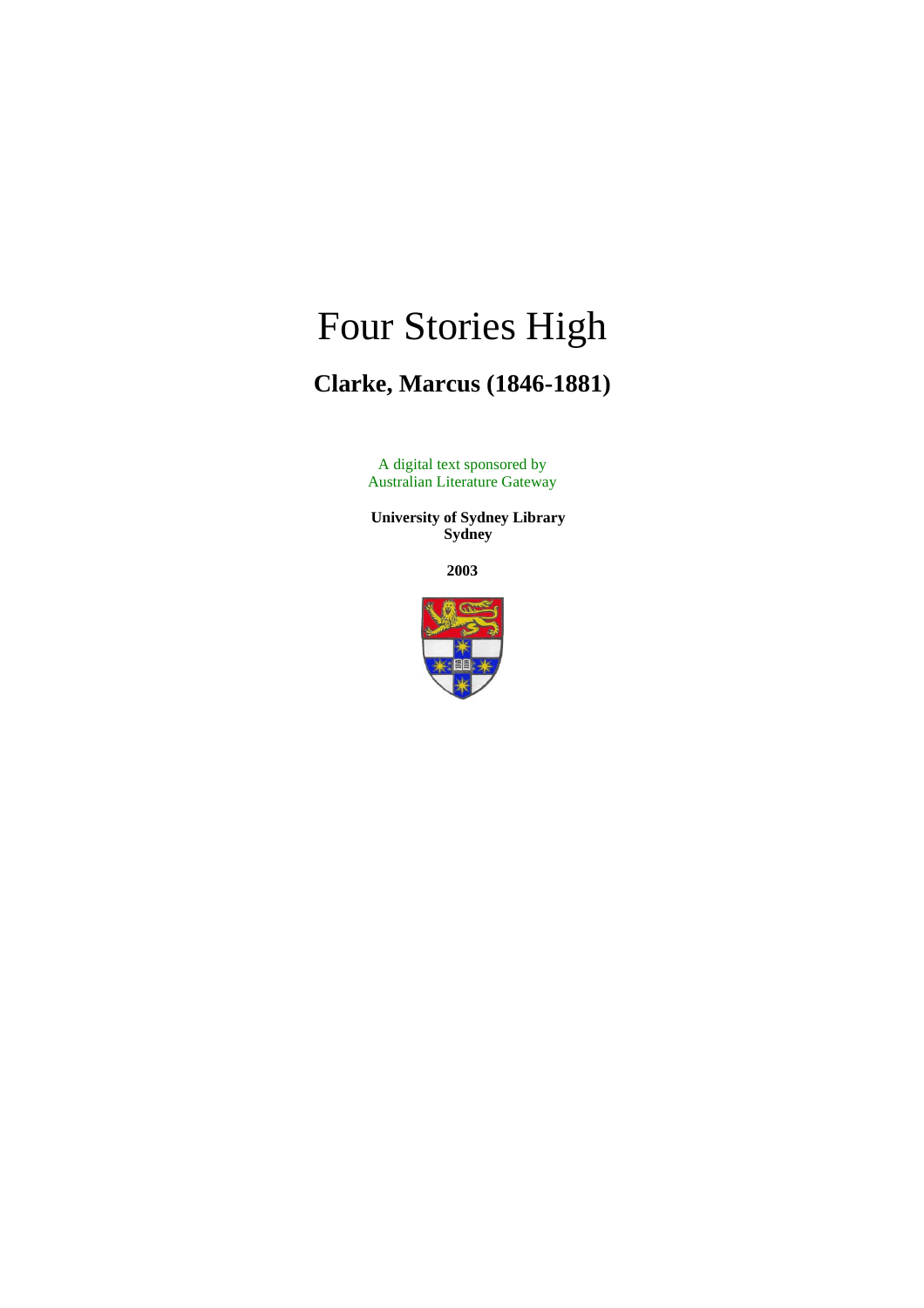# Four Stories High

## Clarke, Marcus (1846-1881)

A digital text sponsored by
Australian Literature Gateway

**University of Sydney Library**
**Sydney**

**2003**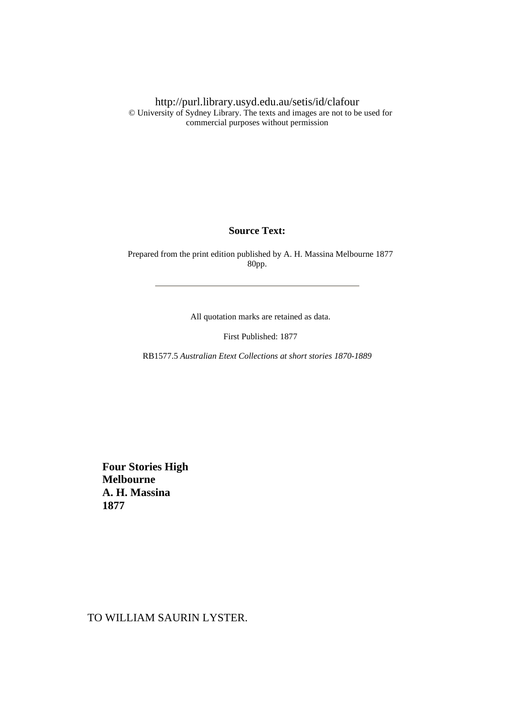http://purl.library.usyd.edu.au/setis/id/clafour
© University of Sydney Library. The texts and images are not to be used for commercial purposes without permission

**Source Text:**

Prepared from the print edition published by A. H. Massina Melbourne 1877 80pp.

---

All quotation marks are retained as data.

First Published: 1877

RB1577.5 *Australian Etext Collections at short stories 1870-1889*

**Four Stories High**
**Melbourne**
**A. H. Massina**
**1877**

TO WILLIAM SAURIN LYSTER.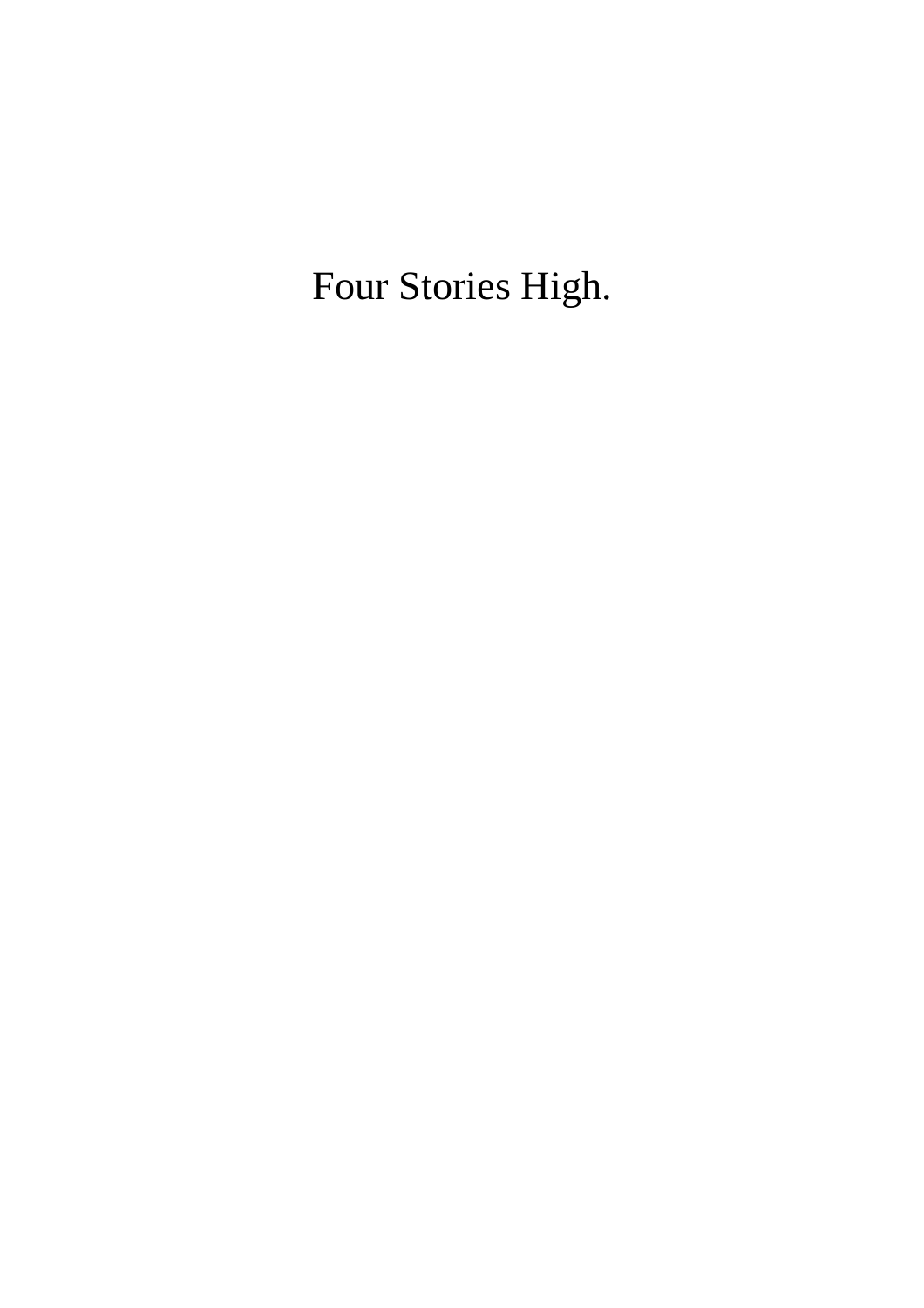# Four Stories High.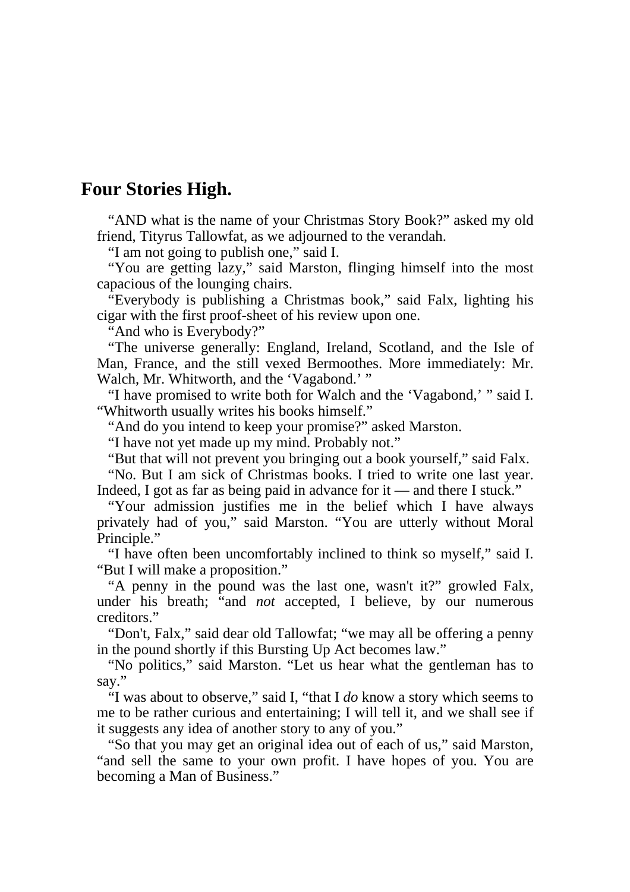## Four Stories High.

"AND what is the name of your Christmas Story Book?" asked my old friend, Tityrus Tallowfat, as we adjourned to the verandah.

"I am not going to publish one," said I.

"You are getting lazy," said Marston, flinging himself into the most capacious of the lounging chairs.

"Everybody is publishing a Christmas book," said Falx, lighting his cigar with the first proof-sheet of his review upon one.

"And who is Everybody?"

"The universe generally: England, Ireland, Scotland, and the Isle of Man, France, and the still vexed Bermoothes. More immediately: Mr. Walch, Mr. Whitworth, and the 'Vagabond.' "

"I have promised to write both for Walch and the 'Vagabond,' " said I. "Whitworth usually writes his books himself."

"And do you intend to keep your promise?" asked Marston.

"I have not yet made up my mind. Probably not."

"But that will not prevent you bringing out a book yourself," said Falx.

"No. But I am sick of Christmas books. I tried to write one last year. Indeed, I got as far as being paid in advance for it — and there I stuck."

"Your admission justifies me in the belief which I have always privately had of you," said Marston. "You are utterly without Moral Principle."

"I have often been uncomfortably inclined to think so myself," said I. "But I will make a proposition."

"A penny in the pound was the last one, wasn't it?" growled Falx, under his breath; "and *not* accepted, I believe, by our numerous creditors."

"Don't, Falx," said dear old Tallowfat; "we may all be offering a penny in the pound shortly if this Bursting Up Act becomes law."

"No politics," said Marston. "Let us hear what the gentleman has to say."

"I was about to observe," said I, "that I *do* know a story which seems to me to be rather curious and entertaining; I will tell it, and we shall see if it suggests any idea of another story to any of you."

"So that you may get an original idea out of each of us," said Marston, "and sell the same to your own profit. I have hopes of you. You are becoming a Man of Business."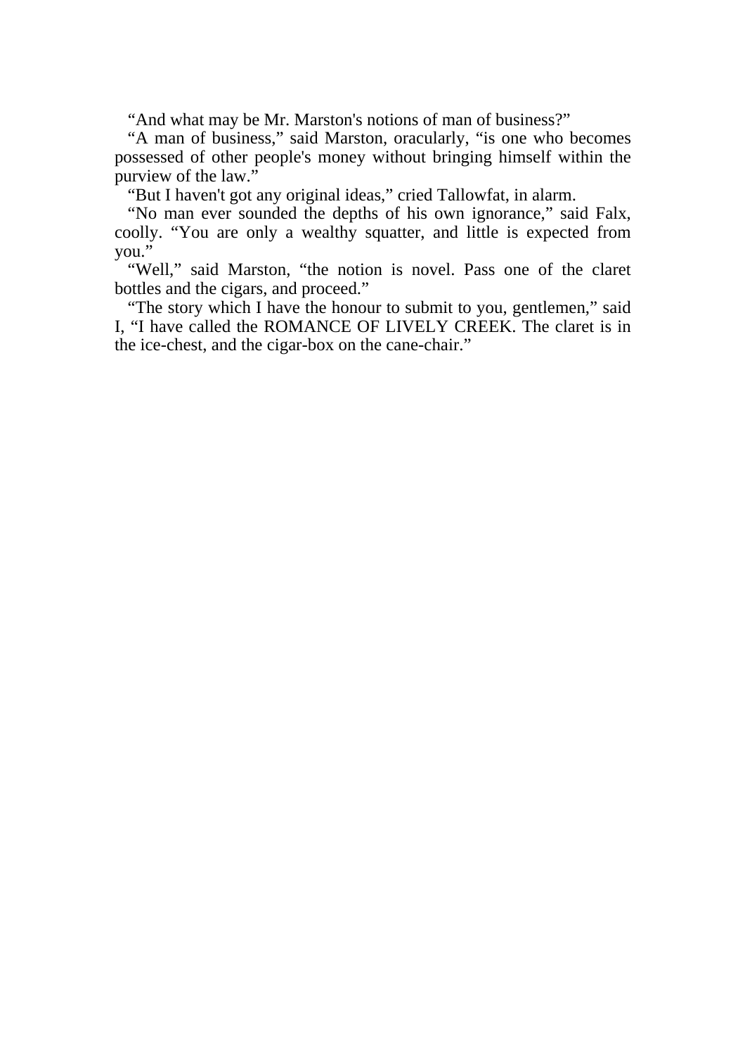"And what may be Mr. Marston's notions of man of business?"

"A man of business," said Marston, oracularly, "is one who becomes possessed of other people's money without bringing himself within the purview of the law."

"But I haven't got any original ideas," cried Tallowfat, in alarm.

"No man ever sounded the depths of his own ignorance," said Falx, coolly. "You are only a wealthy squatter, and little is expected from you."

"Well," said Marston, "the notion is novel. Pass one of the claret bottles and the cigars, and proceed."

"The story which I have the honour to submit to you, gentlemen," said I, "I have called the ROMANCE OF LIVELY CREEK. The claret is in the ice-chest, and the cigar-box on the cane-chair."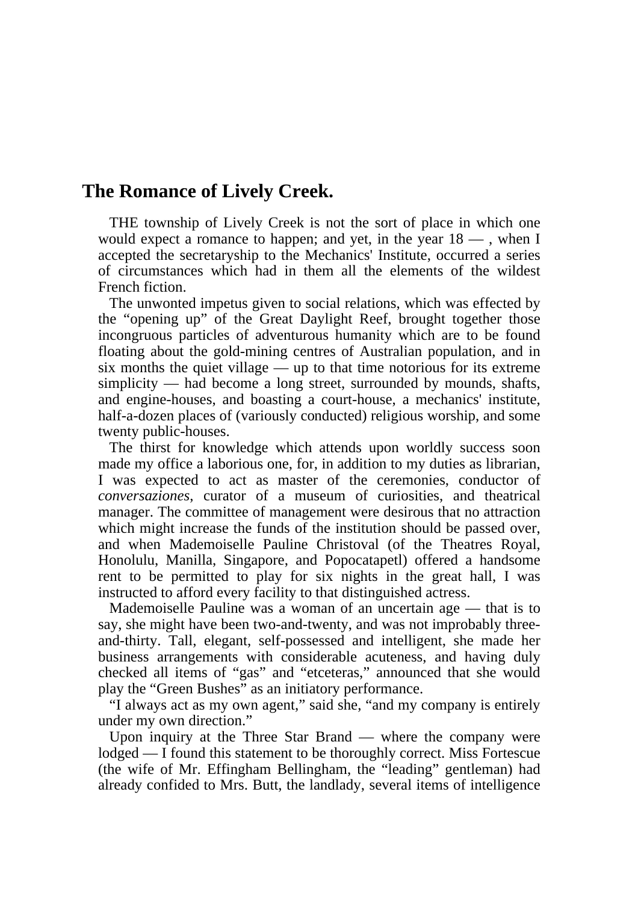## The Romance of Lively Creek.

THE township of Lively Creek is not the sort of place in which one would expect a romance to happen; and yet, in the year 18 — , when I accepted the secretaryship to the Mechanics' Institute, occurred a series of circumstances which had in them all the elements of the wildest French fiction.

The unwonted impetus given to social relations, which was effected by the "opening up" of the Great Daylight Reef, brought together those incongruous particles of adventurous humanity which are to be found floating about the gold-mining centres of Australian population, and in six months the quiet village — up to that time notorious for its extreme simplicity — had become a long street, surrounded by mounds, shafts, and engine-houses, and boasting a court-house, a mechanics' institute, half-a-dozen places of (variously conducted) religious worship, and some twenty public-houses.

The thirst for knowledge which attends upon worldly success soon made my office a laborious one, for, in addition to my duties as librarian, I was expected to act as master of the ceremonies, conductor of *conversaziones*, curator of a museum of curiosities, and theatrical manager. The committee of management were desirous that no attraction which might increase the funds of the institution should be passed over, and when Mademoiselle Pauline Christoval (of the Theatres Royal, Honolulu, Manilla, Singapore, and Popocatapetl) offered a handsome rent to be permitted to play for six nights in the great hall, I was instructed to afford every facility to that distinguished actress.

Mademoiselle Pauline was a woman of an uncertain age — that is to say, she might have been two-and-twenty, and was not improbably three-and-thirty. Tall, elegant, self-possessed and intelligent, she made her business arrangements with considerable acuteness, and having duly checked all items of "gas" and "etceteras," announced that she would play the "Green Bushes" as an initiatory performance.

"I always act as my own agent," said she, "and my company is entirely under my own direction."

Upon inquiry at the Three Star Brand — where the company were lodged — I found this statement to be thoroughly correct. Miss Fortescue (the wife of Mr. Effingham Bellingham, the "leading" gentleman) had already confided to Mrs. Butt, the landlady, several items of intelligence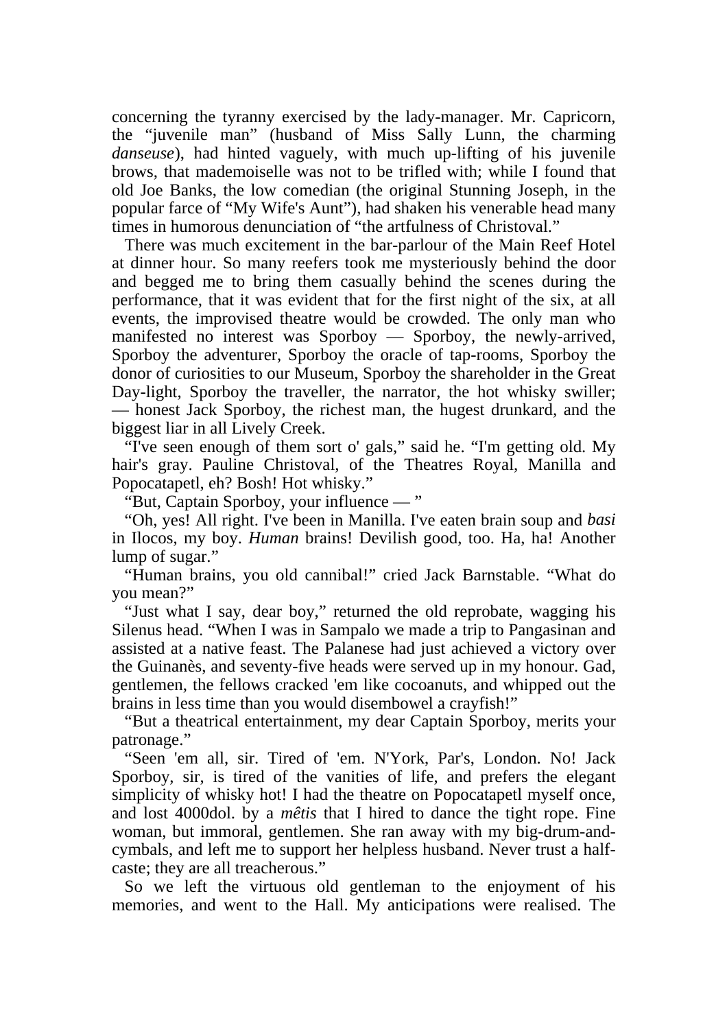concerning the tyranny exercised by the lady-manager. Mr. Capricorn, the "juvenile man" (husband of Miss Sally Lunn, the charming *danseuse*), had hinted vaguely, with much up-lifting of his juvenile brows, that mademoiselle was not to be trifled with; while I found that old Joe Banks, the low comedian (the original Stunning Joseph, in the popular farce of "My Wife's Aunt"), had shaken his venerable head many times in humorous denunciation of "the artfulness of Christoval."

There was much excitement in the bar-parlour of the Main Reef Hotel at dinner hour. So many reefers took me mysteriously behind the door and begged me to bring them casually behind the scenes during the performance, that it was evident that for the first night of the six, at all events, the improvised theatre would be crowded. The only man who manifested no interest was Sporboy — Sporboy, the newly-arrived, Sporboy the adventurer, Sporboy the oracle of tap-rooms, Sporboy the donor of curiosities to our Museum, Sporboy the shareholder in the Great Day-light, Sporboy the traveller, the narrator, the hot whisky swiller; — honest Jack Sporboy, the richest man, the hugest drunkard, and the biggest liar in all Lively Creek.

"I've seen enough of them sort o' gals," said he. "I'm getting old. My hair's gray. Pauline Christoval, of the Theatres Royal, Manilla and Popocatapetl, eh? Bosh! Hot whisky."

"But, Captain Sporboy, your influence — "

"Oh, yes! All right. I've been in Manilla. I've eaten brain soup and *basi* in Ilocos, my boy. *Human* brains! Devilish good, too. Ha, ha! Another lump of sugar."

"Human brains, you old cannibal!" cried Jack Barnstable. "What do you mean?"

"Just what I say, dear boy," returned the old reprobate, wagging his Silenus head. "When I was in Sampalo we made a trip to Pangasinan and assisted at a native feast. The Palanese had just achieved a victory over the Guinanès, and seventy-five heads were served up in my honour. Gad, gentlemen, the fellows cracked 'em like cocoanuts, and whipped out the brains in less time than you would disembowel a crayfish!"

"But a theatrical entertainment, my dear Captain Sporboy, merits your patronage."

"Seen 'em all, sir. Tired of 'em. N'York, Par's, London. No! Jack Sporboy, sir, is tired of the vanities of life, and prefers the elegant simplicity of whisky hot! I had the theatre on Popocatapetl myself once, and lost 4000dol. by a *mêtis* that I hired to dance the tight rope. Fine woman, but immoral, gentlemen. She ran away with my big-drum-and-cymbals, and left me to support her helpless husband. Never trust a half-caste; they are all treacherous."

So we left the virtuous old gentleman to the enjoyment of his memories, and went to the Hall. My anticipations were realised. The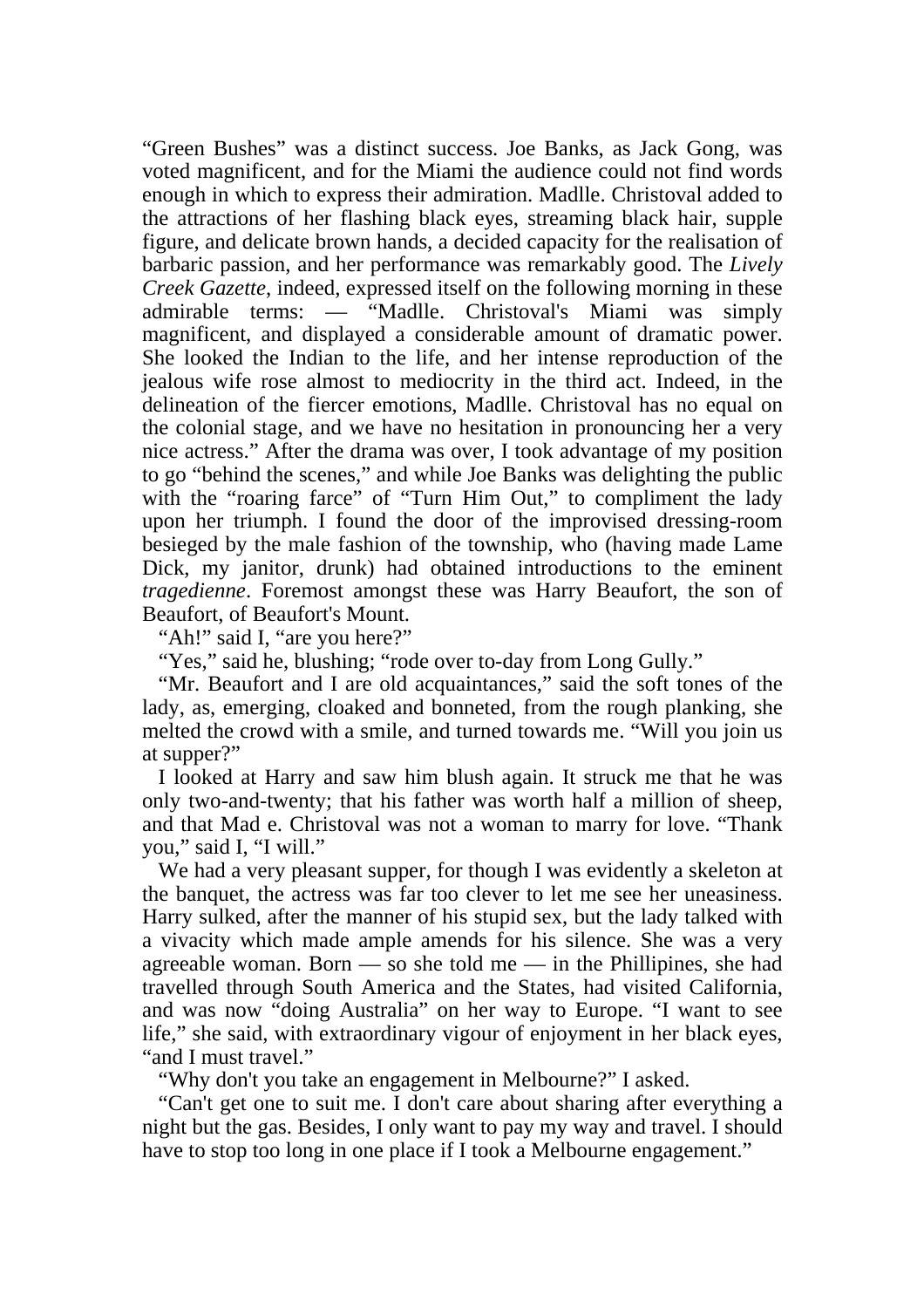"Green Bushes" was a distinct success. Joe Banks, as Jack Gong, was voted magnificent, and for the Miami the audience could not find words enough in which to express their admiration. Madlle. Christoval added to the attractions of her flashing black eyes, streaming black hair, supple figure, and delicate brown hands, a decided capacity for the realisation of barbaric passion, and her performance was remarkably good. The *Lively Creek Gazette*, indeed, expressed itself on the following morning in these admirable terms: — "Madlle. Christoval's Miami was simply magnificent, and displayed a considerable amount of dramatic power. She looked the Indian to the life, and her intense reproduction of the jealous wife rose almost to mediocrity in the third act. Indeed, in the delineation of the fiercer emotions, Madlle. Christoval has no equal on the colonial stage, and we have no hesitation in pronouncing her a very nice actress." After the drama was over, I took advantage of my position to go "behind the scenes," and while Joe Banks was delighting the public with the "roaring farce" of "Turn Him Out," to compliment the lady upon her triumph. I found the door of the improvised dressing-room besieged by the male fashion of the township, who (having made Lame Dick, my janitor, drunk) had obtained introductions to the eminent *tragedienne*. Foremost amongst these was Harry Beaufort, the son of Beaufort, of Beaufort's Mount.

"Ah!" said I, "are you here?"

"Yes," said he, blushing; "rode over to-day from Long Gully."

"Mr. Beaufort and I are old acquaintances," said the soft tones of the lady, as, emerging, cloaked and bonneted, from the rough planking, she melted the crowd with a smile, and turned towards me. "Will you join us at supper?"

I looked at Harry and saw him blush again. It struck me that he was only two-and-twenty; that his father was worth half a million of sheep, and that Mad e. Christoval was not a woman to marry for love. "Thank you," said I, "I will."

We had a very pleasant supper, for though I was evidently a skeleton at the banquet, the actress was far too clever to let me see her uneasiness. Harry sulked, after the manner of his stupid sex, but the lady talked with a vivacity which made ample amends for his silence. She was a very agreeable woman. Born — so she told me — in the Phillipines, she had travelled through South America and the States, had visited California, and was now "doing Australia" on her way to Europe. "I want to see life," she said, with extraordinary vigour of enjoyment in her black eyes, "and I must travel."

"Why don't you take an engagement in Melbourne?" I asked.

"Can't get one to suit me. I don't care about sharing after everything a night but the gas. Besides, I only want to pay my way and travel. I should have to stop too long in one place if I took a Melbourne engagement."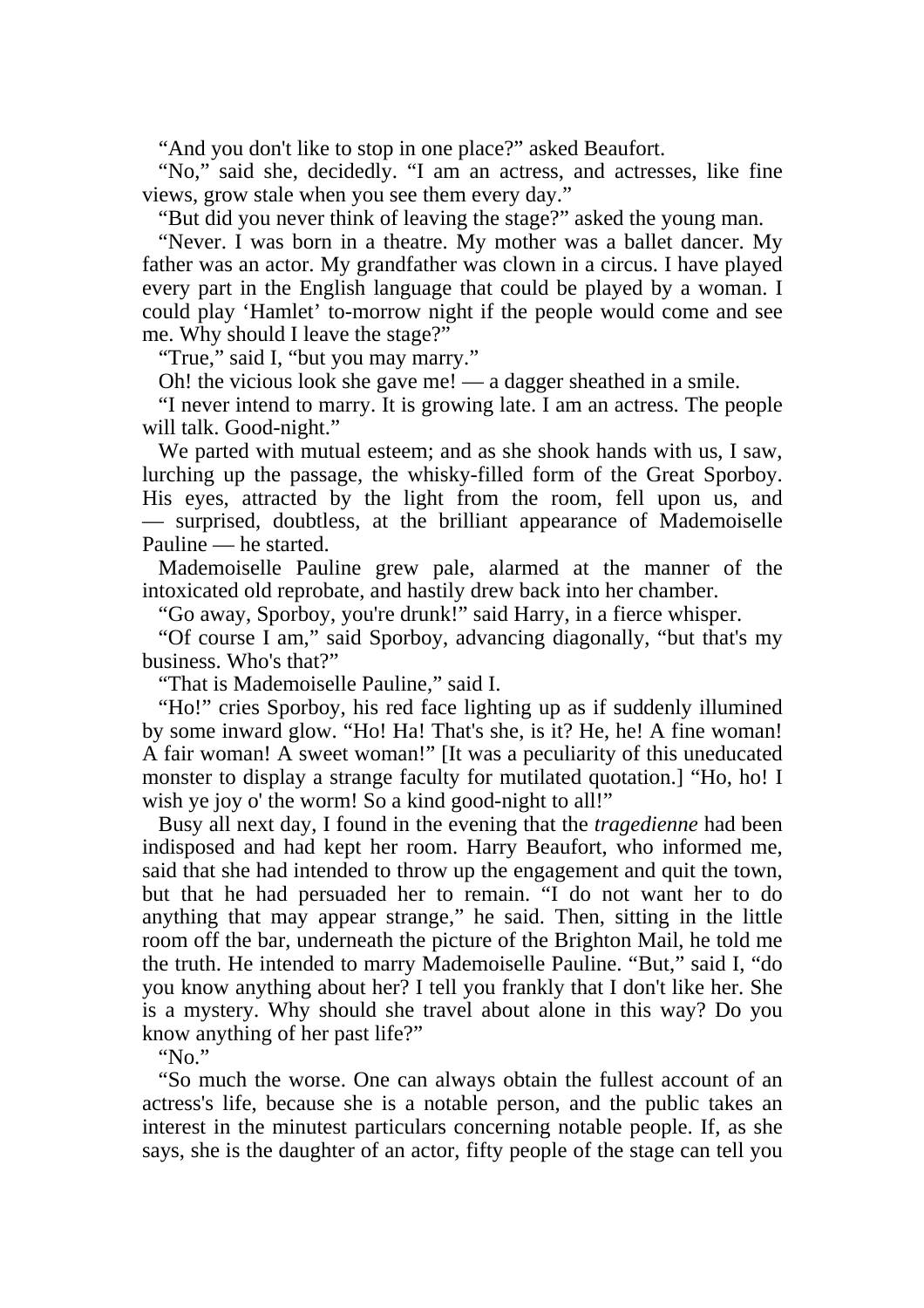"And you don't like to stop in one place?" asked Beaufort.

"No," said she, decidedly. "I am an actress, and actresses, like fine views, grow stale when you see them every day."

"But did you never think of leaving the stage?" asked the young man.

"Never. I was born in a theatre. My mother was a ballet dancer. My father was an actor. My grandfather was clown in a circus. I have played every part in the English language that could be played by a woman. I could play 'Hamlet' to-morrow night if the people would come and see me. Why should I leave the stage?"

"True," said I, "but you may marry."

Oh! the vicious look she gave me! — a dagger sheathed in a smile.

"I never intend to marry. It is growing late. I am an actress. The people will talk. Good-night."

We parted with mutual esteem; and as she shook hands with us, I saw, lurching up the passage, the whisky-filled form of the Great Sporboy. His eyes, attracted by the light from the room, fell upon us, and — surprised, doubtless, at the brilliant appearance of Mademoiselle Pauline — he started.

Mademoiselle Pauline grew pale, alarmed at the manner of the intoxicated old reprobate, and hastily drew back into her chamber.

"Go away, Sporboy, you're drunk!" said Harry, in a fierce whisper.

"Of course I am," said Sporboy, advancing diagonally, "but that's my business. Who's that?"

"That is Mademoiselle Pauline," said I.

"Ho!" cries Sporboy, his red face lighting up as if suddenly illumined by some inward glow. "Ho! Ha! That's she, is it? He, he! A fine woman! A fair woman! A sweet woman!" [It was a peculiarity of this uneducated monster to display a strange faculty for mutilated quotation.] "Ho, ho! I wish ye joy o' the worm! So a kind good-night to all!"

Busy all next day, I found in the evening that the *tragedienne* had been indisposed and had kept her room. Harry Beaufort, who informed me, said that she had intended to throw up the engagement and quit the town, but that he had persuaded her to remain. "I do not want her to do anything that may appear strange," he said. Then, sitting in the little room off the bar, underneath the picture of the Brighton Mail, he told me the truth. He intended to marry Mademoiselle Pauline. "But," said I, "do you know anything about her? I tell you frankly that I don't like her. She is a mystery. Why should she travel about alone in this way? Do you know anything of her past life?"

"No."

"So much the worse. One can always obtain the fullest account of an actress's life, because she is a notable person, and the public takes an interest in the minutest particulars concerning notable people. If, as she says, she is the daughter of an actor, fifty people of the stage can tell you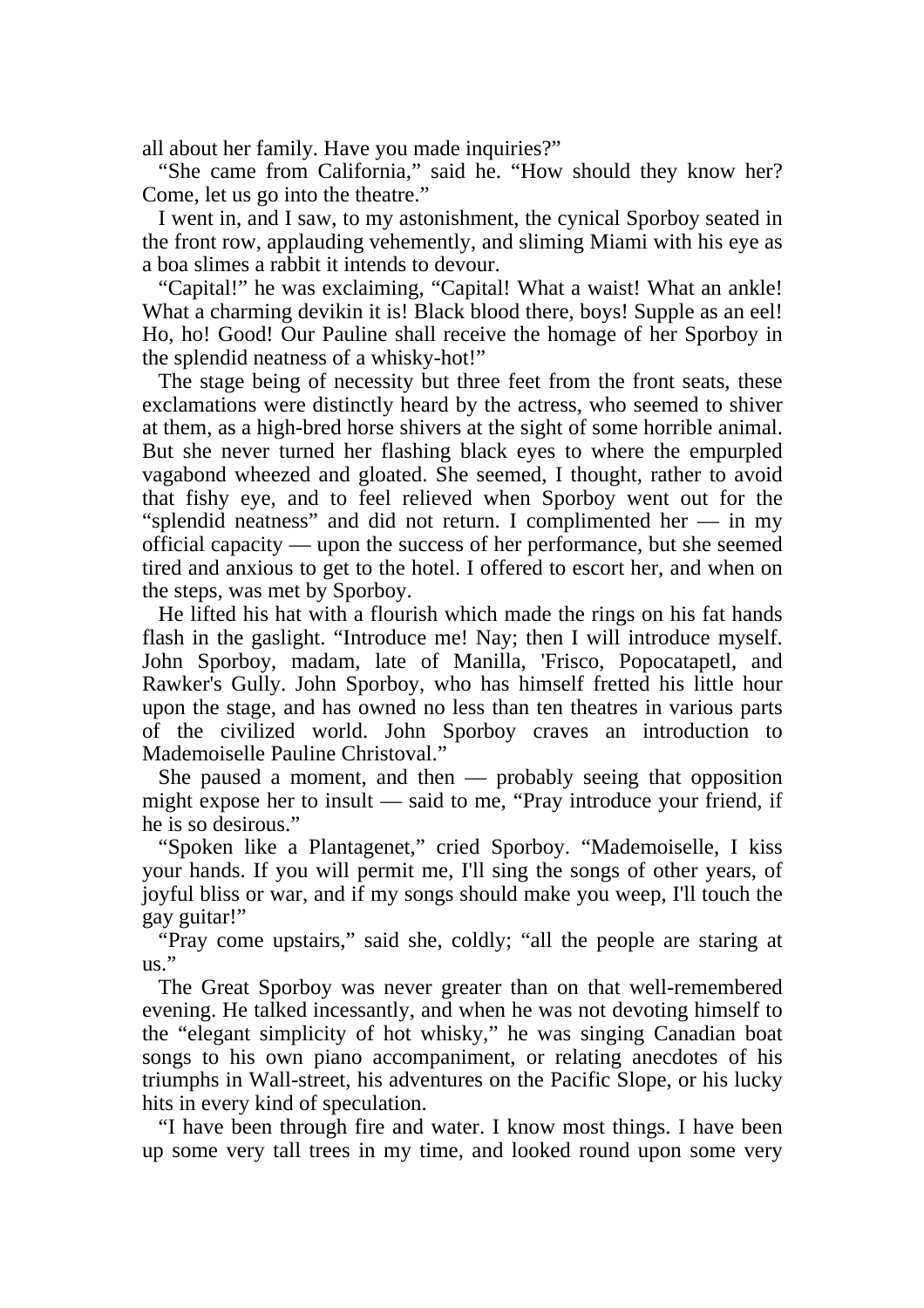all about her family. Have you made inquiries?"

"She came from California," said he. "How should they know her? Come, let us go into the theatre."

I went in, and I saw, to my astonishment, the cynical Sporboy seated in the front row, applauding vehemently, and sliming Miami with his eye as a boa slimes a rabbit it intends to devour.

"Capital!" he was exclaiming, "Capital! What a waist! What an ankle! What a charming devikin it is! Black blood there, boys! Supple as an eel! Ho, ho! Good! Our Pauline shall receive the homage of her Sporboy in the splendid neatness of a whisky-hot!"

The stage being of necessity but three feet from the front seats, these exclamations were distinctly heard by the actress, who seemed to shiver at them, as a high-bred horse shivers at the sight of some horrible animal. But she never turned her flashing black eyes to where the empurpled vagabond wheezed and gloated. She seemed, I thought, rather to avoid that fishy eye, and to feel relieved when Sporboy went out for the "splendid neatness" and did not return. I complimented her — in my official capacity — upon the success of her performance, but she seemed tired and anxious to get to the hotel. I offered to escort her, and when on the steps, was met by Sporboy.

He lifted his hat with a flourish which made the rings on his fat hands flash in the gaslight. "Introduce me! Nay; then I will introduce myself. John Sporboy, madam, late of Manilla, 'Frisco, Popocatapetl, and Rawker's Gully. John Sporboy, who has himself fretted his little hour upon the stage, and has owned no less than ten theatres in various parts of the civilized world. John Sporboy craves an introduction to Mademoiselle Pauline Christoval."

She paused a moment, and then — probably seeing that opposition might expose her to insult — said to me, "Pray introduce your friend, if he is so desirous."

"Spoken like a Plantagenet," cried Sporboy. "Mademoiselle, I kiss your hands. If you will permit me, I'll sing the songs of other years, of joyful bliss or war, and if my songs should make you weep, I'll touch the gay guitar!"

"Pray come upstairs," said she, coldly; "all the people are staring at us."

The Great Sporboy was never greater than on that well-remembered evening. He talked incessantly, and when he was not devoting himself to the "elegant simplicity of hot whisky," he was singing Canadian boat songs to his own piano accompaniment, or relating anecdotes of his triumphs in Wall-street, his adventures on the Pacific Slope, or his lucky hits in every kind of speculation.

"I have been through fire and water. I know most things. I have been up some very tall trees in my time, and looked round upon some very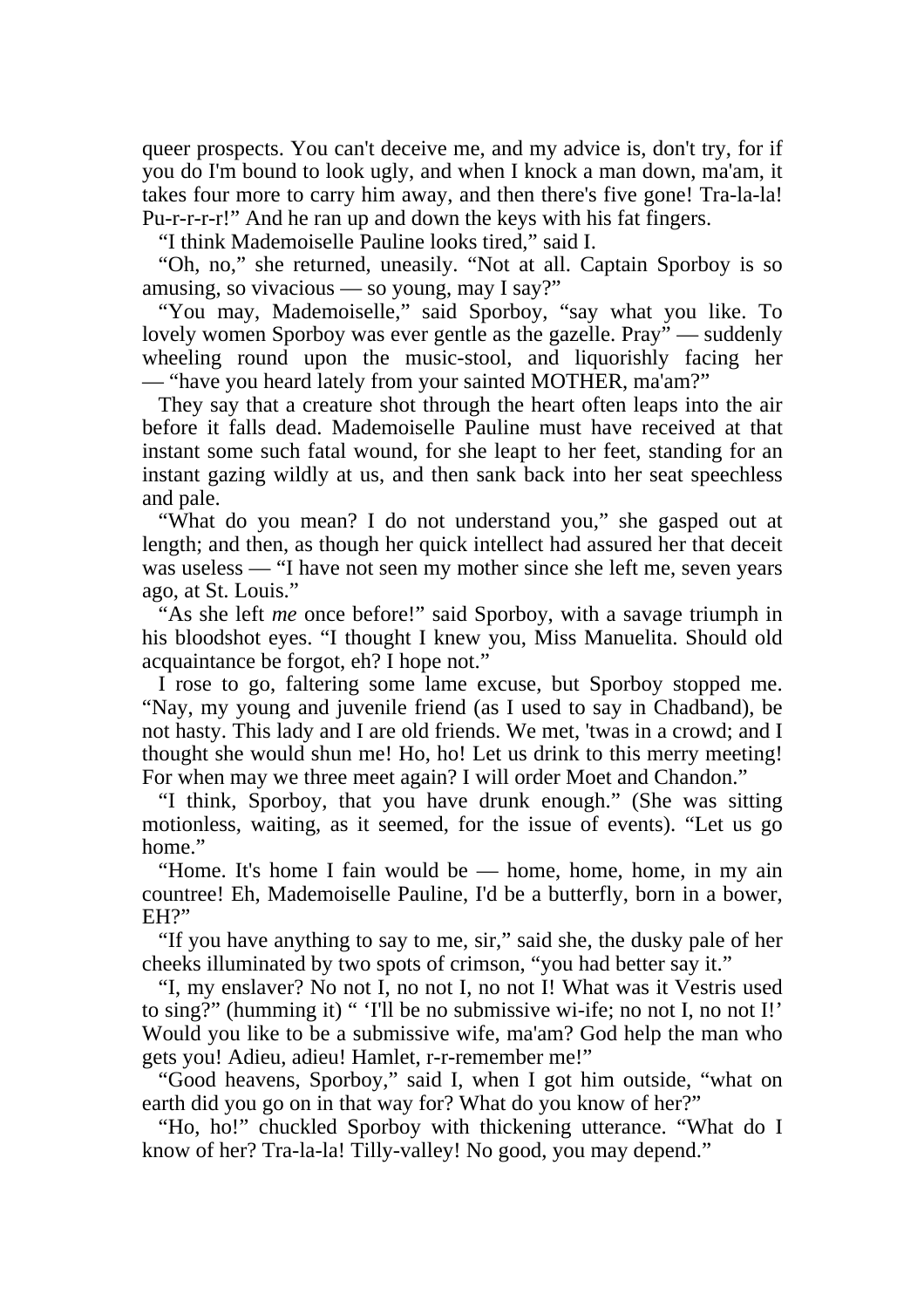queer prospects. You can't deceive me, and my advice is, don't try, for if you do I'm bound to look ugly, and when I knock a man down, ma'am, it takes four more to carry him away, and then there's five gone! Tra-la-la! Pu-r-r-r-r!" And he ran up and down the keys with his fat fingers.

"I think Mademoiselle Pauline looks tired," said I.

"Oh, no," she returned, uneasily. "Not at all. Captain Sporboy is so amusing, so vivacious — so young, may I say?"

"You may, Mademoiselle," said Sporboy, "say what you like. To lovely women Sporboy was ever gentle as the gazelle. Pray" — suddenly wheeling round upon the music-stool, and liquorishly facing her — "have you heard lately from your sainted MOTHER, ma'am?"

They say that a creature shot through the heart often leaps into the air before it falls dead. Mademoiselle Pauline must have received at that instant some such fatal wound, for she leapt to her feet, standing for an instant gazing wildly at us, and then sank back into her seat speechless and pale.

"What do you mean? I do not understand you," she gasped out at length; and then, as though her quick intellect had assured her that deceit was useless — "I have not seen my mother since she left me, seven years ago, at St. Louis."

"As she left *me* once before!" said Sporboy, with a savage triumph in his bloodshot eyes. "I thought I knew you, Miss Manuelita. Should old acquaintance be forgot, eh? I hope not."

I rose to go, faltering some lame excuse, but Sporboy stopped me. "Nay, my young and juvenile friend (as I used to say in Chadband), be not hasty. This lady and I are old friends. We met, 'twas in a crowd; and I thought she would shun me! Ho, ho! Let us drink to this merry meeting! For when may we three meet again? I will order Moet and Chandon."

"I think, Sporboy, that you have drunk enough." (She was sitting motionless, waiting, as it seemed, for the issue of events). "Let us go home."

"Home. It's home I fain would be — home, home, home, in my ain countree! Eh, Mademoiselle Pauline, I'd be a butterfly, born in a bower, EH?"

"If you have anything to say to me, sir," said she, the dusky pale of her cheeks illuminated by two spots of crimson, "you had better say it."

"I, my enslaver? No not I, no not I, no not I! What was it Vestris used to sing?" (humming it) " 'I'll be no submissive wi-ife; no not I, no not I!' Would you like to be a submissive wife, ma'am? God help the man who gets you! Adieu, adieu! Hamlet, r-r-remember me!"

"Good heavens, Sporboy," said I, when I got him outside, "what on earth did you go on in that way for? What do you know of her?"

"Ho, ho!" chuckled Sporboy with thickening utterance. "What do I know of her? Tra-la-la! Tilly-valley! No good, you may depend."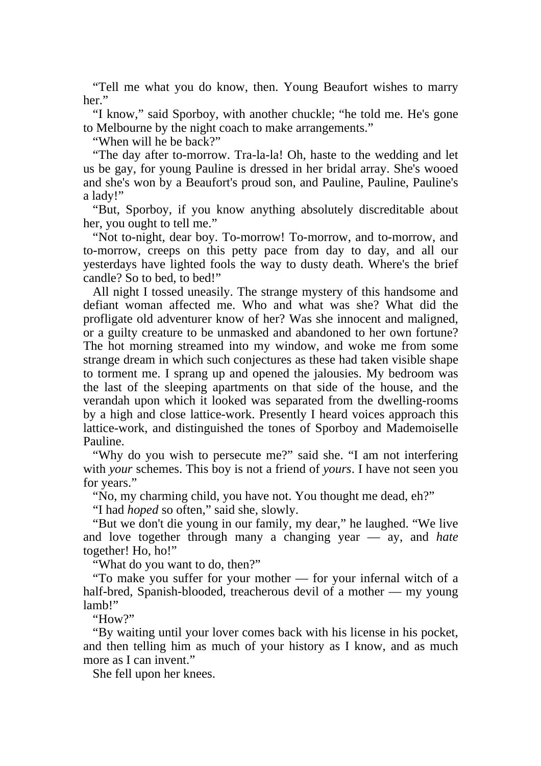"Tell me what you do know, then. Young Beaufort wishes to marry her."

"I know," said Sporboy, with another chuckle; "he told me. He's gone to Melbourne by the night coach to make arrangements."

"When will he be back?"

"The day after to-morrow. Tra-la-la! Oh, haste to the wedding and let us be gay, for young Pauline is dressed in her bridal array. She's wooed and she's won by a Beaufort's proud son, and Pauline, Pauline, Pauline's a lady!"

"But, Sporboy, if you know anything absolutely discreditable about her, you ought to tell me."

"Not to-night, dear boy. To-morrow! To-morrow, and to-morrow, and to-morrow, creeps on this petty pace from day to day, and all our yesterdays have lighted fools the way to dusty death. Where's the brief candle? So to bed, to bed!"

All night I tossed uneasily. The strange mystery of this handsome and defiant woman affected me. Who and what was she? What did the profligate old adventurer know of her? Was she innocent and maligned, or a guilty creature to be unmasked and abandoned to her own fortune? The hot morning streamed into my window, and woke me from some strange dream in which such conjectures as these had taken visible shape to torment me. I sprang up and opened the jalousies. My bedroom was the last of the sleeping apartments on that side of the house, and the verandah upon which it looked was separated from the dwelling-rooms by a high and close lattice-work. Presently I heard voices approach this lattice-work, and distinguished the tones of Sporboy and Mademoiselle Pauline.

"Why do you wish to persecute me?" said she. "I am not interfering with *your* schemes. This boy is not a friend of *yours*. I have not seen you for years."

"No, my charming child, you have not. You thought me dead, eh?"

"I had *hoped* so often," said she, slowly.

"But we don't die young in our family, my dear," he laughed. "We live and love together through many a changing year — ay, and *hate* together! Ho, ho!"

"What do you want to do, then?"

"To make you suffer for your mother — for your infernal witch of a half-bred, Spanish-blooded, treacherous devil of a mother — my young lamb!"

"How?"

"By waiting until your lover comes back with his license in his pocket, and then telling him as much of your history as I know, and as much more as I can invent."

She fell upon her knees.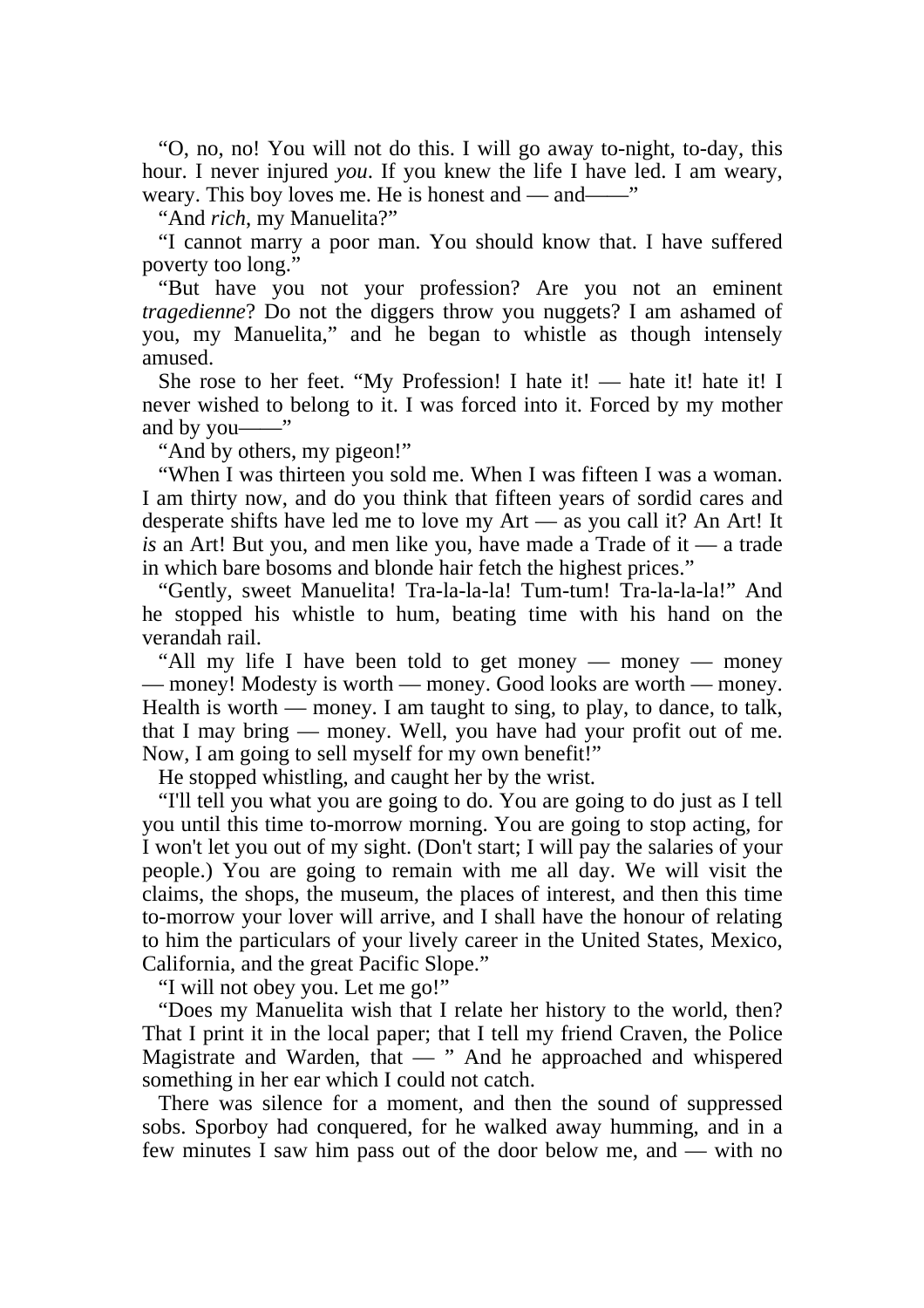"O, no, no! You will not do this. I will go away to-night, to-day, this hour. I never injured *you*. If you knew the life I have led. I am weary, weary. This boy loves me. He is honest and — and——"

"And *rich*, my Manuelita?"

"I cannot marry a poor man. You should know that. I have suffered poverty too long."

"But have you not your profession? Are you not an eminent *tragedienne*? Do not the diggers throw you nuggets? I am ashamed of you, my Manuelita," and he began to whistle as though intensely amused.

She rose to her feet. "My Profession! I hate it! — hate it! hate it! I never wished to belong to it. I was forced into it. Forced by my mother and by you——"

"And by others, my pigeon!"

"When I was thirteen you sold me. When I was fifteen I was a woman. I am thirty now, and do you think that fifteen years of sordid cares and desperate shifts have led me to love my Art — as you call it? An Art! It *is* an Art! But you, and men like you, have made a Trade of it — a trade in which bare bosoms and blonde hair fetch the highest prices."

"Gently, sweet Manuelita! Tra-la-la-la! Tum-tum! Tra-la-la-la!" And he stopped his whistle to hum, beating time with his hand on the verandah rail.

"All my life I have been told to get money — money — money — money! Modesty is worth — money. Good looks are worth — money. Health is worth — money. I am taught to sing, to play, to dance, to talk, that I may bring — money. Well, you have had your profit out of me. Now, I am going to sell myself for my own benefit!"

He stopped whistling, and caught her by the wrist.

"I'll tell you what you are going to do. You are going to do just as I tell you until this time to-morrow morning. You are going to stop acting, for I won't let you out of my sight. (Don't start; I will pay the salaries of your people.) You are going to remain with me all day. We will visit the claims, the shops, the museum, the places of interest, and then this time to-morrow your lover will arrive, and I shall have the honour of relating to him the particulars of your lively career in the United States, Mexico, California, and the great Pacific Slope."

"I will not obey you. Let me go!"

"Does my Manuelita wish that I relate her history to the world, then? That I print it in the local paper; that I tell my friend Craven, the Police Magistrate and Warden, that — " And he approached and whispered something in her ear which I could not catch.

There was silence for a moment, and then the sound of suppressed sobs. Sporboy had conquered, for he walked away humming, and in a few minutes I saw him pass out of the door below me, and — with no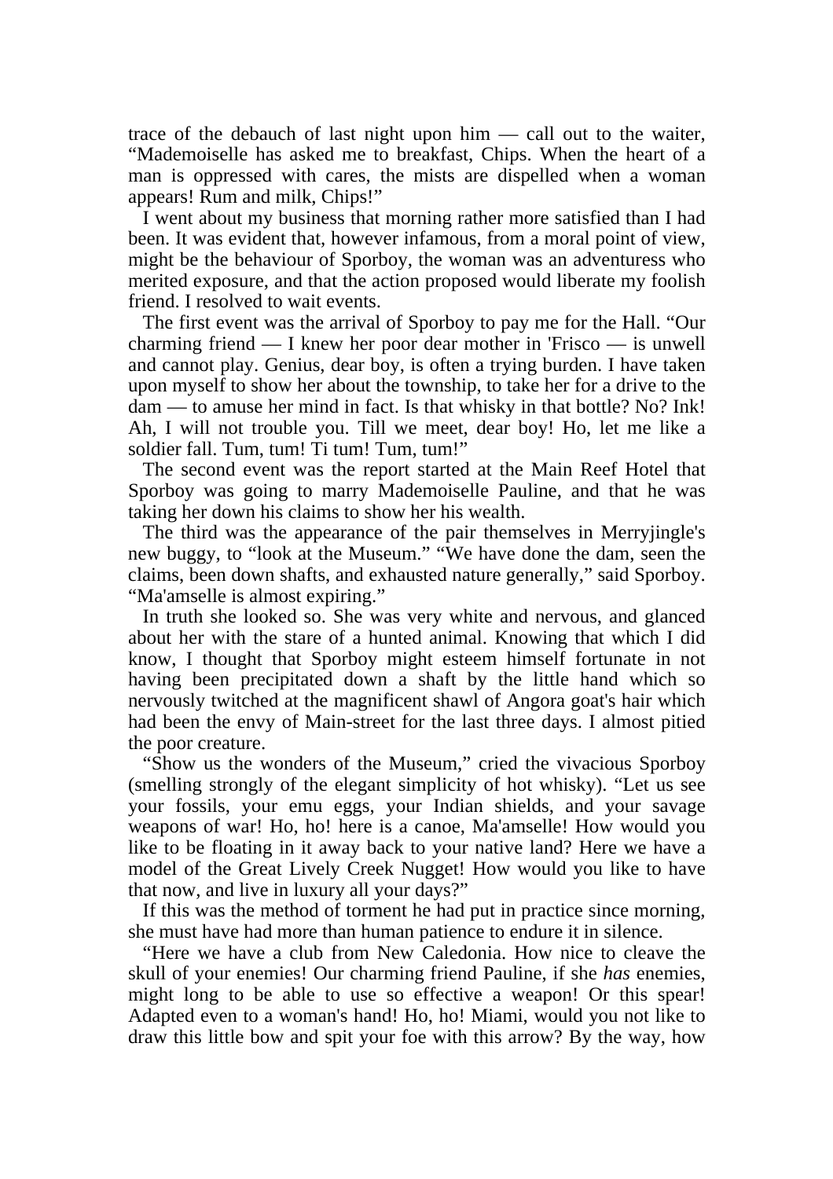trace of the debauch of last night upon him — call out to the waiter, "Mademoiselle has asked me to breakfast, Chips. When the heart of a man is oppressed with cares, the mists are dispelled when a woman appears! Rum and milk, Chips!"

I went about my business that morning rather more satisfied than I had been. It was evident that, however infamous, from a moral point of view, might be the behaviour of Sporboy, the woman was an adventuress who merited exposure, and that the action proposed would liberate my foolish friend. I resolved to wait events.

The first event was the arrival of Sporboy to pay me for the Hall. "Our charming friend — I knew her poor dear mother in 'Frisco — is unwell and cannot play. Genius, dear boy, is often a trying burden. I have taken upon myself to show her about the township, to take her for a drive to the dam — to amuse her mind in fact. Is that whisky in that bottle? No? Ink! Ah, I will not trouble you. Till we meet, dear boy! Ho, let me like a soldier fall. Tum, tum! Ti tum! Tum, tum!"

The second event was the report started at the Main Reef Hotel that Sporboy was going to marry Mademoiselle Pauline, and that he was taking her down his claims to show her his wealth.

The third was the appearance of the pair themselves in Merryjingle's new buggy, to "look at the Museum." "We have done the dam, seen the claims, been down shafts, and exhausted nature generally," said Sporboy. "Ma'amselle is almost expiring."

In truth she looked so. She was very white and nervous, and glanced about her with the stare of a hunted animal. Knowing that which I did know, I thought that Sporboy might esteem himself fortunate in not having been precipitated down a shaft by the little hand which so nervously twitched at the magnificent shawl of Angora goat's hair which had been the envy of Main-street for the last three days. I almost pitied the poor creature.

"Show us the wonders of the Museum," cried the vivacious Sporboy (smelling strongly of the elegant simplicity of hot whisky). "Let us see your fossils, your emu eggs, your Indian shields, and your savage weapons of war! Ho, ho! here is a canoe, Ma'amselle! How would you like to be floating in it away back to your native land? Here we have a model of the Great Lively Creek Nugget! How would you like to have that now, and live in luxury all your days?"

If this was the method of torment he had put in practice since morning, she must have had more than human patience to endure it in silence.

"Here we have a club from New Caledonia. How nice to cleave the skull of your enemies! Our charming friend Pauline, if she *has* enemies, might long to be able to use so effective a weapon! Or this spear! Adapted even to a woman's hand! Ho, ho! Miami, would you not like to draw this little bow and spit your foe with this arrow? By the way, how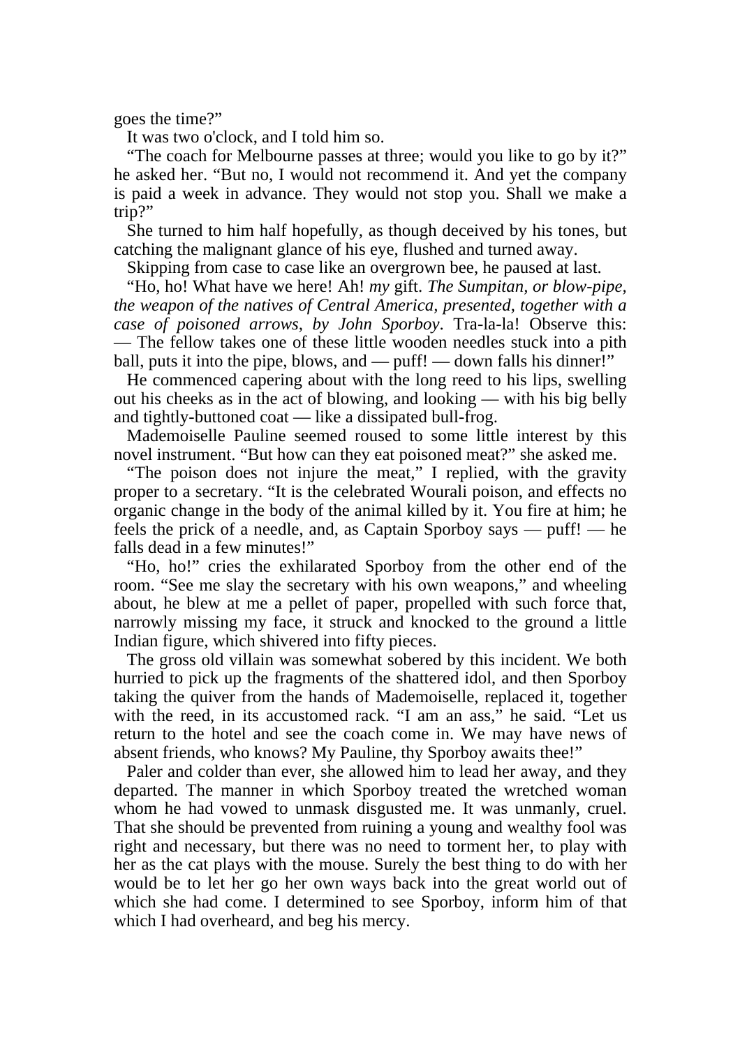goes the time?"

It was two o'clock, and I told him so.

"The coach for Melbourne passes at three; would you like to go by it?" he asked her. "But no, I would not recommend it. And yet the company is paid a week in advance. They would not stop you. Shall we make a trip?"

She turned to him half hopefully, as though deceived by his tones, but catching the malignant glance of his eye, flushed and turned away.

Skipping from case to case like an overgrown bee, he paused at last.

"Ho, ho! What have we here! Ah! *my* gift. *The Sumpitan, or blow-pipe, the weapon of the natives of Central America, presented, together with a case of poisoned arrows, by John Sporboy*. Tra-la-la! Observe this: — The fellow takes one of these little wooden needles stuck into a pith ball, puts it into the pipe, blows, and — puff! — down falls his dinner!"

He commenced capering about with the long reed to his lips, swelling out his cheeks as in the act of blowing, and looking — with his big belly and tightly-buttoned coat — like a dissipated bull-frog.

Mademoiselle Pauline seemed roused to some little interest by this novel instrument. "But how can they eat poisoned meat?" she asked me.

"The poison does not injure the meat," I replied, with the gravity proper to a secretary. "It is the celebrated Wourali poison, and effects no organic change in the body of the animal killed by it. You fire at him; he feels the prick of a needle, and, as Captain Sporboy says — puff! — he falls dead in a few minutes!"

"Ho, ho!" cries the exhilarated Sporboy from the other end of the room. "See me slay the secretary with his own weapons," and wheeling about, he blew at me a pellet of paper, propelled with such force that, narrowly missing my face, it struck and knocked to the ground a little Indian figure, which shivered into fifty pieces.

The gross old villain was somewhat sobered by this incident. We both hurried to pick up the fragments of the shattered idol, and then Sporboy taking the quiver from the hands of Mademoiselle, replaced it, together with the reed, in its accustomed rack. "I am an ass," he said. "Let us return to the hotel and see the coach come in. We may have news of absent friends, who knows? My Pauline, thy Sporboy awaits thee!"

Paler and colder than ever, she allowed him to lead her away, and they departed. The manner in which Sporboy treated the wretched woman whom he had vowed to unmask disgusted me. It was unmanly, cruel. That she should be prevented from ruining a young and wealthy fool was right and necessary, but there was no need to torment her, to play with her as the cat plays with the mouse. Surely the best thing to do with her would be to let her go her own ways back into the great world out of which she had come. I determined to see Sporboy, inform him of that which I had overheard, and beg his mercy.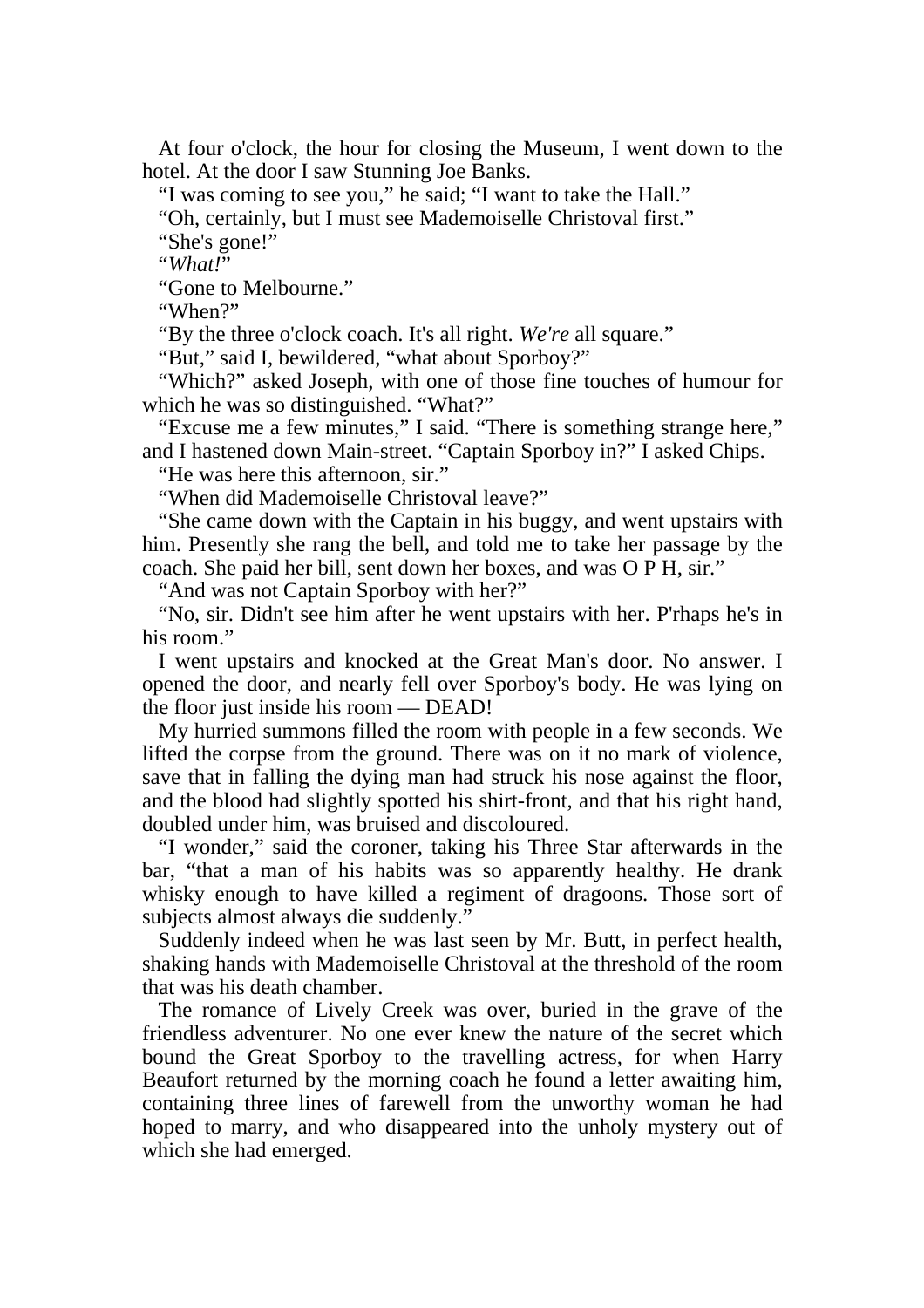At four o'clock, the hour for closing the Museum, I went down to the hotel. At the door I saw Stunning Joe Banks.

"I was coming to see you," he said; "I want to take the Hall."

"Oh, certainly, but I must see Mademoiselle Christoval first."

"She's gone!"

"*What!*"

"Gone to Melbourne."

"When?"

"By the three o'clock coach. It's all right. *We're* all square."

"But," said I, bewildered, "what about Sporboy?"

"Which?" asked Joseph, with one of those fine touches of humour for which he was so distinguished. "What?"

"Excuse me a few minutes," I said. "There is something strange here," and I hastened down Main-street. "Captain Sporboy in?" I asked Chips.

"He was here this afternoon, sir."

"When did Mademoiselle Christoval leave?"

"She came down with the Captain in his buggy, and went upstairs with him. Presently she rang the bell, and told me to take her passage by the coach. She paid her bill, sent down her boxes, and was O P H, sir."

"And was not Captain Sporboy with her?"

"No, sir. Didn't see him after he went upstairs with her. P'rhaps he's in his room."

I went upstairs and knocked at the Great Man's door. No answer. I opened the door, and nearly fell over Sporboy's body. He was lying on the floor just inside his room — DEAD!

My hurried summons filled the room with people in a few seconds. We lifted the corpse from the ground. There was on it no mark of violence, save that in falling the dying man had struck his nose against the floor, and the blood had slightly spotted his shirt-front, and that his right hand, doubled under him, was bruised and discoloured.

"I wonder," said the coroner, taking his Three Star afterwards in the bar, "that a man of his habits was so apparently healthy. He drank whisky enough to have killed a regiment of dragoons. Those sort of subjects almost always die suddenly."

Suddenly indeed when he was last seen by Mr. Butt, in perfect health, shaking hands with Mademoiselle Christoval at the threshold of the room that was his death chamber.

The romance of Lively Creek was over, buried in the grave of the friendless adventurer. No one ever knew the nature of the secret which bound the Great Sporboy to the travelling actress, for when Harry Beaufort returned by the morning coach he found a letter awaiting him, containing three lines of farewell from the unworthy woman he had hoped to marry, and who disappeared into the unholy mystery out of which she had emerged.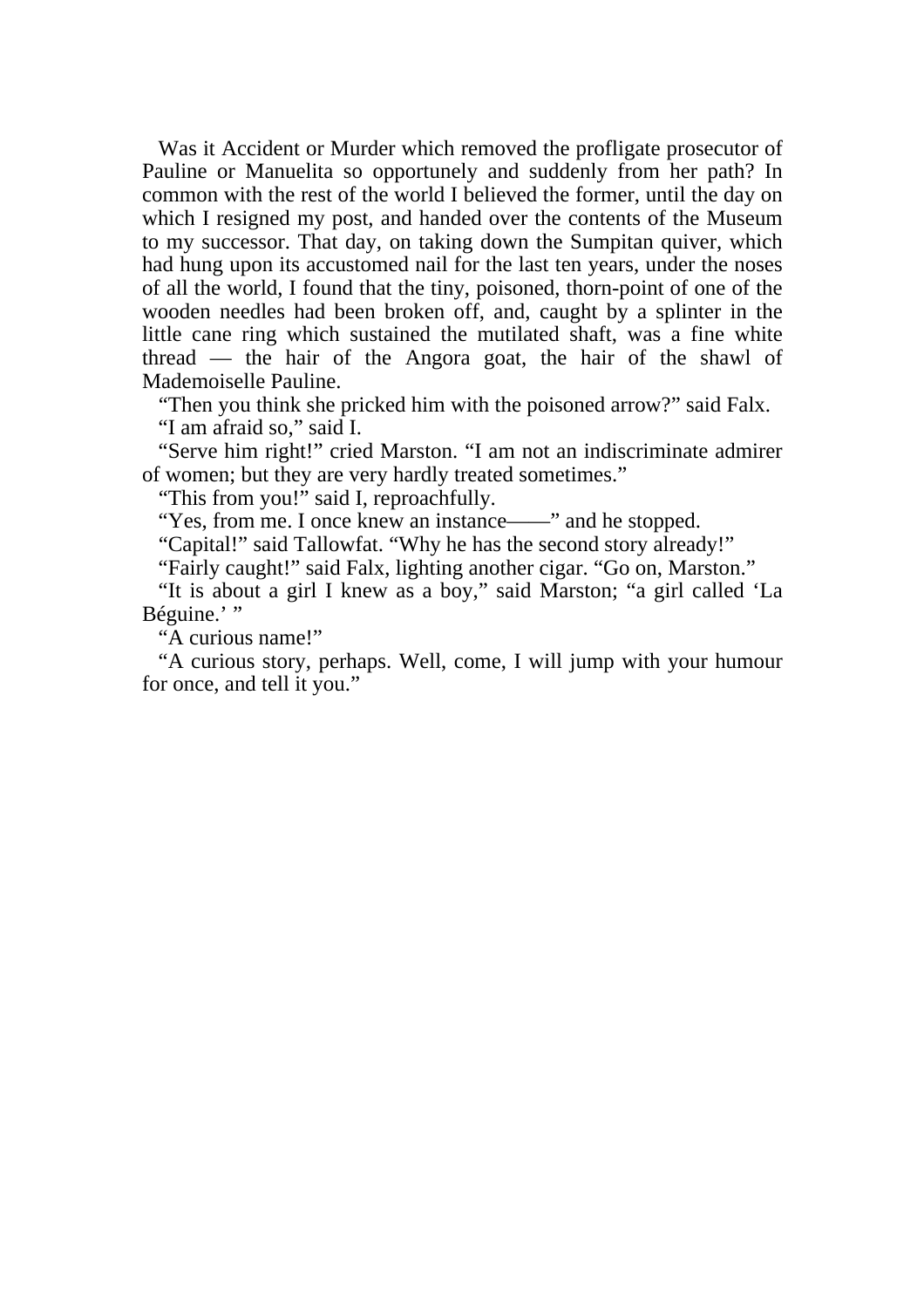Was it Accident or Murder which removed the profligate prosecutor of Pauline or Manuelita so opportunely and suddenly from her path? In common with the rest of the world I believed the former, until the day on which I resigned my post, and handed over the contents of the Museum to my successor. That day, on taking down the Sumpitan quiver, which had hung upon its accustomed nail for the last ten years, under the noses of all the world, I found that the tiny, poisoned, thorn-point of one of the wooden needles had been broken off, and, caught by a splinter in the little cane ring which sustained the mutilated shaft, was a fine white thread — the hair of the Angora goat, the hair of the shawl of Mademoiselle Pauline.

"Then you think she pricked him with the poisoned arrow?" said Falx.

"I am afraid so," said I.

"Serve him right!" cried Marston. "I am not an indiscriminate admirer of women; but they are very hardly treated sometimes."

"This from you!" said I, reproachfully.

"Yes, from me. I once knew an instance——" and he stopped.

"Capital!" said Tallowfat. "Why he has the second story already!"

"Fairly caught!" said Falx, lighting another cigar. "Go on, Marston."

"It is about a girl I knew as a boy," said Marston; "a girl called 'La Béguine.' "

"A curious name!"

"A curious story, perhaps. Well, come, I will jump with your humour for once, and tell it you."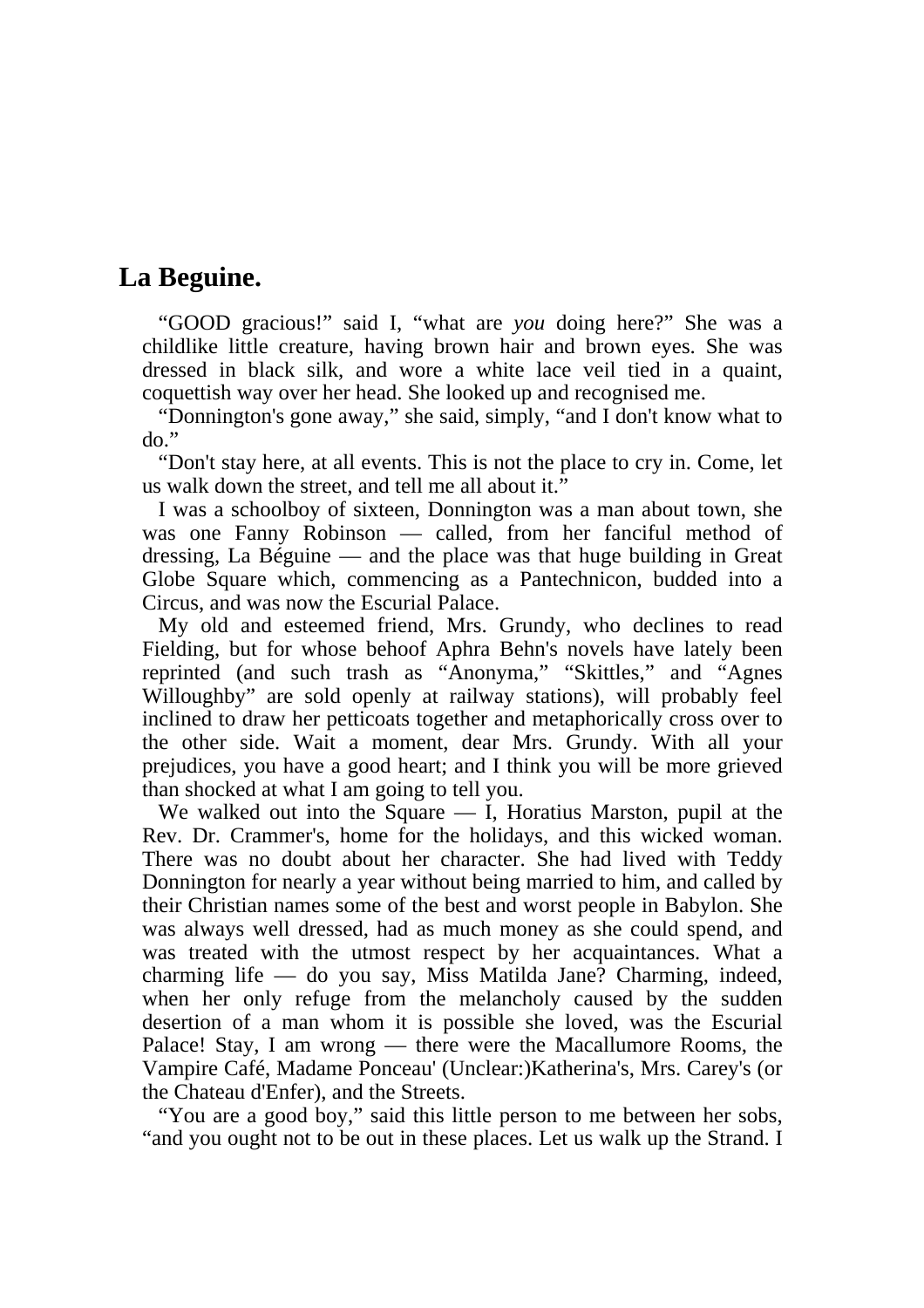## La Beguine.

"GOOD gracious!" said I, "what are *you* doing here?" She was a childlike little creature, having brown hair and brown eyes. She was dressed in black silk, and wore a white lace veil tied in a quaint, coquettish way over her head. She looked up and recognised me.

"Donnington's gone away," she said, simply, "and I don't know what to do."

"Don't stay here, at all events. This is not the place to cry in. Come, let us walk down the street, and tell me all about it."

I was a schoolboy of sixteen, Donnington was a man about town, she was one Fanny Robinson — called, from her fanciful method of dressing, La Béguine — and the place was that huge building in Great Globe Square which, commencing as a Pantechnicon, budded into a Circus, and was now the Escurial Palace.

My old and esteemed friend, Mrs. Grundy, who declines to read Fielding, but for whose behoof Aphra Behn's novels have lately been reprinted (and such trash as "Anonyma," "Skittles," and "Agnes Willoughby" are sold openly at railway stations), will probably feel inclined to draw her petticoats together and metaphorically cross over to the other side. Wait a moment, dear Mrs. Grundy. With all your prejudices, you have a good heart; and I think you will be more grieved than shocked at what I am going to tell you.

We walked out into the Square — I, Horatius Marston, pupil at the Rev. Dr. Crammer's, home for the holidays, and this wicked woman. There was no doubt about her character. She had lived with Teddy Donnington for nearly a year without being married to him, and called by their Christian names some of the best and worst people in Babylon. She was always well dressed, had as much money as she could spend, and was treated with the utmost respect by her acquaintances. What a charming life — do you say, Miss Matilda Jane? Charming, indeed, when her only refuge from the melancholy caused by the sudden desertion of a man whom it is possible she loved, was the Escurial Palace! Stay, I am wrong — there were the Macallumore Rooms, the Vampire Café, Madame Ponceau' (Unclear:)Katherina's, Mrs. Carey's (or the Chateau d'Enfer), and the Streets.

"You are a good boy," said this little person to me between her sobs, "and you ought not to be out in these places. Let us walk up the Strand. I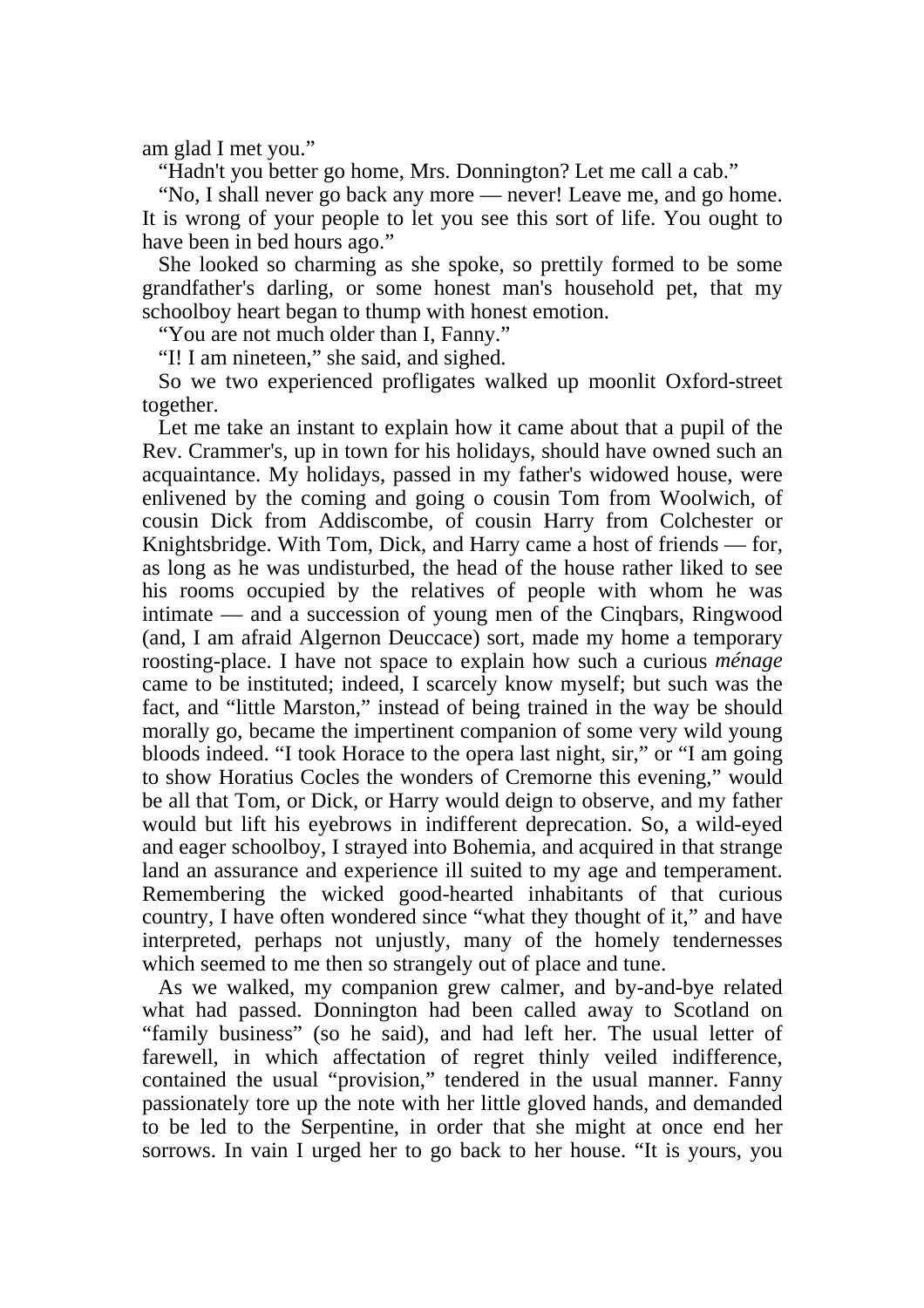am glad I met you."

"Hadn't you better go home, Mrs. Donnington? Let me call a cab."

"No, I shall never go back any more — never! Leave me, and go home. It is wrong of your people to let you see this sort of life. You ought to have been in bed hours ago."

She looked so charming as she spoke, so prettily formed to be some grandfather's darling, or some honest man's household pet, that my schoolboy heart began to thump with honest emotion.

"You are not much older than I, Fanny."

"I! I am nineteen," she said, and sighed.

So we two experienced profligates walked up moonlit Oxford-street together.

Let me take an instant to explain how it came about that a pupil of the Rev. Crammer's, up in town for his holidays, should have owned such an acquaintance. My holidays, passed in my father's widowed house, were enlivened by the coming and going o cousin Tom from Woolwich, of cousin Dick from Addiscombe, of cousin Harry from Colchester or Knightsbridge. With Tom, Dick, and Harry came a host of friends — for, as long as he was undisturbed, the head of the house rather liked to see his rooms occupied by the relatives of people with whom he was intimate — and a succession of young men of the Cinqbars, Ringwood (and, I am afraid Algernon Deuccace) sort, made my home a temporary roosting-place. I have not space to explain how such a curious *ménage* came to be instituted; indeed, I scarcely know myself; but such was the fact, and "little Marston," instead of being trained in the way be should morally go, became the impertinent companion of some very wild young bloods indeed. "I took Horace to the opera last night, sir," or "I am going to show Horatius Cocles the wonders of Cremorne this evening," would be all that Tom, or Dick, or Harry would deign to observe, and my father would but lift his eyebrows in indifferent deprecation. So, a wild-eyed and eager schoolboy, I strayed into Bohemia, and acquired in that strange land an assurance and experience ill suited to my age and temperament. Remembering the wicked good-hearted inhabitants of that curious country, I have often wondered since "what they thought of it," and have interpreted, perhaps not unjustly, many of the homely tendernesses which seemed to me then so strangely out of place and tune.

As we walked, my companion grew calmer, and by-and-bye related what had passed. Donnington had been called away to Scotland on "family business" (so he said), and had left her. The usual letter of farewell, in which affectation of regret thinly veiled indifference, contained the usual "provision," tendered in the usual manner. Fanny passionately tore up the note with her little gloved hands, and demanded to be led to the Serpentine, in order that she might at once end her sorrows. In vain I urged her to go back to her house. "It is yours, you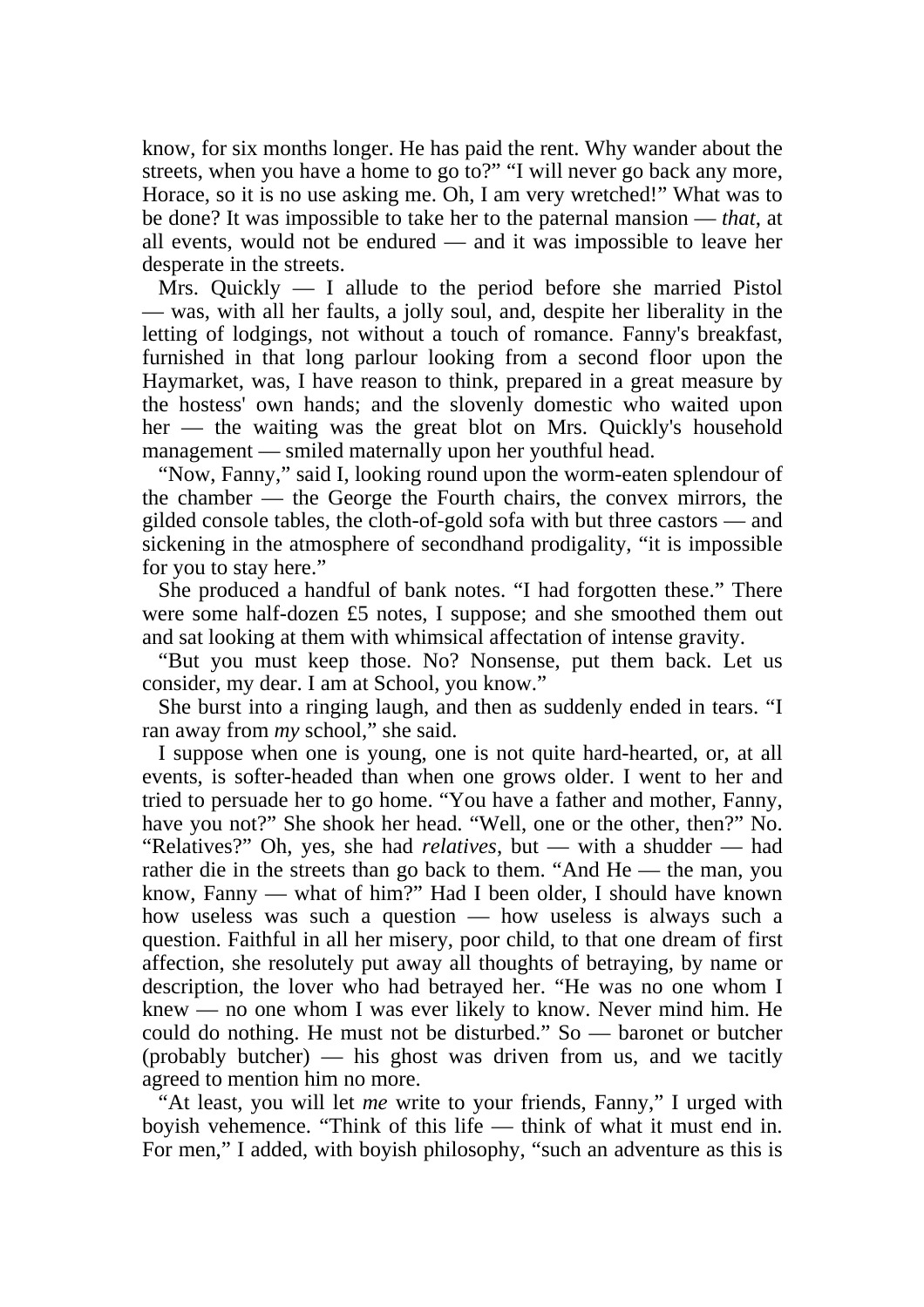know, for six months longer. He has paid the rent. Why wander about the streets, when you have a home to go to?" "I will never go back any more, Horace, so it is no use asking me. Oh, I am very wretched!" What was to be done? It was impossible to take her to the paternal mansion — *that*, at all events, would not be endured — and it was impossible to leave her desperate in the streets.

Mrs. Quickly — I allude to the period before she married Pistol — was, with all her faults, a jolly soul, and, despite her liberality in the letting of lodgings, not without a touch of romance. Fanny's breakfast, furnished in that long parlour looking from a second floor upon the Haymarket, was, I have reason to think, prepared in a great measure by the hostess' own hands; and the slovenly domestic who waited upon her — the waiting was the great blot on Mrs. Quickly's household management — smiled maternally upon her youthful head.

"Now, Fanny," said I, looking round upon the worm-eaten splendour of the chamber — the George the Fourth chairs, the convex mirrors, the gilded console tables, the cloth-of-gold sofa with but three castors — and sickening in the atmosphere of secondhand prodigality, "it is impossible for you to stay here."

She produced a handful of bank notes. "I had forgotten these." There were some half-dozen £5 notes, I suppose; and she smoothed them out and sat looking at them with whimsical affectation of intense gravity.

"But you must keep those. No? Nonsense, put them back. Let us consider, my dear. I am at School, you know."

She burst into a ringing laugh, and then as suddenly ended in tears. "I ran away from *my* school," she said.

I suppose when one is young, one is not quite hard-hearted, or, at all events, is softer-headed than when one grows older. I went to her and tried to persuade her to go home. "You have a father and mother, Fanny, have you not?" She shook her head. "Well, one or the other, then?" No. "Relatives?" Oh, yes, she had *relatives*, but — with a shudder — had rather die in the streets than go back to them. "And He — the man, you know, Fanny — what of him?" Had I been older, I should have known how useless was such a question — how useless is always such a question. Faithful in all her misery, poor child, to that one dream of first affection, she resolutely put away all thoughts of betraying, by name or description, the lover who had betrayed her. "He was no one whom I knew — no one whom I was ever likely to know. Never mind him. He could do nothing. He must not be disturbed." So — baronet or butcher (probably butcher) — his ghost was driven from us, and we tacitly agreed to mention him no more.

"At least, you will let *me* write to your friends, Fanny," I urged with boyish vehemence. "Think of this life — think of what it must end in. For men," I added, with boyish philosophy, "such an adventure as this is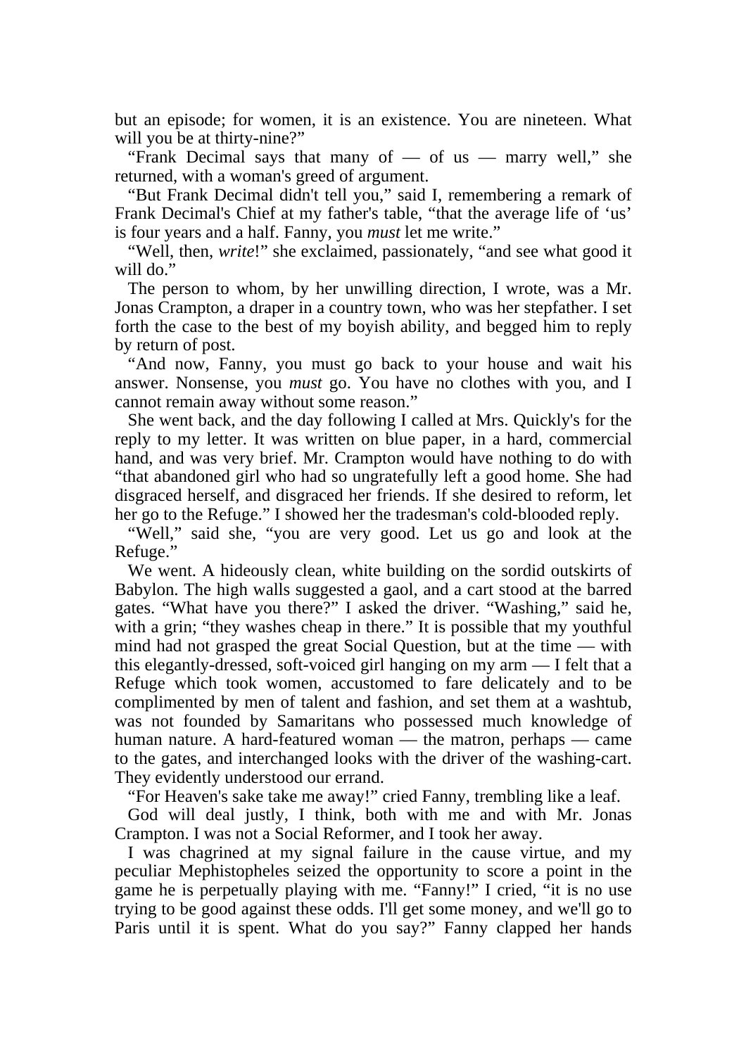but an episode; for women, it is an existence. You are nineteen. What will you be at thirty-nine?"

"Frank Decimal says that many of — of us — marry well," she returned, with a woman's greed of argument.

"But Frank Decimal didn't tell you," said I, remembering a remark of Frank Decimal's Chief at my father's table, "that the average life of 'us' is four years and a half. Fanny, you *must* let me write."

"Well, then, *write*!" she exclaimed, passionately, "and see what good it will do."

The person to whom, by her unwilling direction, I wrote, was a Mr. Jonas Crampton, a draper in a country town, who was her stepfather. I set forth the case to the best of my boyish ability, and begged him to reply by return of post.

"And now, Fanny, you must go back to your house and wait his answer. Nonsense, you *must* go. You have no clothes with you, and I cannot remain away without some reason."

She went back, and the day following I called at Mrs. Quickly's for the reply to my letter. It was written on blue paper, in a hard, commercial hand, and was very brief. Mr. Crampton would have nothing to do with "that abandoned girl who had so ungratefully left a good home. She had disgraced herself, and disgraced her friends. If she desired to reform, let her go to the Refuge." I showed her the tradesman's cold-blooded reply.

"Well," said she, "you are very good. Let us go and look at the Refuge."

We went. A hideously clean, white building on the sordid outskirts of Babylon. The high walls suggested a gaol, and a cart stood at the barred gates. "What have you there?" I asked the driver. "Washing," said he, with a grin; "they washes cheap in there." It is possible that my youthful mind had not grasped the great Social Question, but at the time — with this elegantly-dressed, soft-voiced girl hanging on my arm — I felt that a Refuge which took women, accustomed to fare delicately and to be complimented by men of talent and fashion, and set them at a washtub, was not founded by Samaritans who possessed much knowledge of human nature. A hard-featured woman — the matron, perhaps — came to the gates, and interchanged looks with the driver of the washing-cart. They evidently understood our errand.

"For Heaven's sake take me away!" cried Fanny, trembling like a leaf.

God will deal justly, I think, both with me and with Mr. Jonas Crampton. I was not a Social Reformer, and I took her away.

I was chagrined at my signal failure in the cause virtue, and my peculiar Mephistopheles seized the opportunity to score a point in the game he is perpetually playing with me. "Fanny!" I cried, "it is no use trying to be good against these odds. I'll get some money, and we'll go to Paris until it is spent. What do you say?" Fanny clapped her hands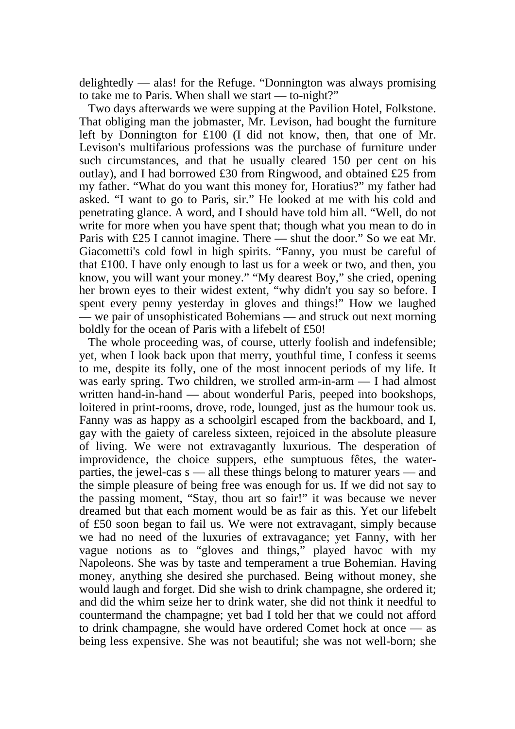delightedly — alas! for the Refuge. "Donnington was always promising to take me to Paris. When shall we start — to-night?"

Two days afterwards we were supping at the Pavilion Hotel, Folkstone. That obliging man the jobmaster, Mr. Levison, had bought the furniture left by Donnington for £100 (I did not know, then, that one of Mr. Levison's multifarious professions was the purchase of furniture under such circumstances, and that he usually cleared 150 per cent on his outlay), and I had borrowed £30 from Ringwood, and obtained £25 from my father. "What do you want this money for, Horatius?" my father had asked. "I want to go to Paris, sir." He looked at me with his cold and penetrating glance. A word, and I should have told him all. "Well, do not write for more when you have spent that; though what you mean to do in Paris with £25 I cannot imagine. There — shut the door." So we eat Mr. Giacometti's cold fowl in high spirits. "Fanny, you must be careful of that £100. I have only enough to last us for a week or two, and then, you know, you will want your money." "My dearest Boy," she cried, opening her brown eyes to their widest extent, "why didn't you say so before. I spent every penny yesterday in gloves and things!" How we laughed — we pair of unsophisticated Bohemians — and struck out next morning boldly for the ocean of Paris with a lifebelt of £50!

The whole proceeding was, of course, utterly foolish and indefensible; yet, when I look back upon that merry, youthful time, I confess it seems to me, despite its folly, one of the most innocent periods of my life. It was early spring. Two children, we strolled arm-in-arm — I had almost written hand-in-hand — about wonderful Paris, peeped into bookshops, loitered in print-rooms, drove, rode, lounged, just as the humour took us. Fanny was as happy as a schoolgirl escaped from the backboard, and I, gay with the gaiety of careless sixteen, rejoiced in the absolute pleasure of living. We were not extravagantly luxurious. The desperation of improvidence, the choice suppers, ethe sumptuous fêtes, the water-parties, the jewel-cas s — all these things belong to maturer years — and the simple pleasure of being free was enough for us. If we did not say to the passing moment, "Stay, thou art so fair!" it was because we never dreamed but that each moment would be as fair as this. Yet our lifebelt of £50 soon began to fail us. We were not extravagant, simply because we had no need of the luxuries of extravagance; yet Fanny, with her vague notions as to "gloves and things," played havoc with my Napoleons. She was by taste and temperament a true Bohemian. Having money, anything she desired she purchased. Being without money, she would laugh and forget. Did she wish to drink champagne, she ordered it; and did the whim seize her to drink water, she did not think it needful to countermand the champagne; yet bad I told her that we could not afford to drink champagne, she would have ordered Comet hock at once — as being less expensive. She was not beautiful; she was not well-born; she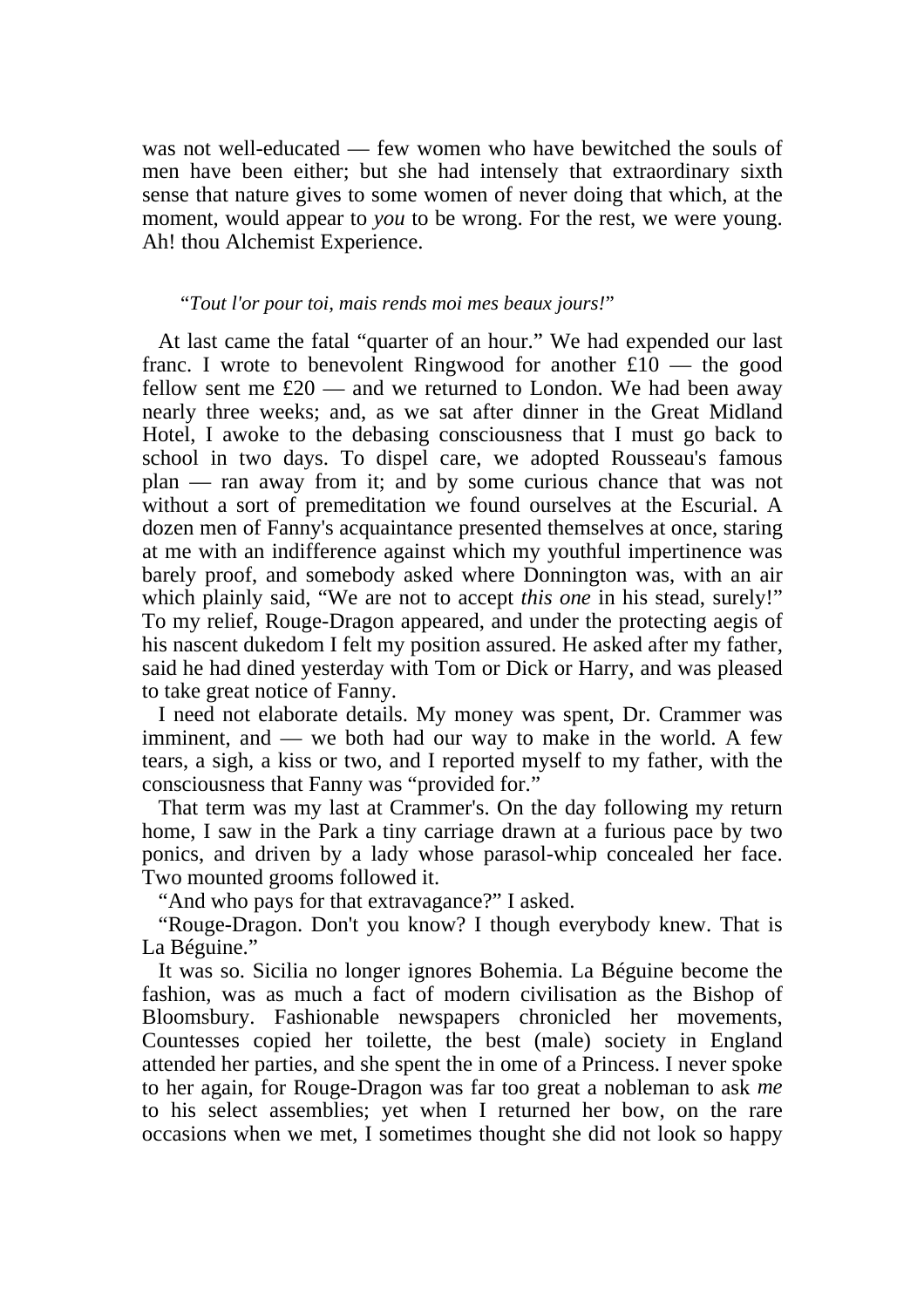was not well-educated — few women who have bewitched the souls of men have been either; but she had intensely that extraordinary sixth sense that nature gives to some women of never doing that which, at the moment, would appear to *you* to be wrong. For the rest, we were young. Ah! thou Alchemist Experience.

"*Tout l'or pour toi, mais rends moi mes beaux jours!*"

At last came the fatal "quarter of an hour." We had expended our last franc. I wrote to benevolent Ringwood for another £10 — the good fellow sent me £20 — and we returned to London. We had been away nearly three weeks; and, as we sat after dinner in the Great Midland Hotel, I awoke to the debasing consciousness that I must go back to school in two days. To dispel care, we adopted Rousseau's famous plan — ran away from it; and by some curious chance that was not without a sort of premeditation we found ourselves at the Escurial. A dozen men of Fanny's acquaintance presented themselves at once, staring at me with an indifference against which my youthful impertinence was barely proof, and somebody asked where Donnington was, with an air which plainly said, "We are not to accept *this one* in his stead, surely!" To my relief, Rouge-Dragon appeared, and under the protecting aegis of his nascent dukedom I felt my position assured. He asked after my father, said he had dined yesterday with Tom or Dick or Harry, and was pleased to take great notice of Fanny.

I need not elaborate details. My money was spent, Dr. Crammer was imminent, and — we both had our way to make in the world. A few tears, a sigh, a kiss or two, and I reported myself to my father, with the consciousness that Fanny was "provided for."

That term was my last at Crammer's. On the day following my return home, I saw in the Park a tiny carriage drawn at a furious pace by two ponies, and driven by a lady whose parasol-whip concealed her face. Two mounted grooms followed it.

"And who pays for that extravagance?" I asked.

"Rouge-Dragon. Don't you know? I though everybody knew. That is La Béguine."

It was so. Sicilia no longer ignores Bohemia. La Béguine become the fashion, was as much a fact of modern civilisation as the Bishop of Bloomsbury. Fashionable newspapers chronicled her movements, Countesses copied her toilette, the best (male) society in England attended her parties, and she spent the in ome of a Princess. I never spoke to her again, for Rouge-Dragon was far too great a nobleman to ask *me* to his select assemblies; yet when I returned her bow, on the rare occasions when we met, I sometimes thought she did not look so happy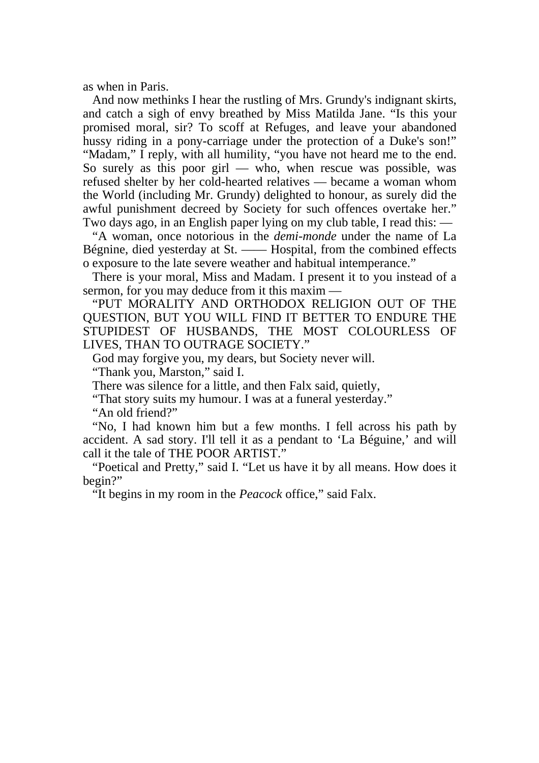as when in Paris.

And now methinks I hear the rustling of Mrs. Grundy's indignant skirts, and catch a sigh of envy breathed by Miss Matilda Jane. “Is this your promised moral, sir? To scoff at Refuges, and leave your abandoned hussy riding in a pony-carriage under the protection of a Duke's son!” “Madam,” I reply, with all humility, “you have not heard me to the end. So surely as this poor girl — who, when rescue was possible, was refused shelter by her cold-hearted relatives — became a woman whom the World (including Mr. Grundy) delighted to honour, as surely did the awful punishment decreed by Society for such offences overtake her.” Two days ago, in an English paper lying on my club table, I read this: —

“A woman, once notorious in the *demi-monde* under the name of La Bégnine, died yesterday at St. —— Hospital, from the combined effects o exposure to the late severe weather and habitual intemperance.”

There is your moral, Miss and Madam. I present it to you instead of a sermon, for you may deduce from it this maxim —

“PUT MORALITY AND ORTHODOX RELIGION OUT OF THE QUESTION, BUT YOU WILL FIND IT BETTER TO ENDURE THE STUPIDEST OF HUSBANDS, THE MOST COLOURLESS OF LIVES, THAN TO OUTRAGE SOCIETY.”

God may forgive you, my dears, but Society never will.

“Thank you, Marston,” said I.

There was silence for a little, and then Falx said, quietly,

“That story suits my humour. I was at a funeral yesterday.”

“An old friend?”

“No, I had known him but a few months. I fell across his path by accident. A sad story. I'll tell it as a pendant to ‘La Béguine,’ and will call it the tale of THE POOR ARTIST.”

“Poetical and Pretty,” said I. “Let us have it by all means. How does it begin?”

“It begins in my room in the *Peacock* office,” said Falx.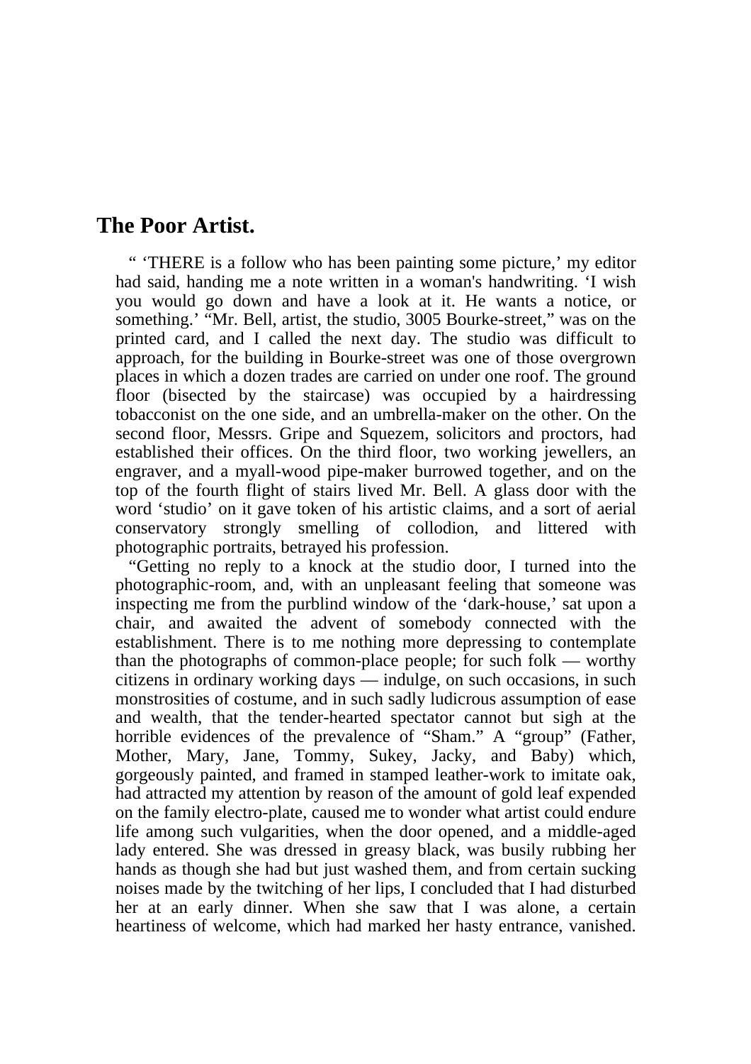## The Poor Artist.

" 'THERE is a follow who has been painting some picture,' my editor had said, handing me a note written in a woman's handwriting. 'I wish you would go down and have a look at it. He wants a notice, or something.' "Mr. Bell, artist, the studio, 3005 Bourke-street," was on the printed card, and I called the next day. The studio was difficult to approach, for the building in Bourke-street was one of those overgrown places in which a dozen trades are carried on under one roof. The ground floor (bisected by the staircase) was occupied by a hairdressing tobacconist on the one side, and an umbrella-maker on the other. On the second floor, Messrs. Gripe and Squezem, solicitors and proctors, had established their offices. On the third floor, two working jewellers, an engraver, and a myall-wood pipe-maker burrowed together, and on the top of the fourth flight of stairs lived Mr. Bell. A glass door with the word 'studio' on it gave token of his artistic claims, and a sort of aerial conservatory strongly smelling of collodion, and littered with photographic portraits, betrayed his profession.

"Getting no reply to a knock at the studio door, I turned into the photographic-room, and, with an unpleasant feeling that someone was inspecting me from the purblind window of the 'dark-house,' sat upon a chair, and awaited the advent of somebody connected with the establishment. There is to me nothing more depressing to contemplate than the photographs of common-place people; for such folk — worthy citizens in ordinary working days — indulge, on such occasions, in such monstrosities of costume, and in such sadly ludicrous assumption of ease and wealth, that the tender-hearted spectator cannot but sigh at the horrible evidences of the prevalence of "Sham." A "group" (Father, Mother, Mary, Jane, Tommy, Sukey, Jacky, and Baby) which, gorgeously painted, and framed in stamped leather-work to imitate oak, had attracted my attention by reason of the amount of gold leaf expended on the family electro-plate, caused me to wonder what artist could endure life among such vulgarities, when the door opened, and a middle-aged lady entered. She was dressed in greasy black, was busily rubbing her hands as though she had but just washed them, and from certain sucking noises made by the twitching of her lips, I concluded that I had disturbed her at an early dinner. When she saw that I was alone, a certain heartiness of welcome, which had marked her hasty entrance, vanished.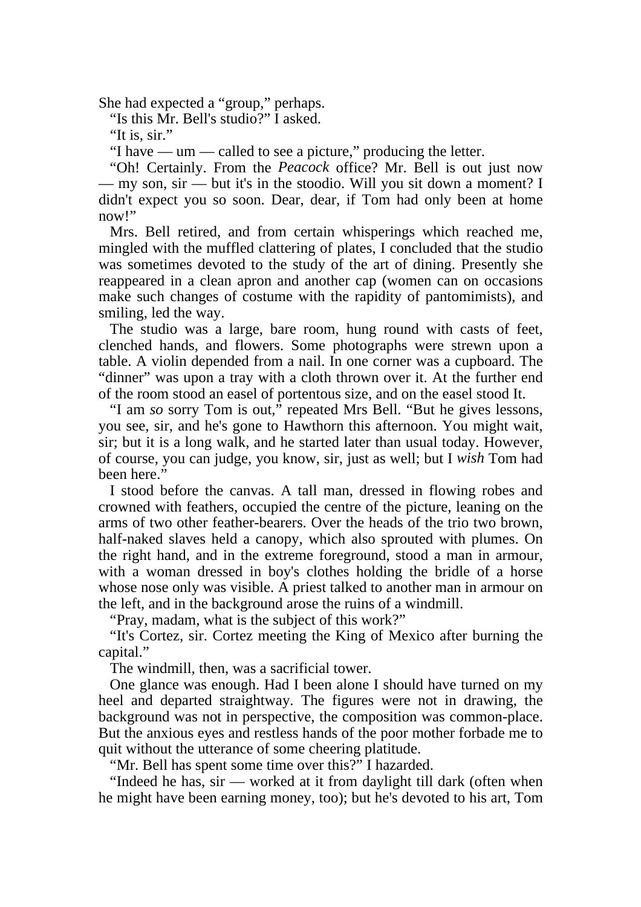She had expected a "group," perhaps.

"Is this Mr. Bell's studio?" I asked.

"It is, sir."

"I have — um — called to see a picture," producing the letter.

"Oh! Certainly. From the *Peacock* office? Mr. Bell is out just now — my son, sir — but it's in the stoodio. Will you sit down a moment? I didn't expect you so soon. Dear, dear, if Tom had only been at home now!"

Mrs. Bell retired, and from certain whisperings which reached me, mingled with the muffled clattering of plates, I concluded that the studio was sometimes devoted to the study of the art of dining. Presently she reappeared in a clean apron and another cap (women can on occasions make such changes of costume with the rapidity of pantomimists), and smiling, led the way.

The studio was a large, bare room, hung round with casts of feet, clenched hands, and flowers. Some photographs were strewn upon a table. A violin depended from a nail. In one corner was a cupboard. The "dinner" was upon a tray with a cloth thrown over it. At the further end of the room stood an easel of portentous size, and on the easel stood It.

"I am *so* sorry Tom is out," repeated Mrs Bell. "But he gives lessons, you see, sir, and he's gone to Hawthorn this afternoon. You might wait, sir; but it is a long walk, and he started later than usual today. However, of course, you can judge, you know, sir, just as well; but I *wish* Tom had been here."

I stood before the canvas. A tall man, dressed in flowing robes and crowned with feathers, occupied the centre of the picture, leaning on the arms of two other feather-bearers. Over the heads of the trio two brown, half-naked slaves held a canopy, which also sprouted with plumes. On the right hand, and in the extreme foreground, stood a man in armour, with a woman dressed in boy's clothes holding the bridle of a horse whose nose only was visible. A priest talked to another man in armour on the left, and in the background arose the ruins of a windmill.

"Pray, madam, what is the subject of this work?"

"It's Cortez, sir. Cortez meeting the King of Mexico after burning the capital."

The windmill, then, was a sacrificial tower.

One glance was enough. Had I been alone I should have turned on my heel and departed straightway. The figures were not in drawing, the background was not in perspective, the composition was common-place. But the anxious eyes and restless hands of the poor mother forbade me to quit without the utterance of some cheering platitude.

"Mr. Bell has spent some time over this?" I hazarded.

"Indeed he has, sir — worked at it from daylight till dark (often when he might have been earning money, too); but he's devoted to his art, Tom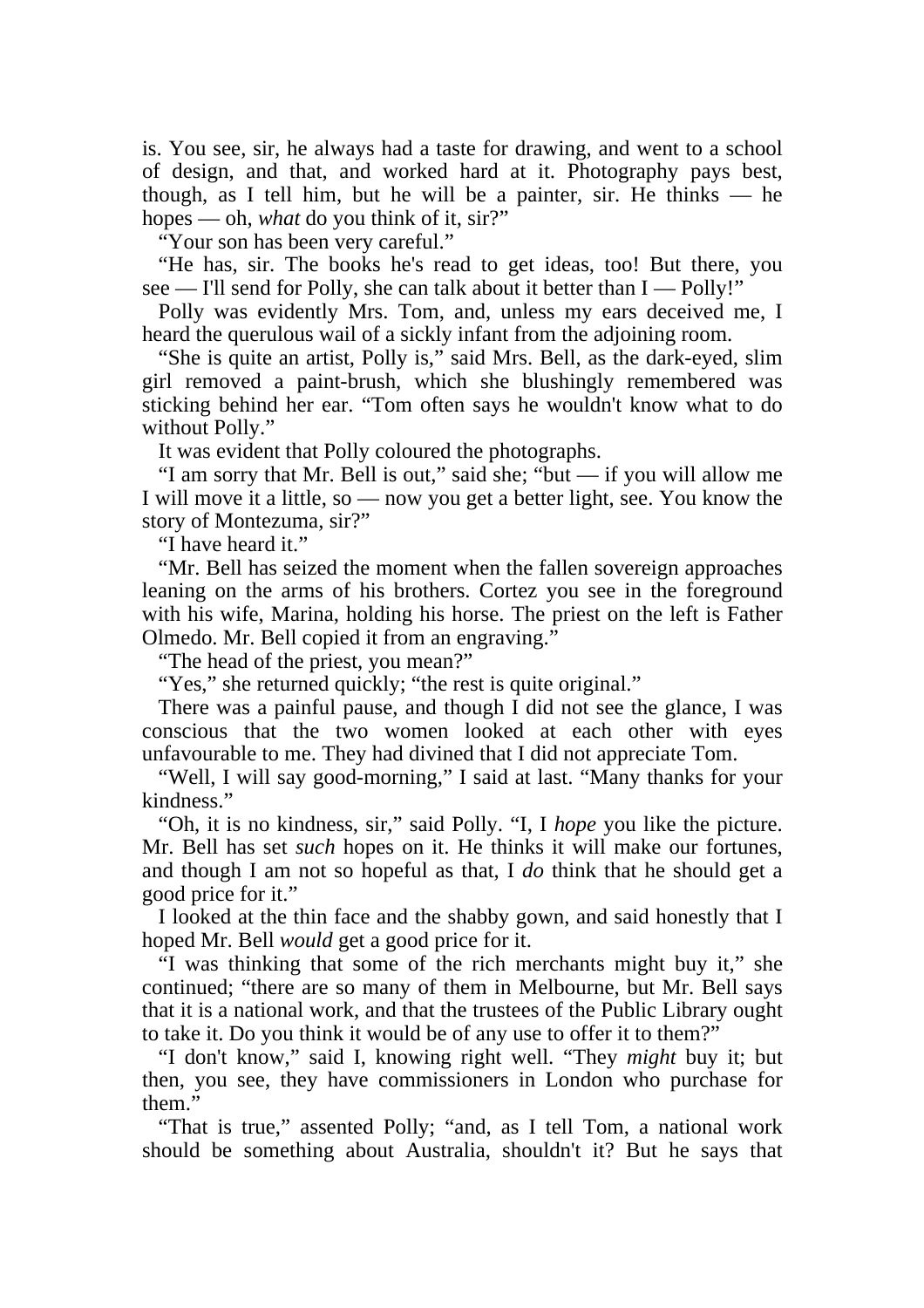is. You see, sir, he always had a taste for drawing, and went to a school of design, and that, and worked hard at it. Photography pays best, though, as I tell him, but he will be a painter, sir. He thinks — he hopes — oh, *what* do you think of it, sir?"

"Your son has been very careful."

"He has, sir. The books he's read to get ideas, too! But there, you see — I'll send for Polly, she can talk about it better than I — Polly!"

Polly was evidently Mrs. Tom, and, unless my ears deceived me, I heard the querulous wail of a sickly infant from the adjoining room.

"She is quite an artist, Polly is," said Mrs. Bell, as the dark-eyed, slim girl removed a paint-brush, which she blushingly remembered was sticking behind her ear. "Tom often says he wouldn't know what to do without Polly."

It was evident that Polly coloured the photographs.

"I am sorry that Mr. Bell is out," said she; "but — if you will allow me I will move it a little, so — now you get a better light, see. You know the story of Montezuma, sir?"

"I have heard it."

"Mr. Bell has seized the moment when the fallen sovereign approaches leaning on the arms of his brothers. Cortez you see in the foreground with his wife, Marina, holding his horse. The priest on the left is Father Olmedo. Mr. Bell copied it from an engraving."

"The head of the priest, you mean?"

"Yes," she returned quickly; "the rest is quite original."

There was a painful pause, and though I did not see the glance, I was conscious that the two women looked at each other with eyes unfavourable to me. They had divined that I did not appreciate Tom.

"Well, I will say good-morning," I said at last. "Many thanks for your kindness."

"Oh, it is no kindness, sir," said Polly. "I, I *hope* you like the picture. Mr. Bell has set *such* hopes on it. He thinks it will make our fortunes, and though I am not so hopeful as that, I *do* think that he should get a good price for it."

I looked at the thin face and the shabby gown, and said honestly that I hoped Mr. Bell *would* get a good price for it.

"I was thinking that some of the rich merchants might buy it," she continued; "there are so many of them in Melbourne, but Mr. Bell says that it is a national work, and that the trustees of the Public Library ought to take it. Do you think it would be of any use to offer it to them?"

"I don't know," said I, knowing right well. "They *might* buy it; but then, you see, they have commissioners in London who purchase for them."

"That is true," assented Polly; "and, as I tell Tom, a national work should be something about Australia, shouldn't it? But he says that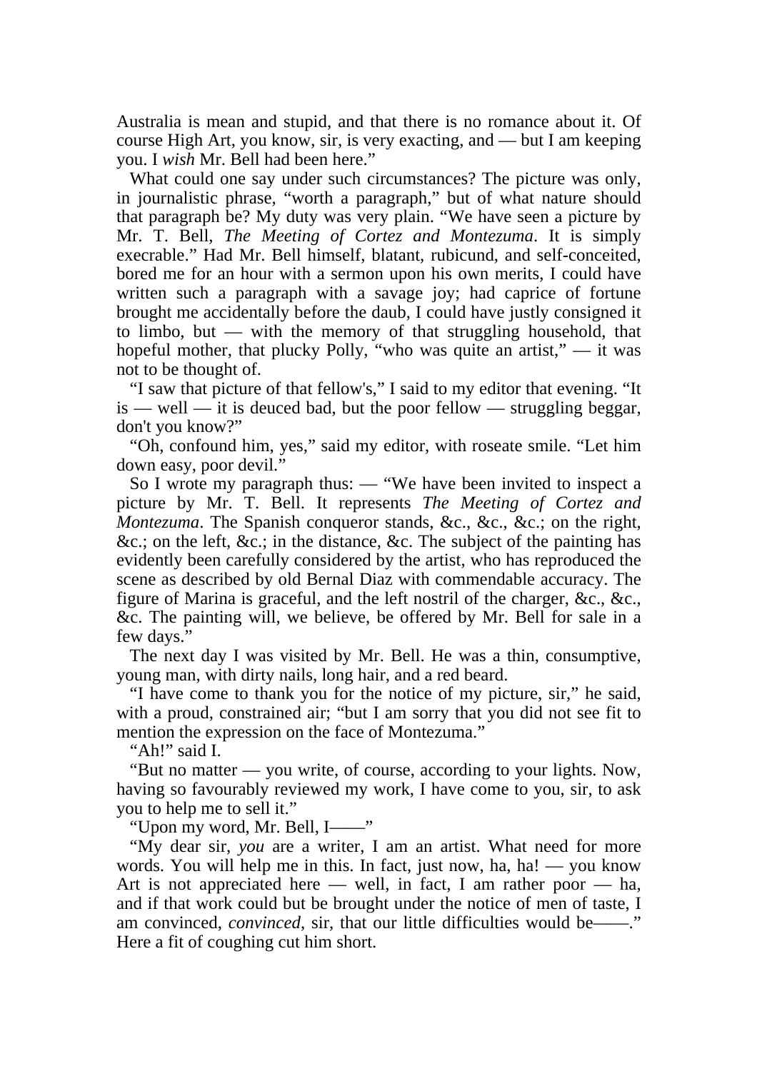Australia is mean and stupid, and that there is no romance about it. Of course High Art, you know, sir, is very exacting, and — but I am keeping you. I *wish* Mr. Bell had been here."

What could one say under such circumstances? The picture was only, in journalistic phrase, "worth a paragraph," but of what nature should that paragraph be? My duty was very plain. "We have seen a picture by Mr. T. Bell, *The Meeting of Cortez and Montezuma*. It is simply execrable." Had Mr. Bell himself, blatant, rubicund, and self-conceited, bored me for an hour with a sermon upon his own merits, I could have written such a paragraph with a savage joy; had caprice of fortune brought me accidentally before the daub, I could have justly consigned it to limbo, but — with the memory of that struggling household, that hopeful mother, that plucky Polly, "who was quite an artist," — it was not to be thought of.

"I saw that picture of that fellow's," I said to my editor that evening. "It is — well — it is deuced bad, but the poor fellow — struggling beggar, don't you know?"

"Oh, confound him, yes," said my editor, with roseate smile. "Let him down easy, poor devil."

So I wrote my paragraph thus: — "We have been invited to inspect a picture by Mr. T. Bell. It represents *The Meeting of Cortez and Montezuma*. The Spanish conqueror stands, &c., &c., &c.; on the right, &c.; on the left, &c.; in the distance, &c. The subject of the painting has evidently been carefully considered by the artist, who has reproduced the scene as described by old Bernal Diaz with commendable accuracy. The figure of Marina is graceful, and the left nostril of the charger, &c., &c., &c. The painting will, we believe, be offered by Mr. Bell for sale in a few days."

The next day I was visited by Mr. Bell. He was a thin, consumptive, young man, with dirty nails, long hair, and a red beard.

"I have come to thank you for the notice of my picture, sir," he said, with a proud, constrained air; "but I am sorry that you did not see fit to mention the expression on the face of Montezuma."

"Ah!" said I.

"But no matter — you write, of course, according to your lights. Now, having so favourably reviewed my work, I have come to you, sir, to ask you to help me to sell it."

"Upon my word, Mr. Bell, I——"

"My dear sir, *you* are a writer, I am an artist. What need for more words. You will help me in this. In fact, just now, ha, ha! — you know Art is not appreciated here — well, in fact, I am rather poor — ha, and if that work could but be brought under the notice of men of taste, I am convinced, *convinced*, sir, that our little difficulties would be——." Here a fit of coughing cut him short.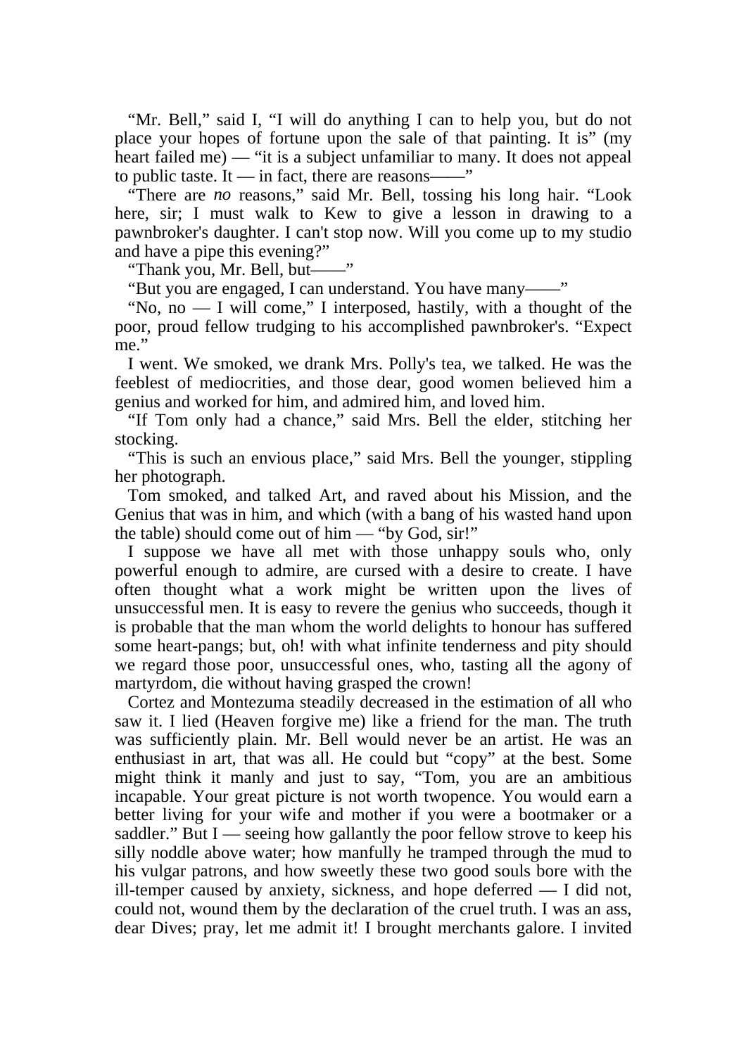"Mr. Bell," said I, "I will do anything I can to help you, but do not place your hopes of fortune upon the sale of that painting. It is" (my heart failed me) — "it is a subject unfamiliar to many. It does not appeal to public taste. It — in fact, there are reasons——"

"There are *no* reasons," said Mr. Bell, tossing his long hair. "Look here, sir; I must walk to Kew to give a lesson in drawing to a pawnbroker's daughter. I can't stop now. Will you come up to my studio and have a pipe this evening?"

"Thank you, Mr. Bell, but——"

"But you are engaged, I can understand. You have many——"

"No, no — I will come," I interposed, hastily, with a thought of the poor, proud fellow trudging to his accomplished pawnbroker's. "Expect me."

I went. We smoked, we drank Mrs. Polly's tea, we talked. He was the feeblest of mediocrities, and those dear, good women believed him a genius and worked for him, and admired him, and loved him.

"If Tom only had a chance," said Mrs. Bell the elder, stitching her stocking.

"This is such an envious place," said Mrs. Bell the younger, stippling her photograph.

Tom smoked, and talked Art, and raved about his Mission, and the Genius that was in him, and which (with a bang of his wasted hand upon the table) should come out of him — "by God, sir!"

I suppose we have all met with those unhappy souls who, only powerful enough to admire, are cursed with a desire to create. I have often thought what a work might be written upon the lives of unsuccessful men. It is easy to revere the genius who succeeds, though it is probable that the man whom the world delights to honour has suffered some heart-pangs; but, oh! with what infinite tenderness and pity should we regard those poor, unsuccessful ones, who, tasting all the agony of martyrdom, die without having grasped the crown!

Cortez and Montezuma steadily decreased in the estimation of all who saw it. I lied (Heaven forgive me) like a friend for the man. The truth was sufficiently plain. Mr. Bell would never be an artist. He was an enthusiast in art, that was all. He could but "copy" at the best. Some might think it manly and just to say, "Tom, you are an ambitious incapable. Your great picture is not worth twopence. You would earn a better living for your wife and mother if you were a bootmaker or a saddler." But I — seeing how gallantly the poor fellow strove to keep his silly noddle above water; how manfully he tramped through the mud to his vulgar patrons, and how sweetly these two good souls bore with the ill-temper caused by anxiety, sickness, and hope deferred — I did not, could not, wound them by the declaration of the cruel truth. I was an ass, dear Dives; pray, let me admit it! I brought merchants galore. I invited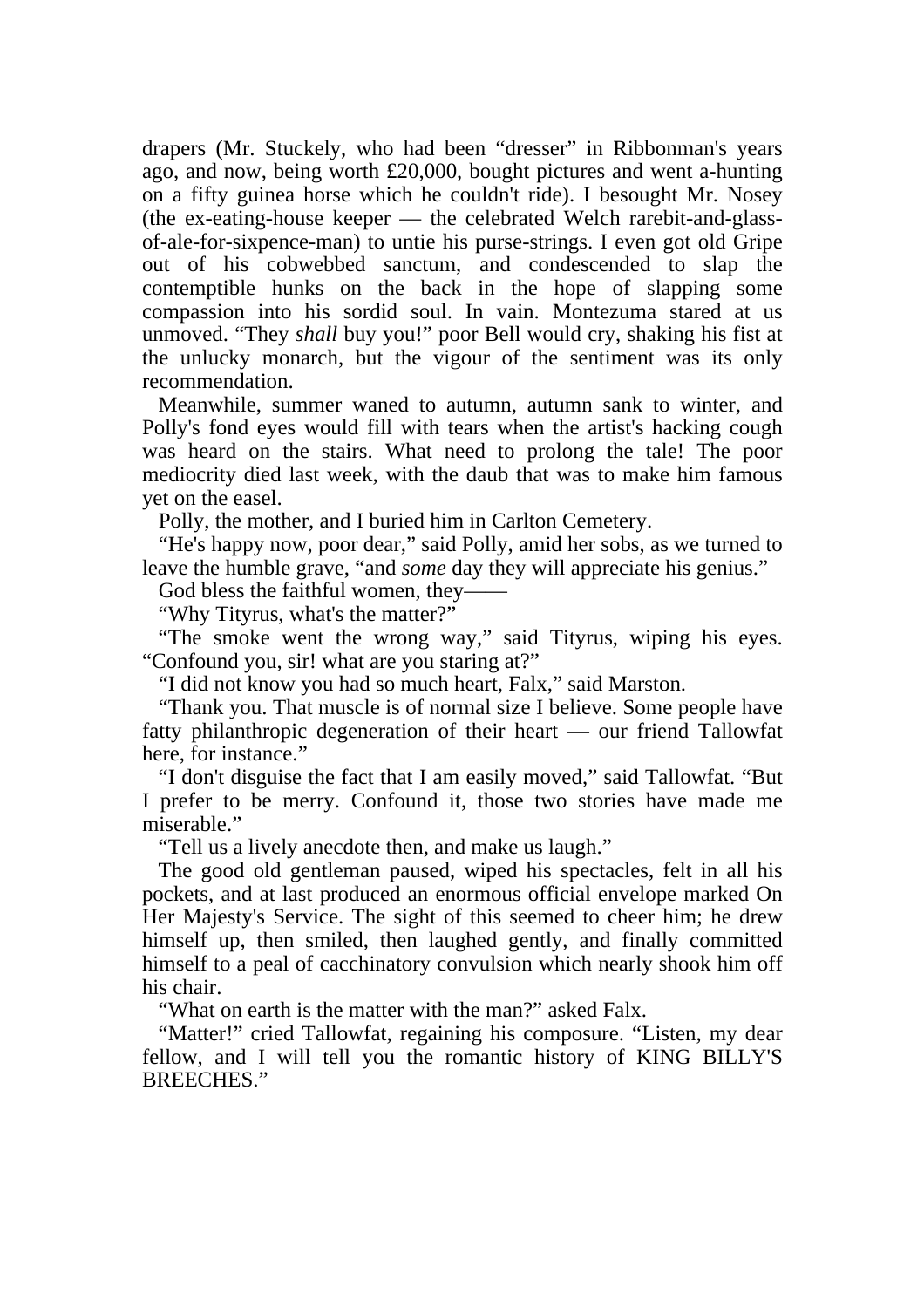drapers (Mr. Stuckely, who had been "dresser" in Ribbonman's years ago, and now, being worth £20,000, bought pictures and went a-hunting on a fifty guinea horse which he couldn't ride). I besought Mr. Nosey (the ex-eating-house keeper — the celebrated Welch rarebit-and-glass-of-ale-for-sixpence-man) to untie his purse-strings. I even got old Gripe out of his cobwebbed sanctum, and condescended to slap the contemptible hunks on the back in the hope of slapping some compassion into his sordid soul. In vain. Montezuma stared at us unmoved. "They *shall* buy you!" poor Bell would cry, shaking his fist at the unlucky monarch, but the vigour of the sentiment was its only recommendation.

Meanwhile, summer waned to autumn, autumn sank to winter, and Polly's fond eyes would fill with tears when the artist's hacking cough was heard on the stairs. What need to prolong the tale! The poor mediocrity died last week, with the daub that was to make him famous yet on the easel.

Polly, the mother, and I buried him in Carlton Cemetery.

"He's happy now, poor dear," said Polly, amid her sobs, as we turned to leave the humble grave, "and *some* day they will appreciate his genius."

God bless the faithful women, they——

"Why Tityrus, what's the matter?"

"The smoke went the wrong way," said Tityrus, wiping his eyes. "Confound you, sir! what are you staring at?"

"I did not know you had so much heart, Falx," said Marston.

"Thank you. That muscle is of normal size I believe. Some people have fatty philanthropic degeneration of their heart — our friend Tallowfat here, for instance."

"I don't disguise the fact that I am easily moved," said Tallowfat. "But I prefer to be merry. Confound it, those two stories have made me miserable."

"Tell us a lively anecdote then, and make us laugh."

The good old gentleman paused, wiped his spectacles, felt in all his pockets, and at last produced an enormous official envelope marked On Her Majesty's Service. The sight of this seemed to cheer him; he drew himself up, then smiled, then laughed gently, and finally committed himself to a peal of cacchinatory convulsion which nearly shook him off his chair.

"What on earth is the matter with the man?" asked Falx.

"Matter!" cried Tallowfat, regaining his composure. "Listen, my dear fellow, and I will tell you the romantic history of KING BILLY'S BREECHES."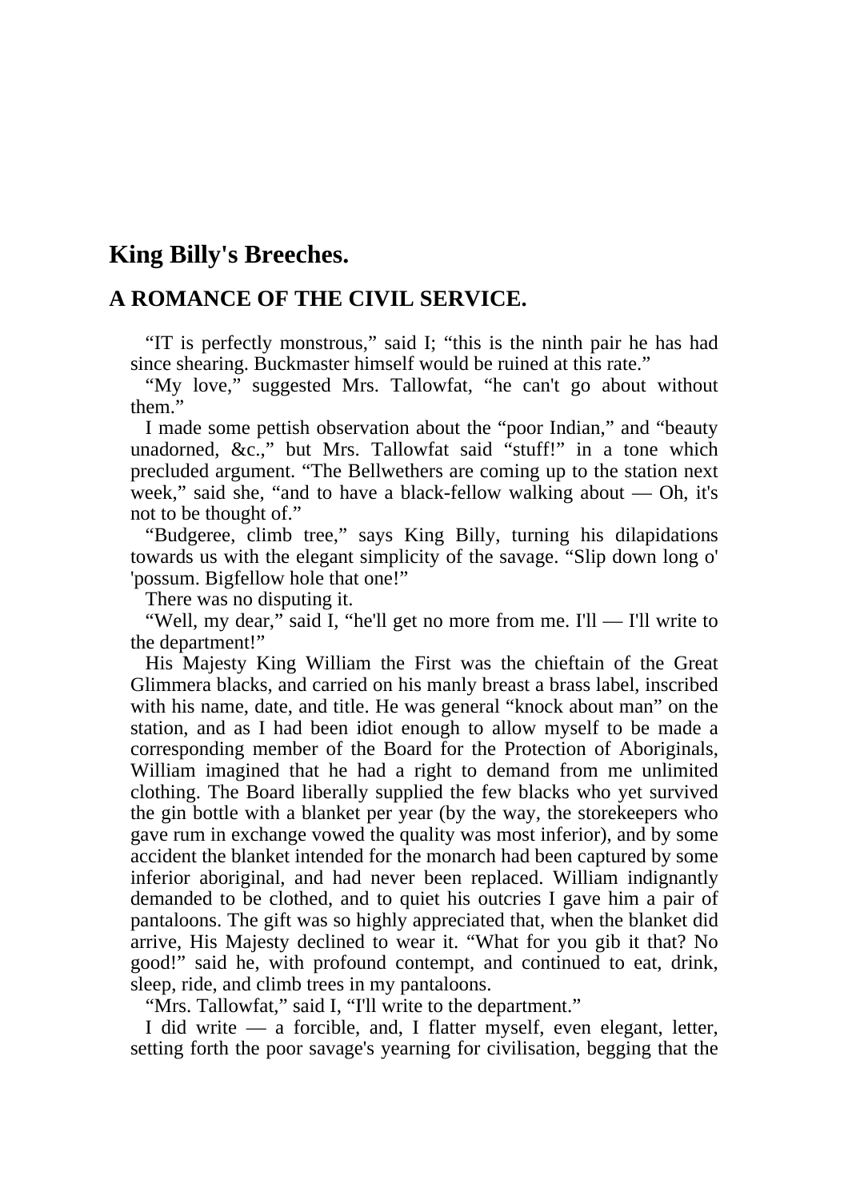## King Billy's Breeches.

## A ROMANCE OF THE CIVIL SERVICE.

"IT is perfectly monstrous," said I; "this is the ninth pair he has had since shearing. Buckmaster himself would be ruined at this rate."

"My love," suggested Mrs. Tallowfat, "he can't go about without them."

I made some pettish observation about the "poor Indian," and "beauty unadorned, &c.," but Mrs. Tallowfat said "stuff!" in a tone which precluded argument. "The Bellwethers are coming up to the station next week," said she, "and to have a black-fellow walking about — Oh, it's not to be thought of."

"Budgeree, climb tree," says King Billy, turning his dilapidations towards us with the elegant simplicity of the savage. "Slip down long o' 'possum. Bigfellow hole that one!"

There was no disputing it.

"Well, my dear," said I, "he'll get no more from me. I'll — I'll write to the department!"

His Majesty King William the First was the chieftain of the Great Glimmera blacks, and carried on his manly breast a brass label, inscribed with his name, date, and title. He was general "knock about man" on the station, and as I had been idiot enough to allow myself to be made a corresponding member of the Board for the Protection of Aboriginals, William imagined that he had a right to demand from me unlimited clothing. The Board liberally supplied the few blacks who yet survived the gin bottle with a blanket per year (by the way, the storekeepers who gave rum in exchange vowed the quality was most inferior), and by some accident the blanket intended for the monarch had been captured by some inferior aboriginal, and had never been replaced. William indignantly demanded to be clothed, and to quiet his outcries I gave him a pair of pantaloons. The gift was so highly appreciated that, when the blanket did arrive, His Majesty declined to wear it. "What for you gib it that? No good!" said he, with profound contempt, and continued to eat, drink, sleep, ride, and climb trees in my pantaloons.

"Mrs. Tallowfat," said I, "I'll write to the department."

I did write — a forcible, and, I flatter myself, even elegant, letter, setting forth the poor savage's yearning for civilisation, begging that the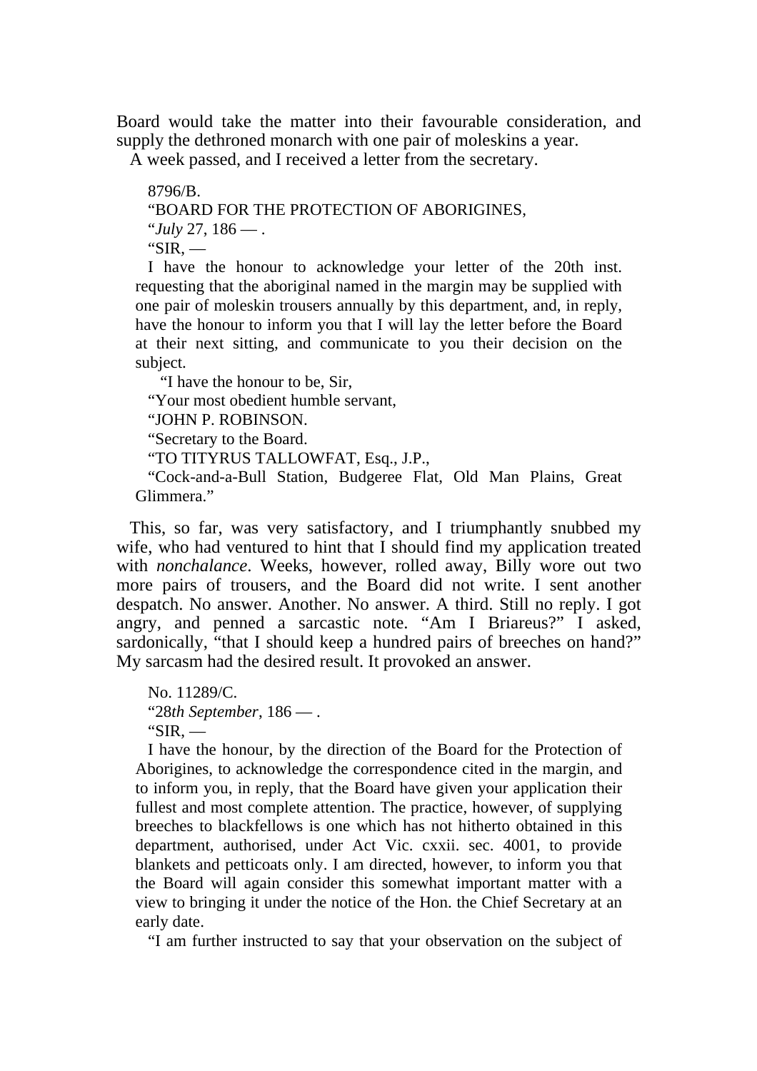Board would take the matter into their favourable consideration, and supply the dethroned monarch with one pair of moleskins a year.

A week passed, and I received a letter from the secretary.

> 8796/B.
>
> "BOARD FOR THE PROTECTION OF ABORIGINES,
>
> "*July* 27, 186 — .
>
> "SIR, —
>
> I have the honour to acknowledge your letter of the 20th inst. requesting that the aboriginal named in the margin may be supplied with one pair of moleskin trousers annually by this department, and, in reply, have the honour to inform you that I will lay the letter before the Board at their next sitting, and communicate to you their decision on the subject.
>
> "I have the honour to be, Sir,
>
> "Your most obedient humble servant,
>
> "JOHN P. ROBINSON.
>
> "Secretary to the Board.
>
> "TO TITYRUS TALLOWFAT, Esq., J.P.,
>
> "Cock-and-a-Bull Station, Budgeree Flat, Old Man Plains, Great Glimmera."

This, so far, was very satisfactory, and I triumphantly snubbed my wife, who had ventured to hint that I should find my application treated with *nonchalance*. Weeks, however, rolled away, Billy wore out two more pairs of trousers, and the Board did not write. I sent another despatch. No answer. Another. No answer. A third. Still no reply. I got angry, and penned a sarcastic note. "Am I Briareus?" I asked, sardonically, "that I should keep a hundred pairs of breeches on hand?" My sarcasm had the desired result. It provoked an answer.

> No. 11289/C.
>
> "28*th September*, 186 — .
>
> "SIR, —
>
> I have the honour, by the direction of the Board for the Protection of Aborigines, to acknowledge the correspondence cited in the margin, and to inform you, in reply, that the Board have given your application their fullest and most complete attention. The practice, however, of supplying breeches to blackfellows is one which has not hitherto obtained in this department, authorised, under Act Vic. cxxii. sec. 4001, to provide blankets and petticoats only. I am directed, however, to inform you that the Board will again consider this somewhat important matter with a view to bringing it under the notice of the Hon. the Chief Secretary at an early date.
>
> "I am further instructed to say that your observation on the subject of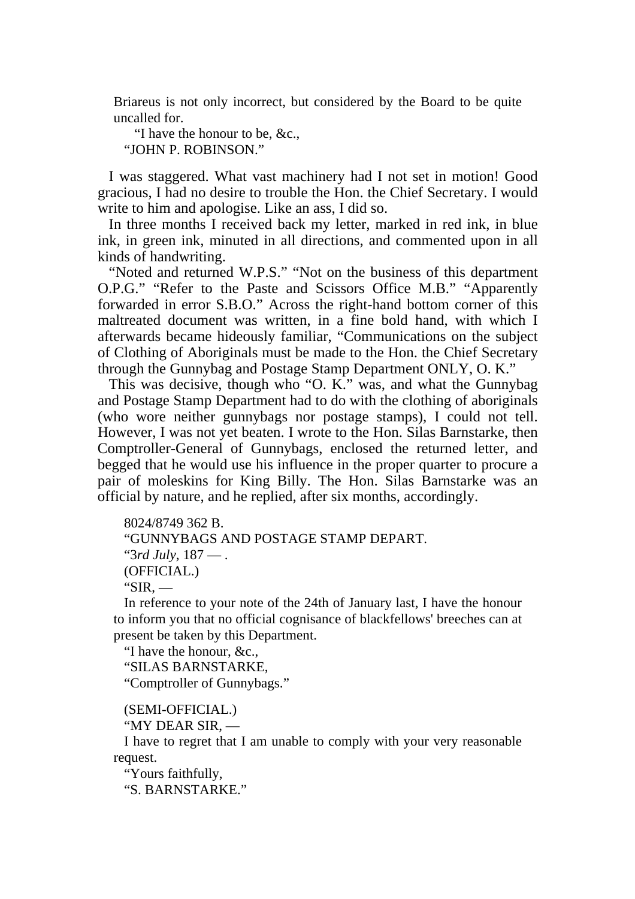Briareus is not only incorrect, but considered by the Board to be quite uncalled for.

"I have the honour to be, &c.,
"JOHN P. ROBINSON."

I was staggered. What vast machinery had I not set in motion! Good gracious, I had no desire to trouble the Hon. the Chief Secretary. I would write to him and apologise. Like an ass, I did so.

In three months I received back my letter, marked in red ink, in blue ink, in green ink, minuted in all directions, and commented upon in all kinds of handwriting.

"Noted and returned W.P.S." "Not on the business of this department O.P.G." "Refer to the Paste and Scissors Office M.B." "Apparently forwarded in error S.B.O." Across the right-hand bottom corner of this maltreated document was written, in a fine bold hand, with which I afterwards became hideously familiar, "Communications on the subject of Clothing of Aboriginals must be made to the Hon. the Chief Secretary through the Gunnybag and Postage Stamp Department ONLY, O. K."

This was decisive, though who "O. K." was, and what the Gunnybag and Postage Stamp Department had to do with the clothing of aboriginals (who wore neither gunnybags nor postage stamps), I could not tell. However, I was not yet beaten. I wrote to the Hon. Silas Barnstarke, then Comptroller-General of Gunnybags, enclosed the returned letter, and begged that he would use his influence in the proper quarter to procure a pair of moleskins for King Billy. The Hon. Silas Barnstarke was an official by nature, and he replied, after six months, accordingly.

8024/8749 362 B.
"GUNNYBAGS AND POSTAGE STAMP DEPART.
"3*rd July*, 187 — .
(OFFICIAL.)
"SIR, —

In reference to your note of the 24th of January last, I have the honour to inform you that no official cognisance of blackfellows' breeches can at present be taken by this Department.

"I have the honour, &c.,
"SILAS BARNSTARKE,
"Comptroller of Gunnybags."

(SEMI-OFFICIAL.)
"MY DEAR SIR, —

I have to regret that I am unable to comply with your very reasonable request.

"Yours faithfully,
"S. BARNSTARKE."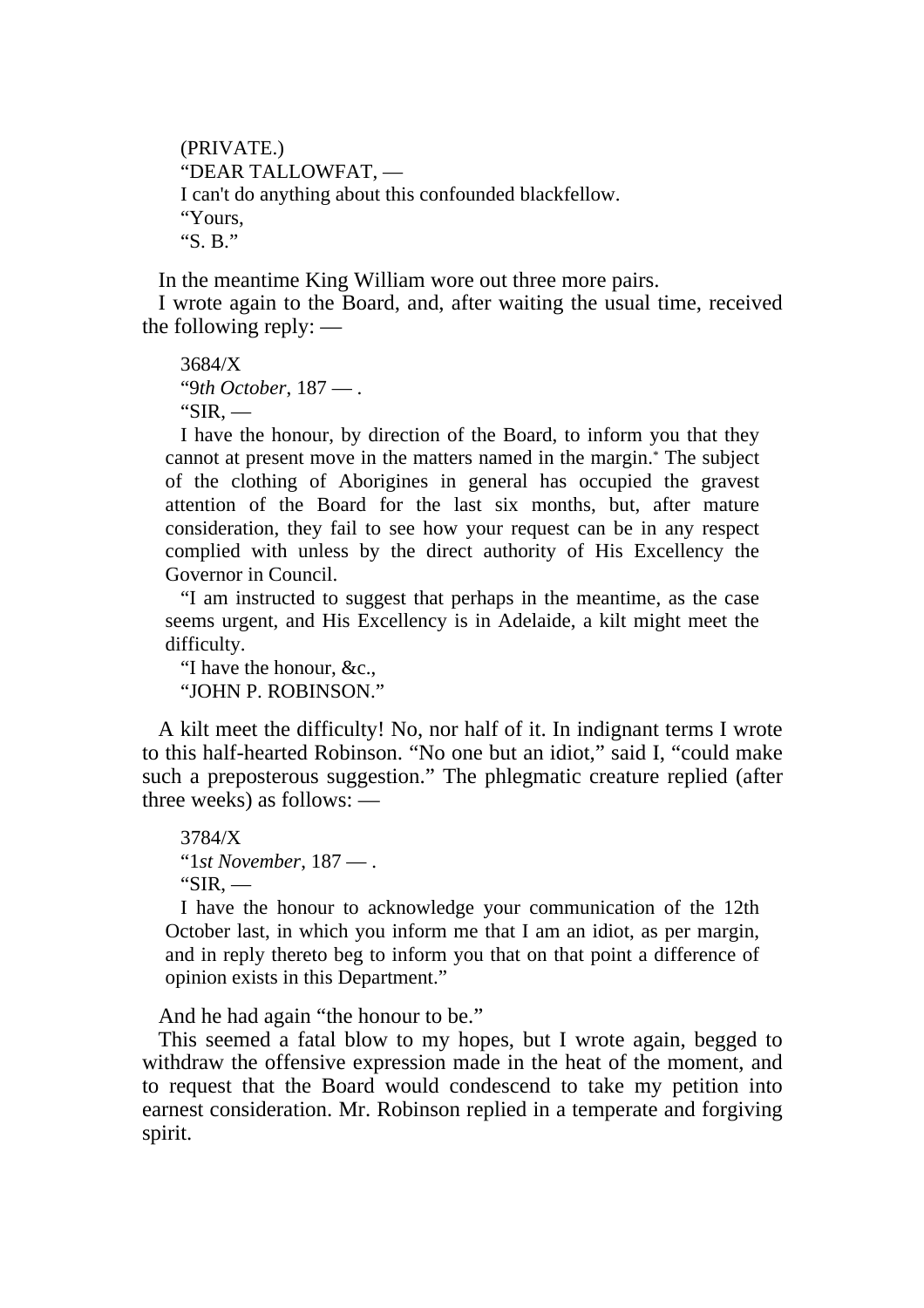(PRIVATE.)

"DEAR TALLOWFAT, —

I can't do anything about this confounded blackfellow.

"Yours,

"S. B."

In the meantime King William wore out three more pairs.

I wrote again to the Board, and, after waiting the usual time, received the following reply: —

3684/X

"9*th October*, 187 — .

"SIR, —

I have the honour, by direction of the Board, to inform you that they cannot at present move in the matters named in the margin.* The subject of the clothing of Aborigines in general has occupied the gravest attention of the Board for the last six months, but, after mature consideration, they fail to see how your request can be in any respect complied with unless by the direct authority of His Excellency the Governor in Council.

"I am instructed to suggest that perhaps in the meantime, as the case seems urgent, and His Excellency is in Adelaide, a kilt might meet the difficulty.

"I have the honour, &c.,

"JOHN P. ROBINSON."

A kilt meet the difficulty! No, nor half of it. In indignant terms I wrote to this half-hearted Robinson. "No one but an idiot," said I, "could make such a preposterous suggestion." The phlegmatic creature replied (after three weeks) as follows: —

3784/X

"1*st November*, 187 — .

"SIR, —

I have the honour to acknowledge your communication of the 12th October last, in which you inform me that I am an idiot, as per margin, and in reply thereto beg to inform you that on that point a difference of opinion exists in this Department."

And he had again "the honour to be."

This seemed a fatal blow to my hopes, but I wrote again, begged to withdraw the offensive expression made in the heat of the moment, and to request that the Board would condescend to take my petition into earnest consideration. Mr. Robinson replied in a temperate and forgiving spirit.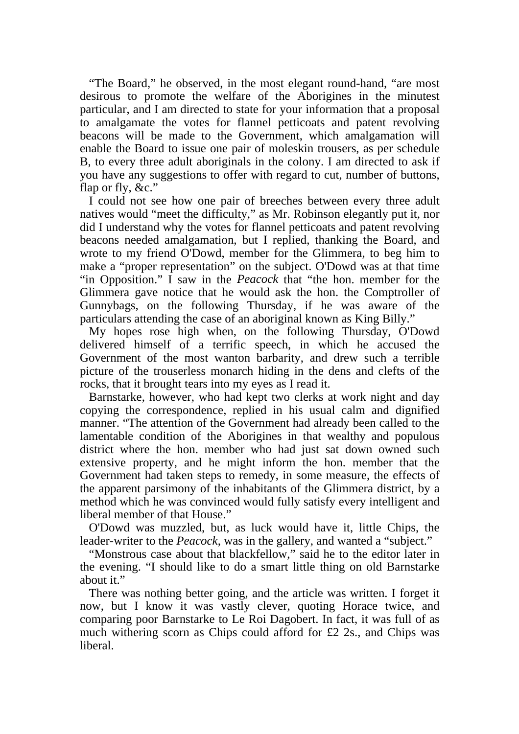"The Board," he observed, in the most elegant round-hand, "are most desirous to promote the welfare of the Aborigines in the minutest particular, and I am directed to state for your information that a proposal to amalgamate the votes for flannel petticoats and patent revolving beacons will be made to the Government, which amalgamation will enable the Board to issue one pair of moleskin trousers, as per schedule B, to every three adult aboriginals in the colony. I am directed to ask if you have any suggestions to offer with regard to cut, number of buttons, flap or fly, &c."

I could not see how one pair of breeches between every three adult natives would "meet the difficulty," as Mr. Robinson elegantly put it, nor did I understand why the votes for flannel petticoats and patent revolving beacons needed amalgamation, but I replied, thanking the Board, and wrote to my friend O'Dowd, member for the Glimmera, to beg him to make a "proper representation" on the subject. O'Dowd was at that time "in Opposition." I saw in the *Peacock* that "the hon. member for the Glimmera gave notice that he would ask the hon. the Comptroller of Gunnybags, on the following Thursday, if he was aware of the particulars attending the case of an aboriginal known as King Billy."

My hopes rose high when, on the following Thursday, O'Dowd delivered himself of a terrific speech, in which he accused the Government of the most wanton barbarity, and drew such a terrible picture of the trouserless monarch hiding in the dens and clefts of the rocks, that it brought tears into my eyes as I read it.

Barnstarke, however, who had kept two clerks at work night and day copying the correspondence, replied in his usual calm and dignified manner. "The attention of the Government had already been called to the lamentable condition of the Aborigines in that wealthy and populous district where the hon. member who had just sat down owned such extensive property, and he might inform the hon. member that the Government had taken steps to remedy, in some measure, the effects of the apparent parsimony of the inhabitants of the Glimmera district, by a method which he was convinced would fully satisfy every intelligent and liberal member of that House."

O'Dowd was muzzled, but, as luck would have it, little Chips, the leader-writer to the *Peacock*, was in the gallery, and wanted a "subject."

"Monstrous case about that blackfellow," said he to the editor later in the evening. "I should like to do a smart little thing on old Barnstarke about it."

There was nothing better going, and the article was written. I forget it now, but I know it was vastly clever, quoting Horace twice, and comparing poor Barnstarke to Le Roi Dagobert. In fact, it was full of as much withering scorn as Chips could afford for £2 2s., and Chips was liberal.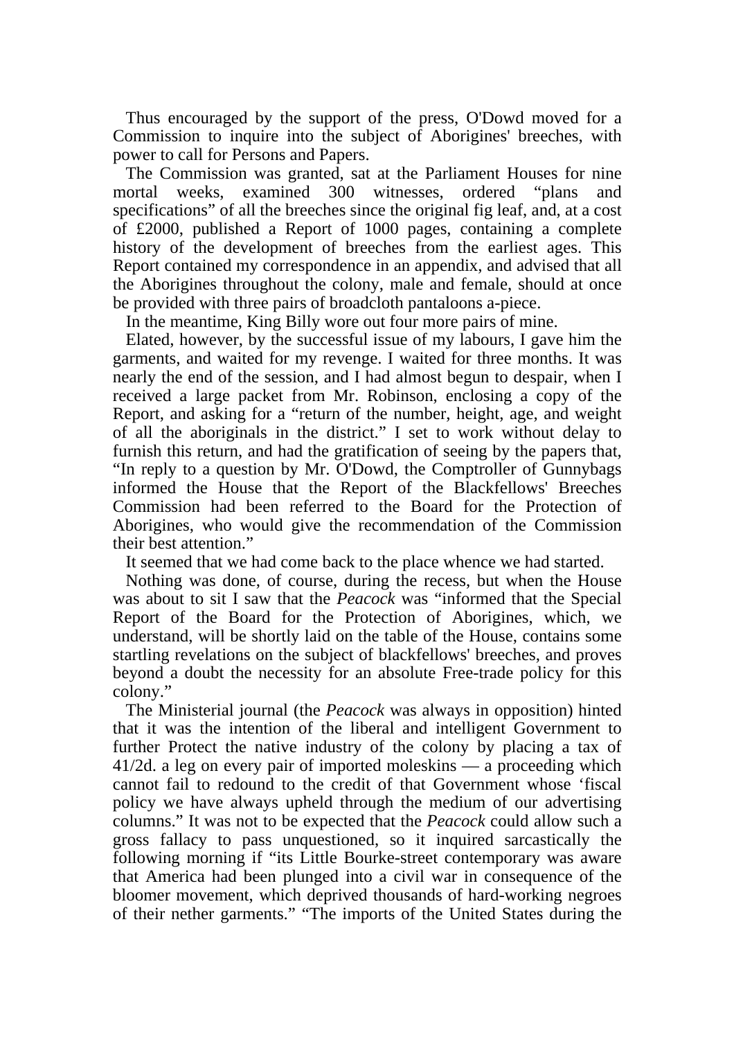Thus encouraged by the support of the press, O'Dowd moved for a Commission to inquire into the subject of Aborigines' breeches, with power to call for Persons and Papers.

The Commission was granted, sat at the Parliament Houses for nine mortal weeks, examined 300 witnesses, ordered "plans and specifications" of all the breeches since the original fig leaf, and, at a cost of £2000, published a Report of 1000 pages, containing a complete history of the development of breeches from the earliest ages. This Report contained my correspondence in an appendix, and advised that all the Aborigines throughout the colony, male and female, should at once be provided with three pairs of broadcloth pantaloons a-piece.

In the meantime, King Billy wore out four more pairs of mine.

Elated, however, by the successful issue of my labours, I gave him the garments, and waited for my revenge. I waited for three months. It was nearly the end of the session, and I had almost begun to despair, when I received a large packet from Mr. Robinson, enclosing a copy of the Report, and asking for a "return of the number, height, age, and weight of all the aboriginals in the district." I set to work without delay to furnish this return, and had the gratification of seeing by the papers that, "In reply to a question by Mr. O'Dowd, the Comptroller of Gunnybags informed the House that the Report of the Blackfellows' Breeches Commission had been referred to the Board for the Protection of Aborigines, who would give the recommendation of the Commission their best attention."

It seemed that we had come back to the place whence we had started.

Nothing was done, of course, during the recess, but when the House was about to sit I saw that the *Peacock* was "informed that the Special Report of the Board for the Protection of Aborigines, which, we understand, will be shortly laid on the table of the House, contains some startling revelations on the subject of blackfellows' breeches, and proves beyond a doubt the necessity for an absolute Free-trade policy for this colony."

The Ministerial journal (the *Peacock* was always in opposition) hinted that it was the intention of the liberal and intelligent Government to further Protect the native industry of the colony by placing a tax of 41/2d. a leg on every pair of imported moleskins — a proceeding which cannot fail to redound to the credit of that Government whose 'fiscal policy we have always upheld through the medium of our advertising columns." It was not to be expected that the *Peacock* could allow such a gross fallacy to pass unquestioned, so it inquired sarcastically the following morning if "its Little Bourke-street contemporary was aware that America had been plunged into a civil war in consequence of the bloomer movement, which deprived thousands of hard-working negroes of their nether garments." "The imports of the United States during the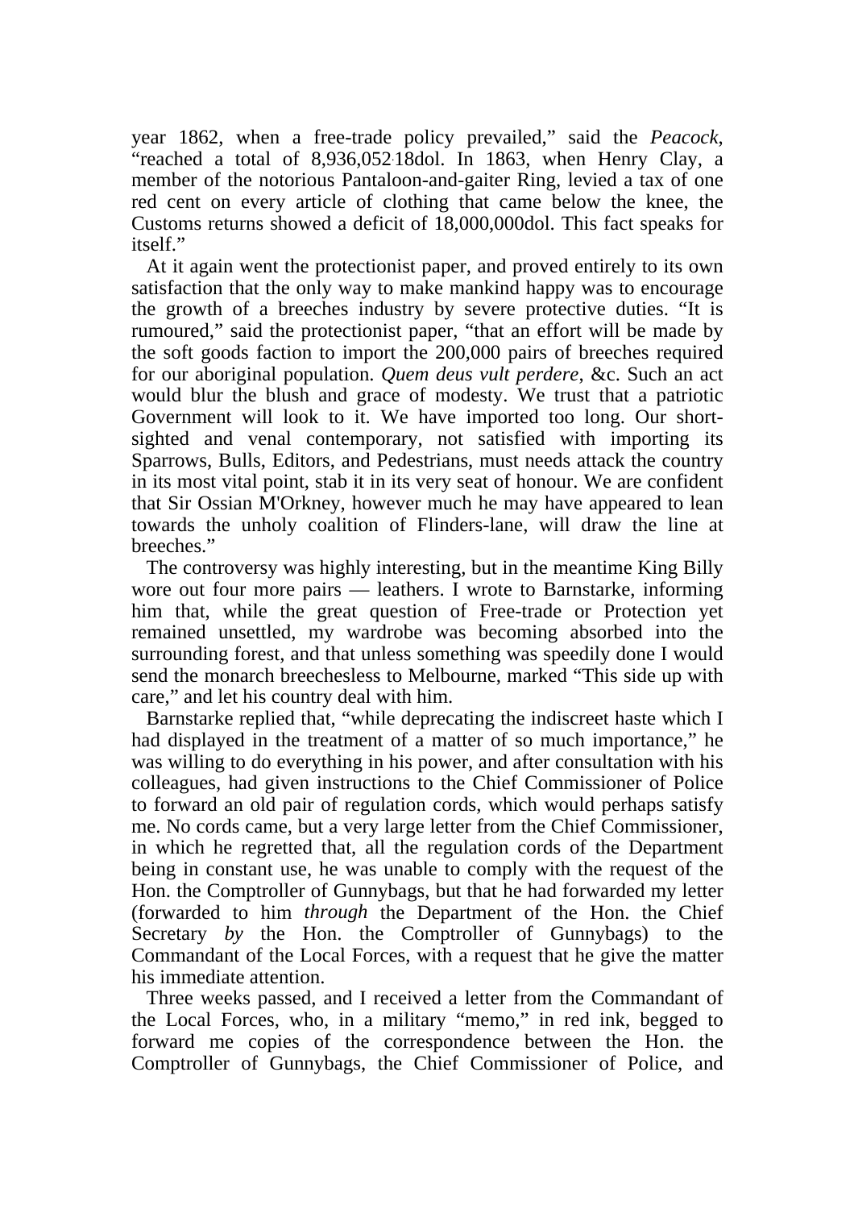year 1862, when a free-trade policy prevailed," said the *Peacock*, "reached a total of 8,936,052·18dol. In 1863, when Henry Clay, a member of the notorious Pantaloon-and-gaiter Ring, levied a tax of one red cent on every article of clothing that came below the knee, the Customs returns showed a deficit of 18,000,000dol. This fact speaks for itself."

At it again went the protectionist paper, and proved entirely to its own satisfaction that the only way to make mankind happy was to encourage the growth of a breeches industry by severe protective duties. "It is rumoured," said the protectionist paper, "that an effort will be made by the soft goods faction to import the 200,000 pairs of breeches required for our aboriginal population. *Quem deus vult perdere*, &c. Such an act would blur the blush and grace of modesty. We trust that a patriotic Government will look to it. We have imported too long. Our short-sighted and venal contemporary, not satisfied with importing its Sparrows, Bulls, Editors, and Pedestrians, must needs attack the country in its most vital point, stab it in its very seat of honour. We are confident that Sir Ossian M'Orkney, however much he may have appeared to lean towards the unholy coalition of Flinders-lane, will draw the line at breeches."

The controversy was highly interesting, but in the meantime King Billy wore out four more pairs — leathers. I wrote to Barnstarke, informing him that, while the great question of Free-trade or Protection yet remained unsettled, my wardrobe was becoming absorbed into the surrounding forest, and that unless something was speedily done I would send the monarch breechesless to Melbourne, marked "This side up with care," and let his country deal with him.

Barnstarke replied that, "while deprecating the indiscreet haste which I had displayed in the treatment of a matter of so much importance," he was willing to do everything in his power, and after consultation with his colleagues, had given instructions to the Chief Commissioner of Police to forward an old pair of regulation cords, which would perhaps satisfy me. No cords came, but a very large letter from the Chief Commissioner, in which he regretted that, all the regulation cords of the Department being in constant use, he was unable to comply with the request of the Hon. the Comptroller of Gunnybags, but that he had forwarded my letter (forwarded to him *through* the Department of the Hon. the Chief Secretary *by* the Hon. the Comptroller of Gunnybags) to the Commandant of the Local Forces, with a request that he give the matter his immediate attention.

Three weeks passed, and I received a letter from the Commandant of the Local Forces, who, in a military "memo," in red ink, begged to forward me copies of the correspondence between the Hon. the Comptroller of Gunnybags, the Chief Commissioner of Police, and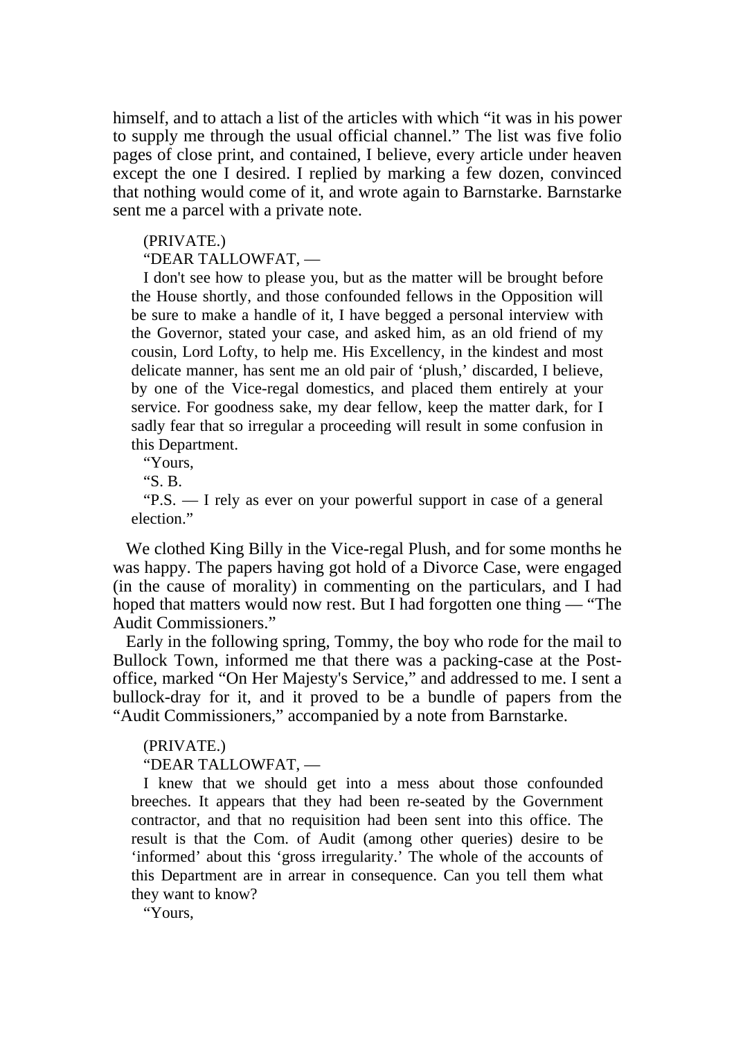himself, and to attach a list of the articles with which "it was in his power to supply me through the usual official channel." The list was five folio pages of close print, and contained, I believe, every article under heaven except the one I desired. I replied by marking a few dozen, convinced that nothing would come of it, and wrote again to Barnstarke. Barnstarke sent me a parcel with a private note.

> (PRIVATE.)
>
> "DEAR TALLOWFAT, —
>
> I don't see how to please you, but as the matter will be brought before the House shortly, and those confounded fellows in the Opposition will be sure to make a handle of it, I have begged a personal interview with the Governor, stated your case, and asked him, as an old friend of my cousin, Lord Lofty, to help me. His Excellency, in the kindest and most delicate manner, has sent me an old pair of 'plush,' discarded, I believe, by one of the Vice-regal domestics, and placed them entirely at your service. For goodness sake, my dear fellow, keep the matter dark, for I sadly fear that so irregular a proceeding will result in some confusion in this Department.
>
> "Yours,
>
> "S. B.
>
> "P.S. — I rely as ever on your powerful support in case of a general election."

We clothed King Billy in the Vice-regal Plush, and for some months he was happy. The papers having got hold of a Divorce Case, were engaged (in the cause of morality) in commenting on the particulars, and I had hoped that matters would now rest. But I had forgotten one thing — "The Audit Commissioners."

Early in the following spring, Tommy, the boy who rode for the mail to Bullock Town, informed me that there was a packing-case at the Post-office, marked "On Her Majesty's Service," and addressed to me. I sent a bullock-dray for it, and it proved to be a bundle of papers from the "Audit Commissioners," accompanied by a note from Barnstarke.

> (PRIVATE.)
>
> "DEAR TALLOWFAT, —
>
> I knew that we should get into a mess about those confounded breeches. It appears that they had been re-seated by the Government contractor, and that no requisition had been sent into this office. The result is that the Com. of Audit (among other queries) desire to be 'informed' about this 'gross irregularity.' The whole of the accounts of this Department are in arrear in consequence. Can you tell them what they want to know?
>
> "Yours,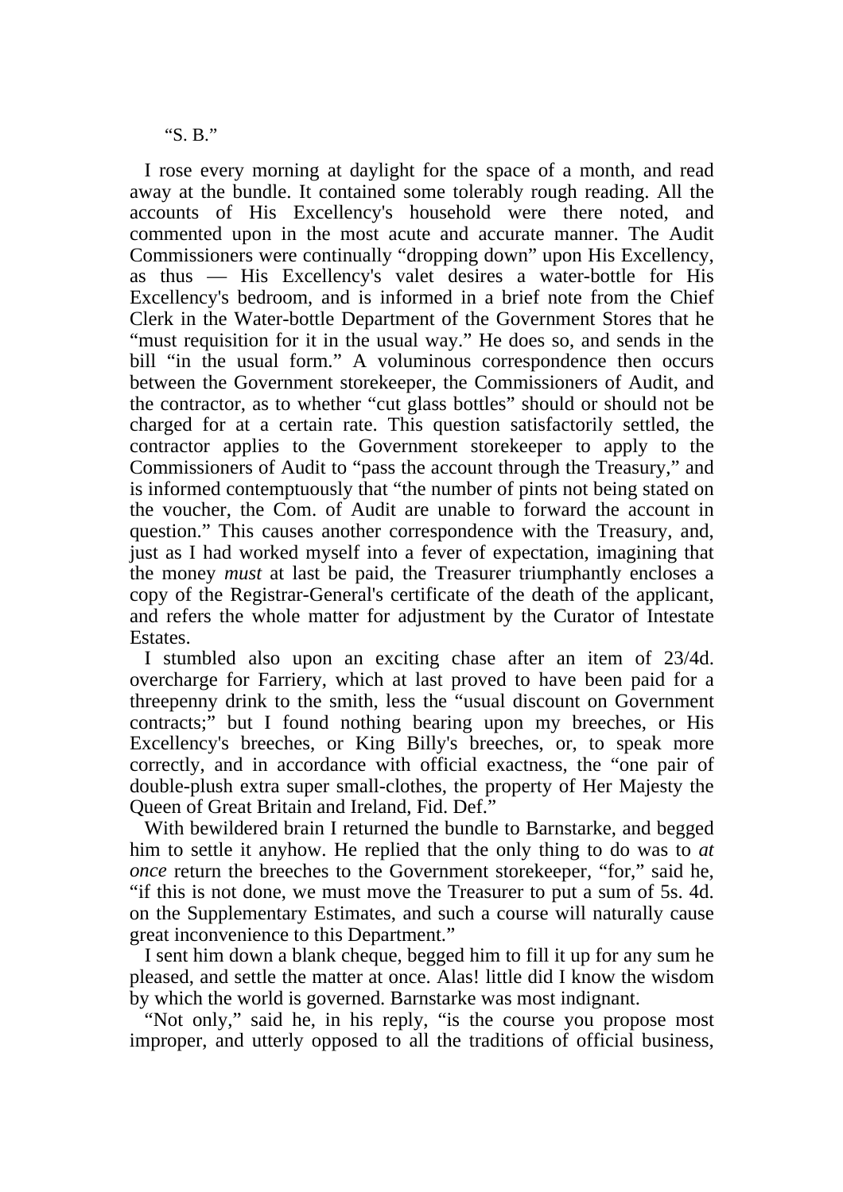"S. B."

I rose every morning at daylight for the space of a month, and read away at the bundle. It contained some tolerably rough reading. All the accounts of His Excellency's household were there noted, and commented upon in the most acute and accurate manner. The Audit Commissioners were continually "dropping down" upon His Excellency, as thus — His Excellency's valet desires a water-bottle for His Excellency's bedroom, and is informed in a brief note from the Chief Clerk in the Water-bottle Department of the Government Stores that he "must requisition for it in the usual way." He does so, and sends in the bill "in the usual form." A voluminous correspondence then occurs between the Government storekeeper, the Commissioners of Audit, and the contractor, as to whether "cut glass bottles" should or should not be charged for at a certain rate. This question satisfactorily settled, the contractor applies to the Government storekeeper to apply to the Commissioners of Audit to "pass the account through the Treasury," and is informed contemptuously that "the number of pints not being stated on the voucher, the Com. of Audit are unable to forward the account in question." This causes another correspondence with the Treasury, and, just as I had worked myself into a fever of expectation, imagining that the money *must* at last be paid, the Treasurer triumphantly encloses a copy of the Registrar-General's certificate of the death of the applicant, and refers the whole matter for adjustment by the Curator of Intestate Estates.

I stumbled also upon an exciting chase after an item of 23/4d. overcharge for Farriery, which at last proved to have been paid for a threepenny drink to the smith, less the "usual discount on Government contracts;" but I found nothing bearing upon my breeches, or His Excellency's breeches, or King Billy's breeches, or, to speak more correctly, and in accordance with official exactness, the "one pair of double-plush extra super small-clothes, the property of Her Majesty the Queen of Great Britain and Ireland, Fid. Def."

With bewildered brain I returned the bundle to Barnstarke, and begged him to settle it anyhow. He replied that the only thing to do was to *at once* return the breeches to the Government storekeeper, "for," said he, "if this is not done, we must move the Treasurer to put a sum of 5s. 4d. on the Supplementary Estimates, and such a course will naturally cause great inconvenience to this Department."

I sent him down a blank cheque, begged him to fill it up for any sum he pleased, and settle the matter at once. Alas! little did I know the wisdom by which the world is governed. Barnstarke was most indignant.

"Not only," said he, in his reply, "is the course you propose most improper, and utterly opposed to all the traditions of official business,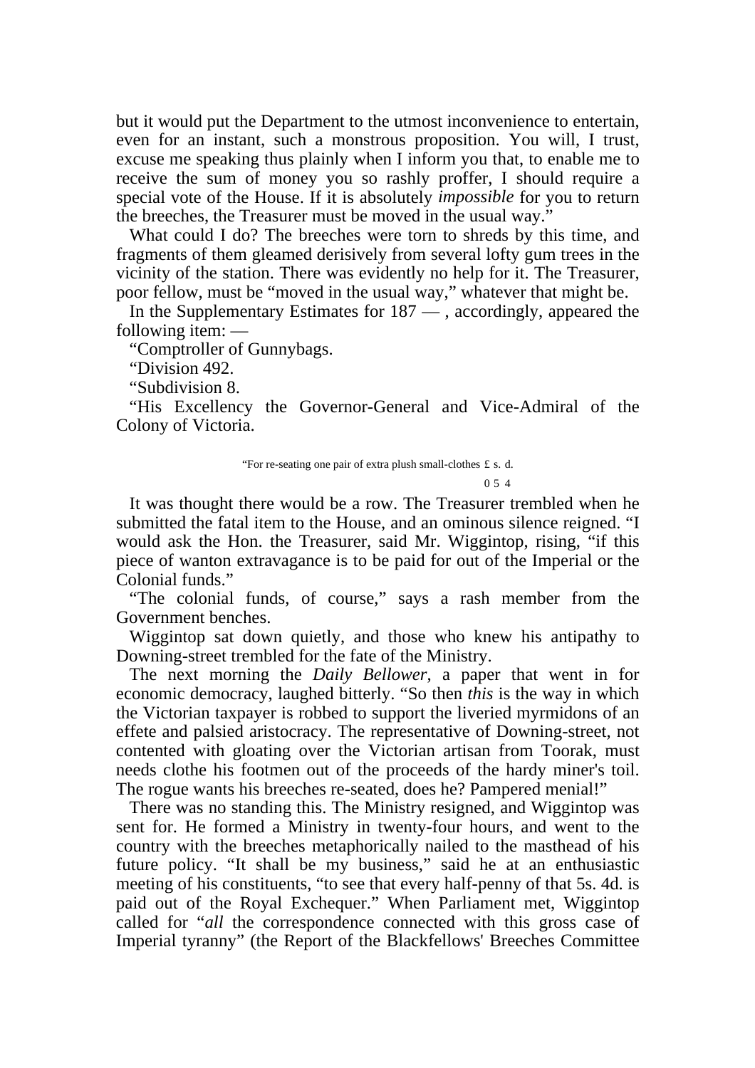but it would put the Department to the utmost inconvenience to entertain, even for an instant, such a monstrous proposition. You will, I trust, excuse me speaking thus plainly when I inform you that, to enable me to receive the sum of money you so rashly proffer, I should require a special vote of the House. If it is absolutely *impossible* for you to return the breeches, the Treasurer must be moved in the usual way."

What could I do? The breeches were torn to shreds by this time, and fragments of them gleamed derisively from several lofty gum trees in the vicinity of the station. There was evidently no help for it. The Treasurer, poor fellow, must be "moved in the usual way," whatever that might be.

In the Supplementary Estimates for 187 — , accordingly, appeared the following item: —

"Comptroller of Gunnybags.

"Division 492.

"Subdivision 8.

"His Excellency the Governor-General and Vice-Admiral of the Colony of Victoria.

| | £ | s. | d. |
|---|---|---|---|
| "For re-seating one pair of extra plush small-clothes | 0 | 5 | 4 |

It was thought there would be a row. The Treasurer trembled when he submitted the fatal item to the House, and an ominous silence reigned. "I would ask the Hon. the Treasurer, said Mr. Wiggintop, rising, "if this piece of wanton extravagance is to be paid for out of the Imperial or the Colonial funds."

"The colonial funds, of course," says a rash member from the Government benches.

Wiggintop sat down quietly, and those who knew his antipathy to Downing-street trembled for the fate of the Ministry.

The next morning the *Daily Bellower*, a paper that went in for economic democracy, laughed bitterly. "So then *this* is the way in which the Victorian taxpayer is robbed to support the liveried myrmidons of an effete and palsied aristocracy. The representative of Downing-street, not contented with gloating over the Victorian artisan from Toorak, must needs clothe his footmen out of the proceeds of the hardy miner's toil. The rogue wants his breeches re-seated, does he? Pampered menial!"

There was no standing this. The Ministry resigned, and Wiggintop was sent for. He formed a Ministry in twenty-four hours, and went to the country with the breeches metaphorically nailed to the masthead of his future policy. "It shall be my business," said he at an enthusiastic meeting of his constituents, "to see that every half-penny of that 5s. 4d. is paid out of the Royal Exchequer." When Parliament met, Wiggintop called for "*all* the correspondence connected with this gross case of Imperial tyranny" (the Report of the Blackfellows' Breeches Committee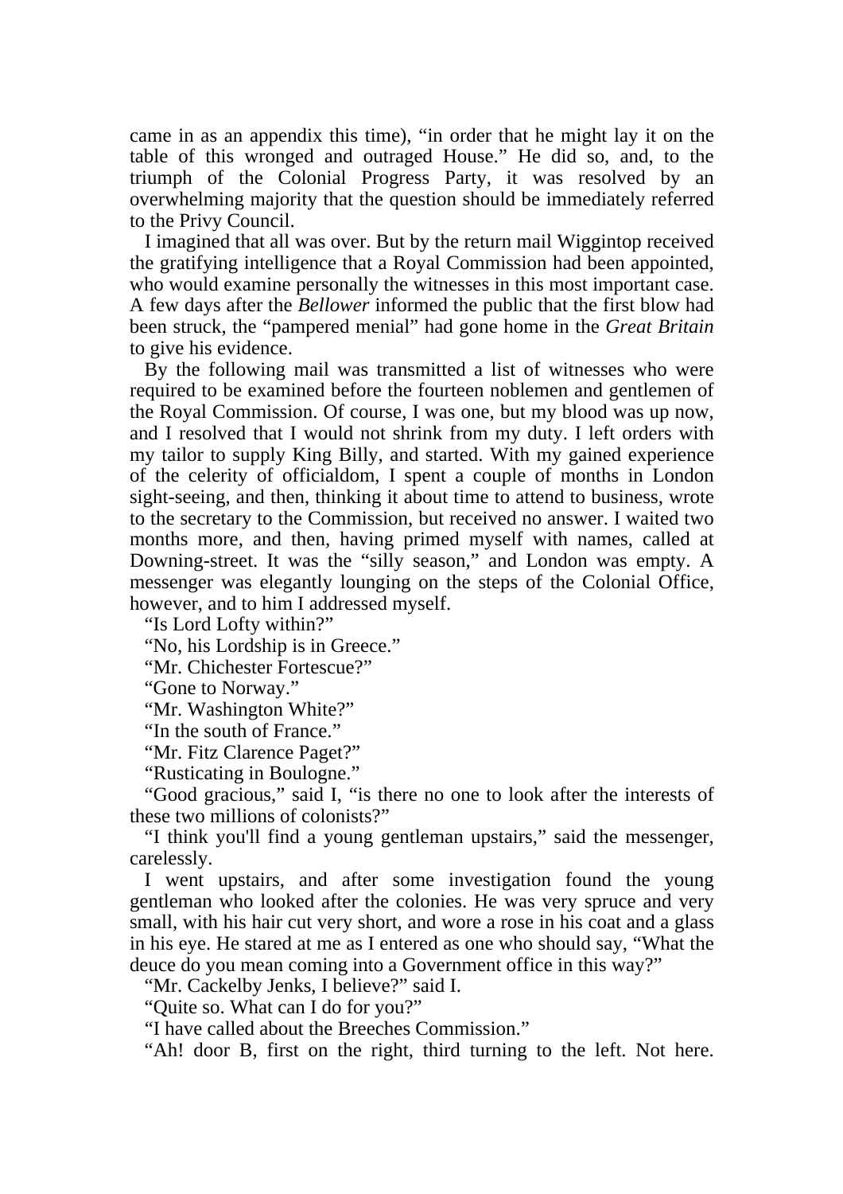came in as an appendix this time), "in order that he might lay it on the table of this wronged and outraged House." He did so, and, to the triumph of the Colonial Progress Party, it was resolved by an overwhelming majority that the question should be immediately referred to the Privy Council.

I imagined that all was over. But by the return mail Wiggintop received the gratifying intelligence that a Royal Commission had been appointed, who would examine personally the witnesses in this most important case. A few days after the *Bellower* informed the public that the first blow had been struck, the "pampered menial" had gone home in the *Great Britain* to give his evidence.

By the following mail was transmitted a list of witnesses who were required to be examined before the fourteen noblemen and gentlemen of the Royal Commission. Of course, I was one, but my blood was up now, and I resolved that I would not shrink from my duty. I left orders with my tailor to supply King Billy, and started. With my gained experience of the celerity of officialdom, I spent a couple of months in London sight-seeing, and then, thinking it about time to attend to business, wrote to the secretary to the Commission, but received no answer. I waited two months more, and then, having primed myself with names, called at Downing-street. It was the "silly season," and London was empty. A messenger was elegantly lounging on the steps of the Colonial Office, however, and to him I addressed myself.

"Is Lord Lofty within?"

"No, his Lordship is in Greece."

"Mr. Chichester Fortescue?"

"Gone to Norway."

"Mr. Washington White?"

"In the south of France."

"Mr. Fitz Clarence Paget?"

"Rusticating in Boulogne."

"Good gracious," said I, "is there no one to look after the interests of these two millions of colonists?"

"I think you'll find a young gentleman upstairs," said the messenger, carelessly.

I went upstairs, and after some investigation found the young gentleman who looked after the colonies. He was very spruce and very small, with his hair cut very short, and wore a rose in his coat and a glass in his eye. He stared at me as I entered as one who should say, "What the deuce do you mean coming into a Government office in this way?"

"Mr. Cackelby Jenks, I believe?" said I.

"Quite so. What can I do for you?"

"I have called about the Breeches Commission."

"Ah! door B, first on the right, third turning to the left. Not here.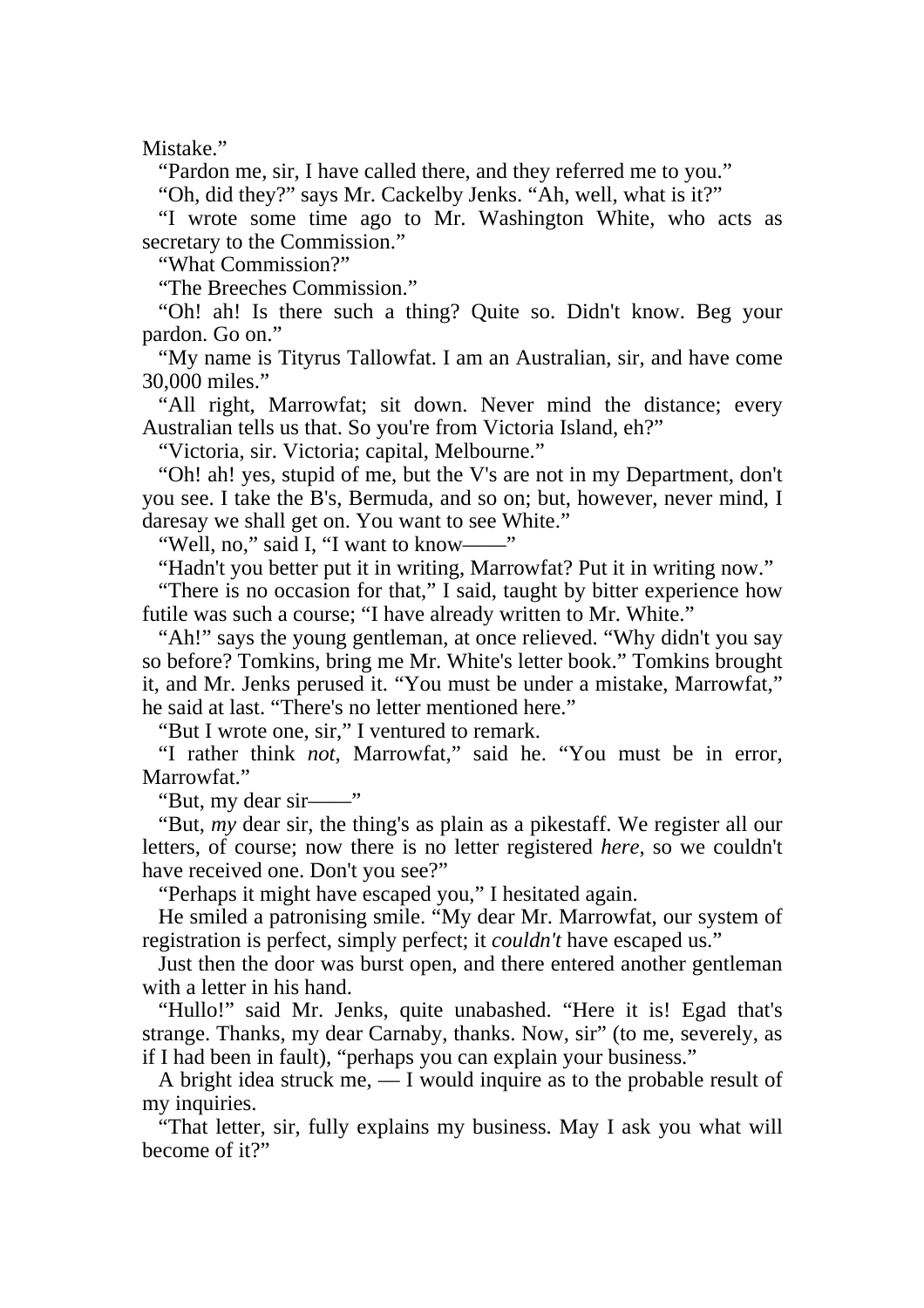Mistake."

"Pardon me, sir, I have called there, and they referred me to you."

"Oh, did they?" says Mr. Cackelby Jenks. "Ah, well, what is it?"

"I wrote some time ago to Mr. Washington White, who acts as secretary to the Commission."

"What Commission?"

"The Breeches Commission."

"Oh! ah! Is there such a thing? Quite so. Didn't know. Beg your pardon. Go on."

"My name is Tityrus Tallowfat. I am an Australian, sir, and have come 30,000 miles."

"All right, Marrowfat; sit down. Never mind the distance; every Australian tells us that. So you're from Victoria Island, eh?"

"Victoria, sir. Victoria; capital, Melbourne."

"Oh! ah! yes, stupid of me, but the V's are not in my Department, don't you see. I take the B's, Bermuda, and so on; but, however, never mind, I daresay we shall get on. You want to see White."

"Well, no," said I, "I want to know——"

"Hadn't you better put it in writing, Marrowfat? Put it in writing now."

"There is no occasion for that," I said, taught by bitter experience how futile was such a course; "I have already written to Mr. White."

"Ah!" says the young gentleman, at once relieved. "Why didn't you say so before? Tomkins, bring me Mr. White's letter book." Tomkins brought it, and Mr. Jenks perused it. "You must be under a mistake, Marrowfat," he said at last. "There's no letter mentioned here."

"But I wrote one, sir," I ventured to remark.

"I rather think *not*, Marrowfat," said he. "You must be in error, Marrowfat."

"But, my dear sir——"

"But, *my* dear sir, the thing's as plain as a pikestaff. We register all our letters, of course; now there is no letter registered *here*, so we couldn't have received one. Don't you see?"

"Perhaps it might have escaped you," I hesitated again.

He smiled a patronising smile. "My dear Mr. Marrowfat, our system of registration is perfect, simply perfect; it *couldn't* have escaped us."

Just then the door was burst open, and there entered another gentleman with a letter in his hand.

"Hullo!" said Mr. Jenks, quite unabashed. "Here it is! Egad that's strange. Thanks, my dear Carnaby, thanks. Now, sir" (to me, severely, as if I had been in fault), "perhaps you can explain your business."

A bright idea struck me, — I would inquire as to the probable result of my inquiries.

"That letter, sir, fully explains my business. May I ask you what will become of it?"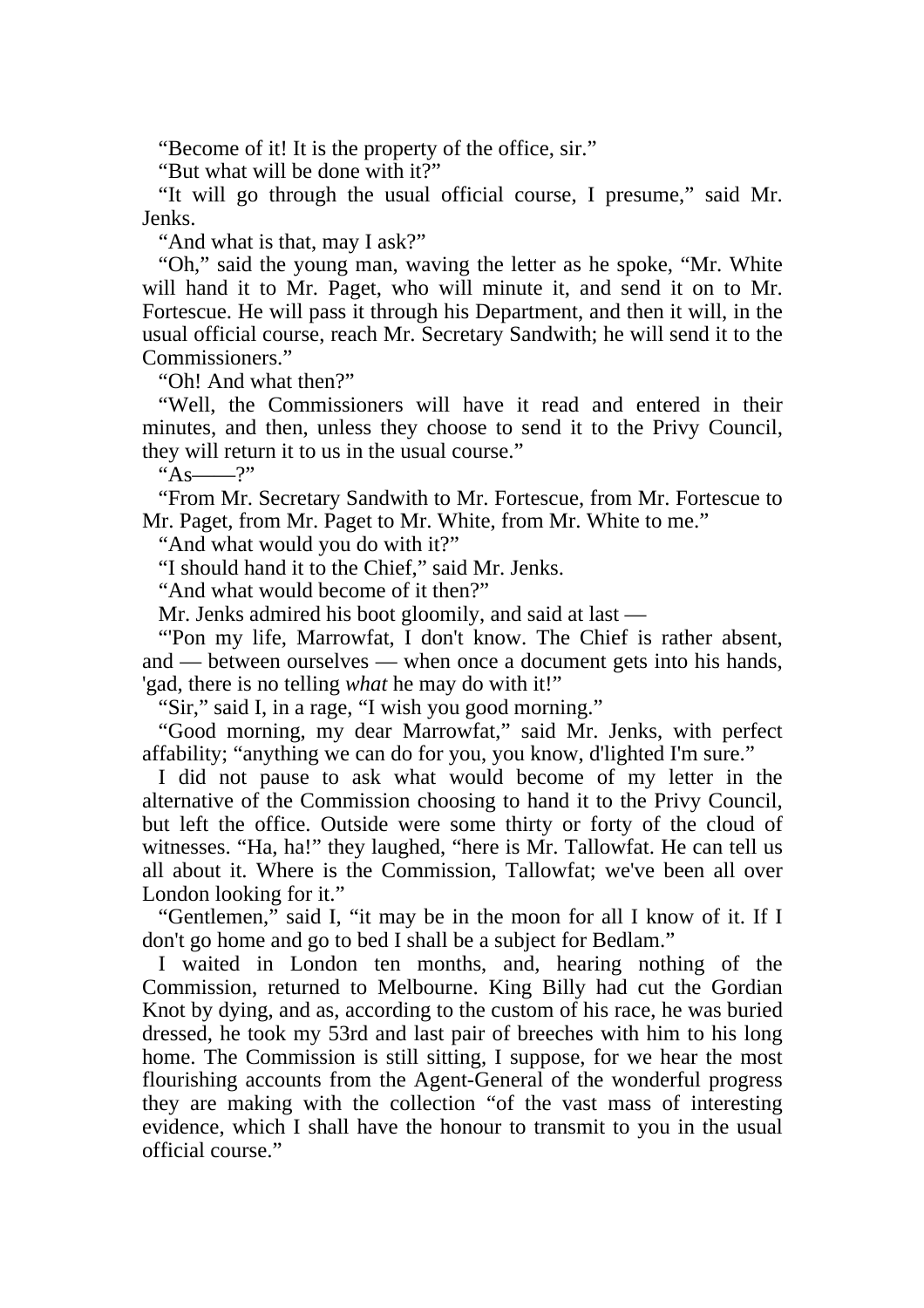"Become of it! It is the property of the office, sir."

"But what will be done with it?"

"It will go through the usual official course, I presume," said Mr. Jenks.

"And what is that, may I ask?"

"Oh," said the young man, waving the letter as he spoke, "Mr. White will hand it to Mr. Paget, who will minute it, and send it on to Mr. Fortescue. He will pass it through his Department, and then it will, in the usual official course, reach Mr. Secretary Sandwith; he will send it to the Commissioners."

"Oh! And what then?"

"Well, the Commissioners will have it read and entered in their minutes, and then, unless they choose to send it to the Privy Council, they will return it to us in the usual course."

"As——?"

"From Mr. Secretary Sandwith to Mr. Fortescue, from Mr. Fortescue to Mr. Paget, from Mr. Paget to Mr. White, from Mr. White to me."

"And what would you do with it?"

"I should hand it to the Chief," said Mr. Jenks.

"And what would become of it then?"

Mr. Jenks admired his boot gloomily, and said at last —

"'Pon my life, Marrowfat, I don't know. The Chief is rather absent, and — between ourselves — when once a document gets into his hands, 'gad, there is no telling *what* he may do with it!"

"Sir," said I, in a rage, "I wish you good morning."

"Good morning, my dear Marrowfat," said Mr. Jenks, with perfect affability; "anything we can do for you, you know, d'lighted I'm sure."

I did not pause to ask what would become of my letter in the alternative of the Commission choosing to hand it to the Privy Council, but left the office. Outside were some thirty or forty of the cloud of witnesses. "Ha, ha!" they laughed, "here is Mr. Tallowfat. He can tell us all about it. Where is the Commission, Tallowfat; we've been all over London looking for it."

"Gentlemen," said I, "it may be in the moon for all I know of it. If I don't go home and go to bed I shall be a subject for Bedlam."

I waited in London ten months, and, hearing nothing of the Commission, returned to Melbourne. King Billy had cut the Gordian Knot by dying, and as, according to the custom of his race, he was buried dressed, he took my 53rd and last pair of breeches with him to his long home. The Commission is still sitting, I suppose, for we hear the most flourishing accounts from the Agent-General of the wonderful progress they are making with the collection "of the vast mass of interesting evidence, which I shall have the honour to transmit to you in the usual official course."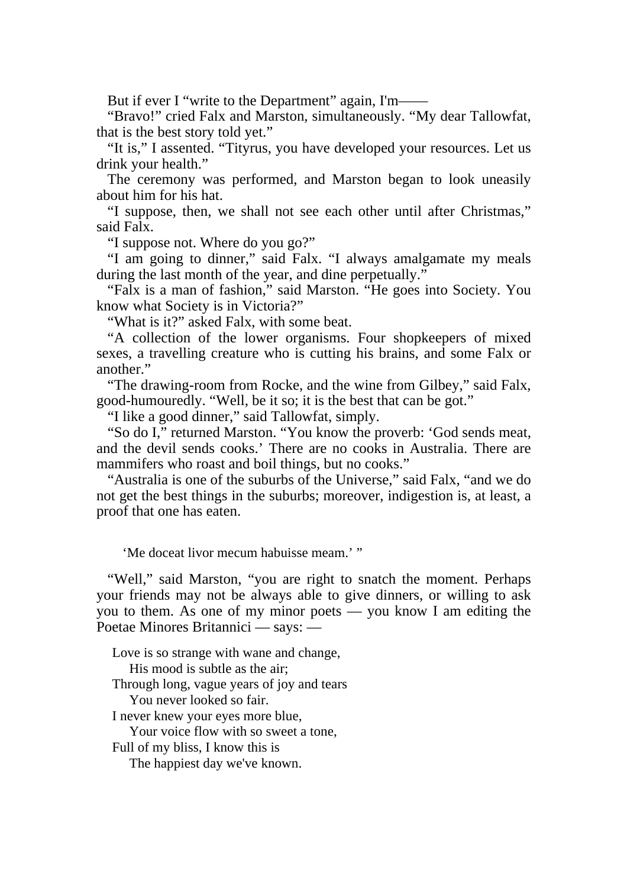But if ever I "write to the Department" again, I'm——

"Bravo!" cried Falx and Marston, simultaneously. "My dear Tallowfat, that is the best story told yet."

"It is," I assented. "Tityrus, you have developed your resources. Let us drink your health."

The ceremony was performed, and Marston began to look uneasily about him for his hat.

"I suppose, then, we shall not see each other until after Christmas," said Falx.

"I suppose not. Where do you go?"

"I am going to dinner," said Falx. "I always amalgamate my meals during the last month of the year, and dine perpetually."

"Falx is a man of fashion," said Marston. "He goes into Society. You know what Society is in Victoria?"

"What is it?" asked Falx, with some beat.

"A collection of the lower organisms. Four shopkeepers of mixed sexes, a travelling creature who is cutting his brains, and some Falx or another."

"The drawing-room from Rocke, and the wine from Gilbey," said Falx, good-humouredly. "Well, be it so; it is the best that can be got."

"I like a good dinner," said Tallowfat, simply.

"So do I," returned Marston. "You know the proverb: 'God sends meat, and the devil sends cooks.' There are no cooks in Australia. There are mammifers who roast and boil things, but no cooks."

"Australia is one of the suburbs of the Universe," said Falx, "and we do not get the best things in the suburbs; moreover, indigestion is, at least, a proof that one has eaten.

> 'Me doceat livor mecum habuisse meam.' "

"Well," said Marston, "you are right to snatch the moment. Perhaps your friends may not be always able to give dinners, or willing to ask you to them. As one of my minor poets — you know I am editing the Poetae Minores Britannici — says: —

> Love is so strange with wane and change,
>     His mood is subtle as the air;
> Through long, vague years of joy and tears
>     You never looked so fair.
> I never knew your eyes more blue,
>     Your voice flow with so sweet a tone,
> Full of my bliss, I know this is
>     The happiest day we've known.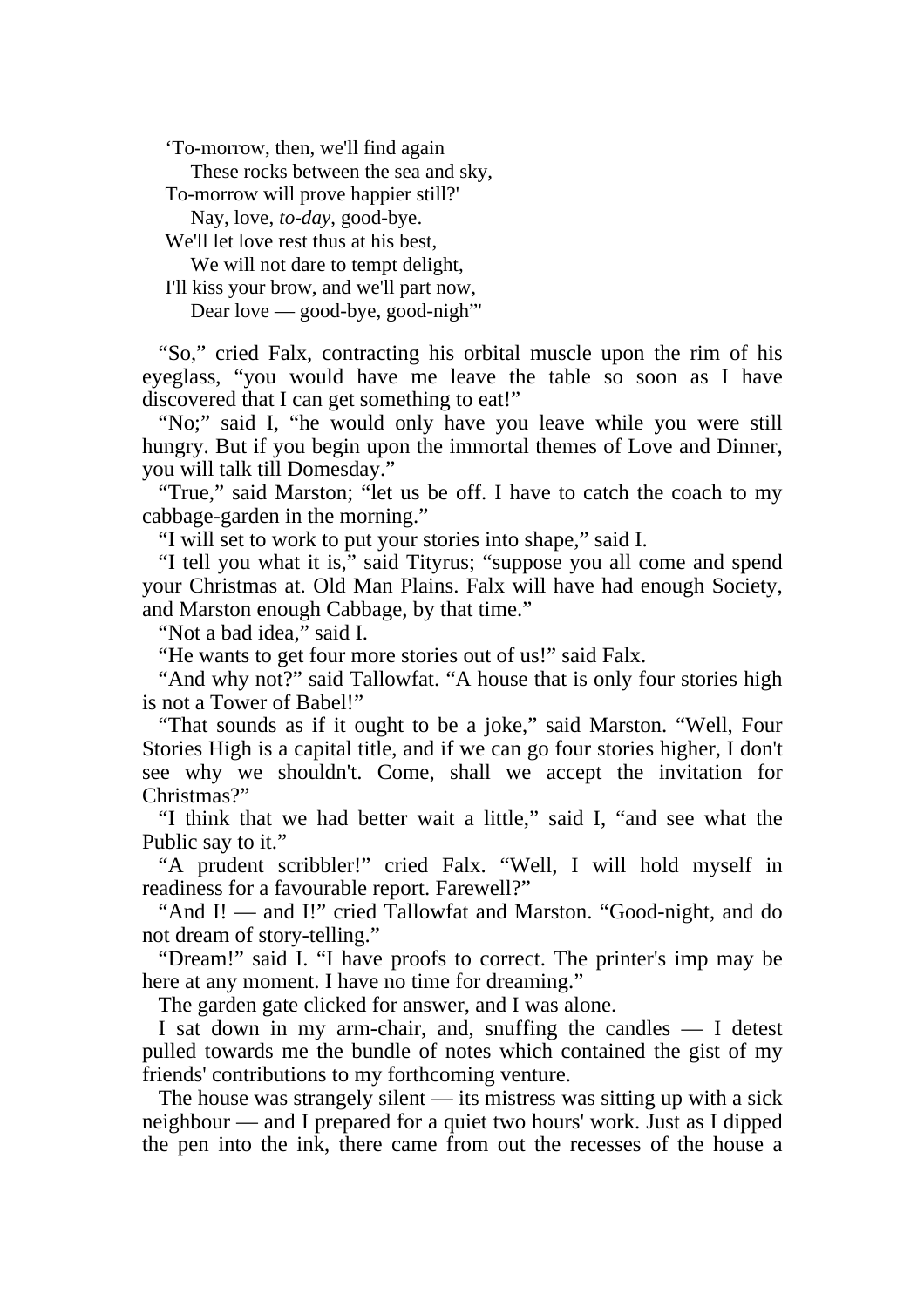‘To-morrow, then, we'll find again  
These rocks between the sea and sky,  
To-morrow will prove happier still?'  
Nay, love, *to-day*, good-bye.  
We'll let love rest thus at his best,  
We will not dare to tempt delight,  
I'll kiss your brow, and we'll part now,  
Dear love — good-bye, good-nigh”'

“So,” cried Falx, contracting his orbital muscle upon the rim of his eyeglass, “you would have me leave the table so soon as I have discovered that I can get something to eat!”

“No;” said I, “he would only have you leave while you were still hungry. But if you begin upon the immortal themes of Love and Dinner, you will talk till Domesday.”

“True,” said Marston; “let us be off. I have to catch the coach to my cabbage-garden in the morning.”

“I will set to work to put your stories into shape,” said I.

“I tell you what it is,” said Tityrus; “suppose you all come and spend your Christmas at. Old Man Plains. Falx will have had enough Society, and Marston enough Cabbage, by that time.”

“Not a bad idea,” said I.

“He wants to get four more stories out of us!” said Falx.

“And why not?” said Tallowfat. “A house that is only four stories high is not a Tower of Babel!”

“That sounds as if it ought to be a joke,” said Marston. “Well, Four Stories High is a capital title, and if we can go four stories higher, I don't see why we shouldn't. Come, shall we accept the invitation for Christmas?”

“I think that we had better wait a little,” said I, “and see what the Public say to it.”

“A prudent scribbler!” cried Falx. “Well, I will hold myself in readiness for a favourable report. Farewell?”

“And I! — and I!” cried Tallowfat and Marston. “Good-night, and do not dream of story-telling.”

“Dream!” said I. “I have proofs to correct. The printer's imp may be here at any moment. I have no time for dreaming.”

The garden gate clicked for answer, and I was alone.

I sat down in my arm-chair, and, snuffing the candles — I detest pulled towards me the bundle of notes which contained the gist of my friends' contributions to my forthcoming venture.

The house was strangely silent — its mistress was sitting up with a sick neighbour — and I prepared for a quiet two hours' work. Just as I dipped the pen into the ink, there came from out the recesses of the house a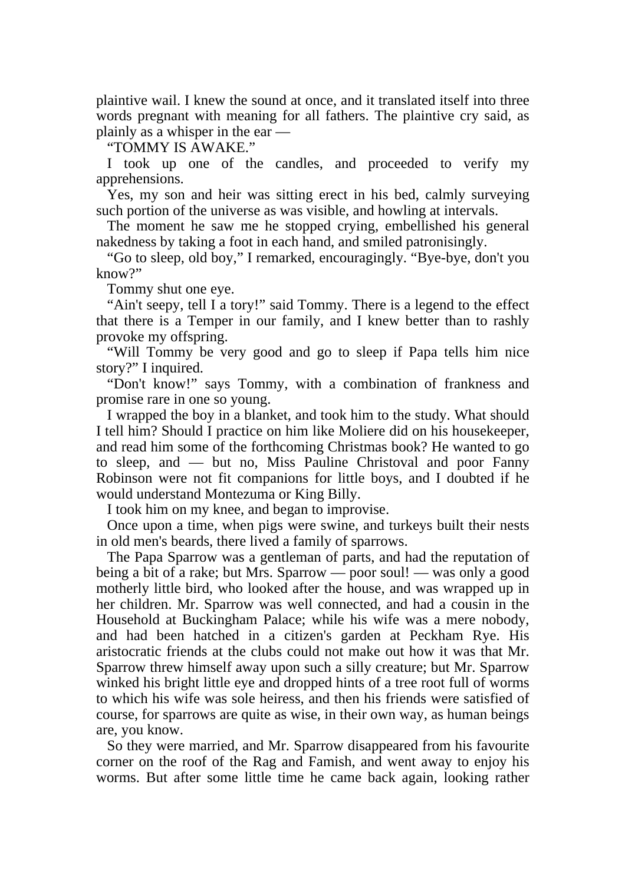plaintive wail. I knew the sound at once, and it translated itself into three words pregnant with meaning for all fathers. The plaintive cry said, as plainly as a whisper in the ear —

"TOMMY IS AWAKE."

I took up one of the candles, and proceeded to verify my apprehensions.

Yes, my son and heir was sitting erect in his bed, calmly surveying such portion of the universe as was visible, and howling at intervals.

The moment he saw me he stopped crying, embellished his general nakedness by taking a foot in each hand, and smiled patronisingly.

"Go to sleep, old boy," I remarked, encouragingly. "Bye-bye, don't you know?"

Tommy shut one eye.

"Ain't seepy, tell I a tory!" said Tommy. There is a legend to the effect that there is a Temper in our family, and I knew better than to rashly provoke my offspring.

"Will Tommy be very good and go to sleep if Papa tells him nice story?" I inquired.

"Don't know!" says Tommy, with a combination of frankness and promise rare in one so young.

I wrapped the boy in a blanket, and took him to the study. What should I tell him? Should I practice on him like Moliere did on his housekeeper, and read him some of the forthcoming Christmas book? He wanted to go to sleep, and — but no, Miss Pauline Christoval and poor Fanny Robinson were not fit companions for little boys, and I doubted if he would understand Montezuma or King Billy.

I took him on my knee, and began to improvise.

Once upon a time, when pigs were swine, and turkeys built their nests in old men's beards, there lived a family of sparrows.

The Papa Sparrow was a gentleman of parts, and had the reputation of being a bit of a rake; but Mrs. Sparrow — poor soul! — was only a good motherly little bird, who looked after the house, and was wrapped up in her children. Mr. Sparrow was well connected, and had a cousin in the Household at Buckingham Palace; while his wife was a mere nobody, and had been hatched in a citizen's garden at Peckham Rye. His aristocratic friends at the clubs could not make out how it was that Mr. Sparrow threw himself away upon such a silly creature; but Mr. Sparrow winked his bright little eye and dropped hints of a tree root full of worms to which his wife was sole heiress, and then his friends were satisfied of course, for sparrows are quite as wise, in their own way, as human beings are, you know.

So they were married, and Mr. Sparrow disappeared from his favourite corner on the roof of the Rag and Famish, and went away to enjoy his worms. But after some little time he came back again, looking rather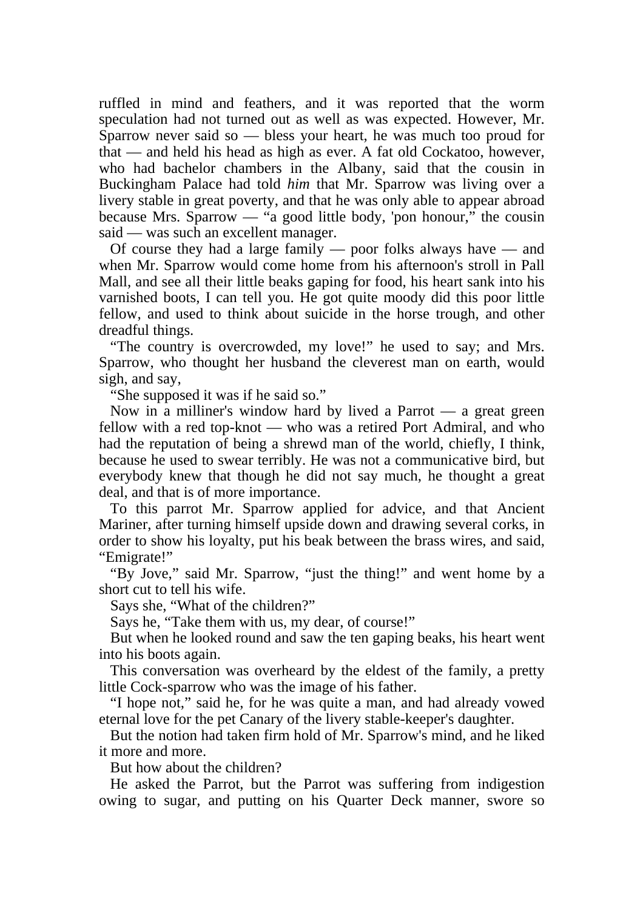ruffled in mind and feathers, and it was reported that the worm speculation had not turned out as well as was expected. However, Mr. Sparrow never said so — bless your heart, he was much too proud for that — and held his head as high as ever. A fat old Cockatoo, however, who had bachelor chambers in the Albany, said that the cousin in Buckingham Palace had told *him* that Mr. Sparrow was living over a livery stable in great poverty, and that he was only able to appear abroad because Mrs. Sparrow — "a good little body, 'pon honour," the cousin said — was such an excellent manager.

Of course they had a large family — poor folks always have — and when Mr. Sparrow would come home from his afternoon's stroll in Pall Mall, and see all their little beaks gaping for food, his heart sank into his varnished boots, I can tell you. He got quite moody did this poor little fellow, and used to think about suicide in the horse trough, and other dreadful things.

"The country is overcrowded, my love!" he used to say; and Mrs. Sparrow, who thought her husband the cleverest man on earth, would sigh, and say,

"She supposed it was if he said so."

Now in a milliner's window hard by lived a Parrot — a great green fellow with a red top-knot — who was a retired Port Admiral, and who had the reputation of being a shrewd man of the world, chiefly, I think, because he used to swear terribly. He was not a communicative bird, but everybody knew that though he did not say much, he thought a great deal, and that is of more importance.

To this parrot Mr. Sparrow applied for advice, and that Ancient Mariner, after turning himself upside down and drawing several corks, in order to show his loyalty, put his beak between the brass wires, and said, "Emigrate!"

"By Jove," said Mr. Sparrow, "just the thing!" and went home by a short cut to tell his wife.

Says she, "What of the children?"

Says he, "Take them with us, my dear, of course!"

But when he looked round and saw the ten gaping beaks, his heart went into his boots again.

This conversation was overheard by the eldest of the family, a pretty little Cock-sparrow who was the image of his father.

"I hope not," said he, for he was quite a man, and had already vowed eternal love for the pet Canary of the livery stable-keeper's daughter.

But the notion had taken firm hold of Mr. Sparrow's mind, and he liked it more and more.

But how about the children?

He asked the Parrot, but the Parrot was suffering from indigestion owing to sugar, and putting on his Quarter Deck manner, swore so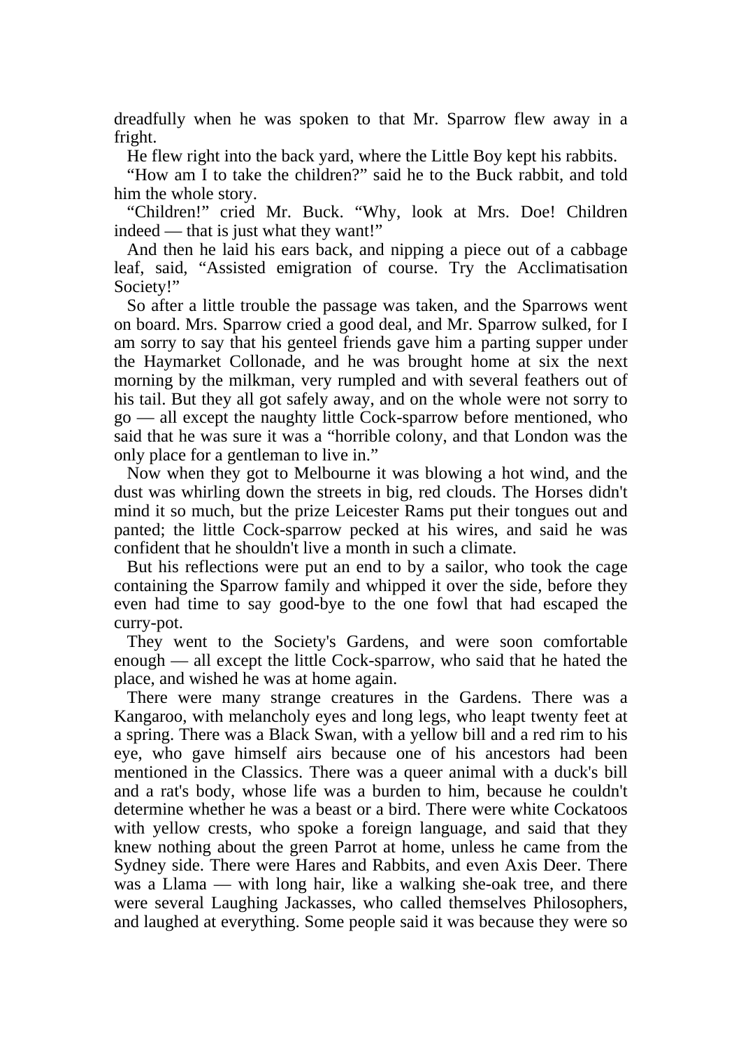dreadfully when he was spoken to that Mr. Sparrow flew away in a fright.

He flew right into the back yard, where the Little Boy kept his rabbits.

“How am I to take the children?” said he to the Buck rabbit, and told him the whole story.

“Children!” cried Mr. Buck. “Why, look at Mrs. Doe! Children indeed — that is just what they want!”

And then he laid his ears back, and nipping a piece out of a cabbage leaf, said, “Assisted emigration of course. Try the Acclimatisation Society!”

So after a little trouble the passage was taken, and the Sparrows went on board. Mrs. Sparrow cried a good deal, and Mr. Sparrow sulked, for I am sorry to say that his genteel friends gave him a parting supper under the Haymarket Collonade, and he was brought home at six the next morning by the milkman, very rumpled and with several feathers out of his tail. But they all got safely away, and on the whole were not sorry to go — all except the naughty little Cock-sparrow before mentioned, who said that he was sure it was a “horrible colony, and that London was the only place for a gentleman to live in.”

Now when they got to Melbourne it was blowing a hot wind, and the dust was whirling down the streets in big, red clouds. The Horses didn't mind it so much, but the prize Leicester Rams put their tongues out and panted; the little Cock-sparrow pecked at his wires, and said he was confident that he shouldn't live a month in such a climate.

But his reflections were put an end to by a sailor, who took the cage containing the Sparrow family and whipped it over the side, before they even had time to say good-bye to the one fowl that had escaped the curry-pot.

They went to the Society's Gardens, and were soon comfortable enough — all except the little Cock-sparrow, who said that he hated the place, and wished he was at home again.

There were many strange creatures in the Gardens. There was a Kangaroo, with melancholy eyes and long legs, who leapt twenty feet at a spring. There was a Black Swan, with a yellow bill and a red rim to his eye, who gave himself airs because one of his ancestors had been mentioned in the Classics. There was a queer animal with a duck's bill and a rat's body, whose life was a burden to him, because he couldn't determine whether he was a beast or a bird. There were white Cockatoos with yellow crests, who spoke a foreign language, and said that they knew nothing about the green Parrot at home, unless he came from the Sydney side. There were Hares and Rabbits, and even Axis Deer. There was a Llama — with long hair, like a walking she-oak tree, and there were several Laughing Jackasses, who called themselves Philosophers, and laughed at everything. Some people said it was because they were so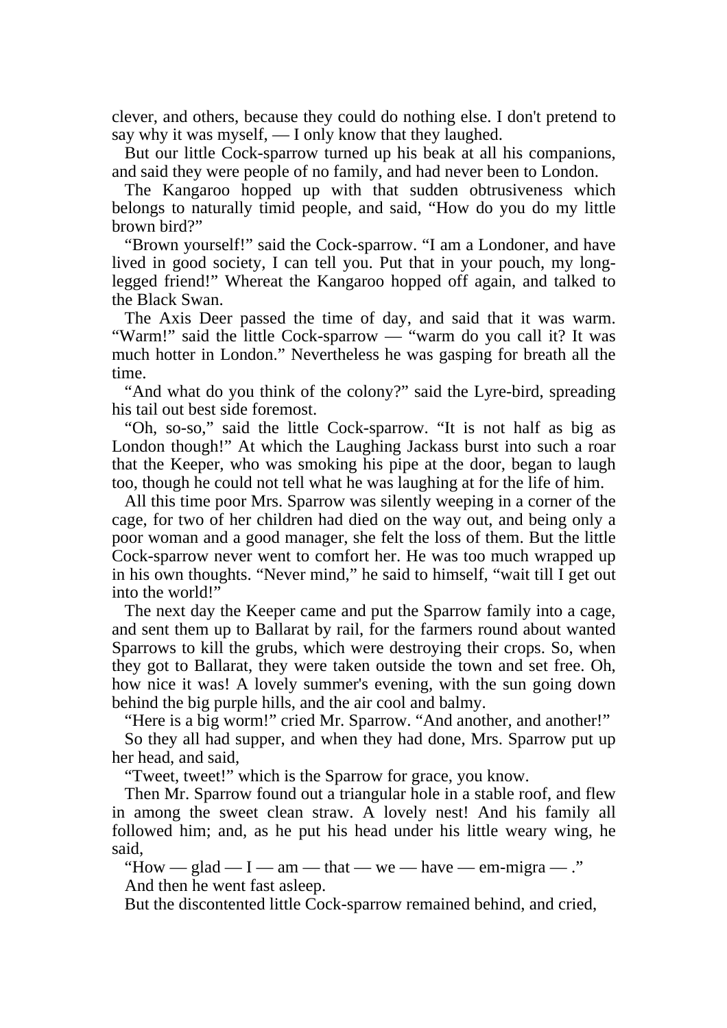clever, and others, because they could do nothing else. I don't pretend to say why it was myself, — I only know that they laughed.

But our little Cock-sparrow turned up his beak at all his companions, and said they were people of no family, and had never been to London.

The Kangaroo hopped up with that sudden obtrusiveness which belongs to naturally timid people, and said, "How do you do my little brown bird?"

"Brown yourself!" said the Cock-sparrow. "I am a Londoner, and have lived in good society, I can tell you. Put that in your pouch, my long-legged friend!" Whereat the Kangaroo hopped off again, and talked to the Black Swan.

The Axis Deer passed the time of day, and said that it was warm. "Warm!" said the little Cock-sparrow — "warm do you call it? It was much hotter in London." Nevertheless he was gasping for breath all the time.

"And what do you think of the colony?" said the Lyre-bird, spreading his tail out best side foremost.

"Oh, so-so," said the little Cock-sparrow. "It is not half as big as London though!" At which the Laughing Jackass burst into such a roar that the Keeper, who was smoking his pipe at the door, began to laugh too, though he could not tell what he was laughing at for the life of him.

All this time poor Mrs. Sparrow was silently weeping in a corner of the cage, for two of her children had died on the way out, and being only a poor woman and a good manager, she felt the loss of them. But the little Cock-sparrow never went to comfort her. He was too much wrapped up in his own thoughts. "Never mind," he said to himself, "wait till I get out into the world!"

The next day the Keeper came and put the Sparrow family into a cage, and sent them up to Ballarat by rail, for the farmers round about wanted Sparrows to kill the grubs, which were destroying their crops. So, when they got to Ballarat, they were taken outside the town and set free. Oh, how nice it was! A lovely summer's evening, with the sun going down behind the big purple hills, and the air cool and balmy.

"Here is a big worm!" cried Mr. Sparrow. "And another, and another!"

So they all had supper, and when they had done, Mrs. Sparrow put up her head, and said,

"Tweet, tweet!" which is the Sparrow for grace, you know.

Then Mr. Sparrow found out a triangular hole in a stable roof, and flew in among the sweet clean straw. A lovely nest! And his family all followed him; and, as he put his head under his little weary wing, he said,

"How — glad — I — am — that — we — have — em-migra — ."

And then he went fast asleep.

But the discontented little Cock-sparrow remained behind, and cried,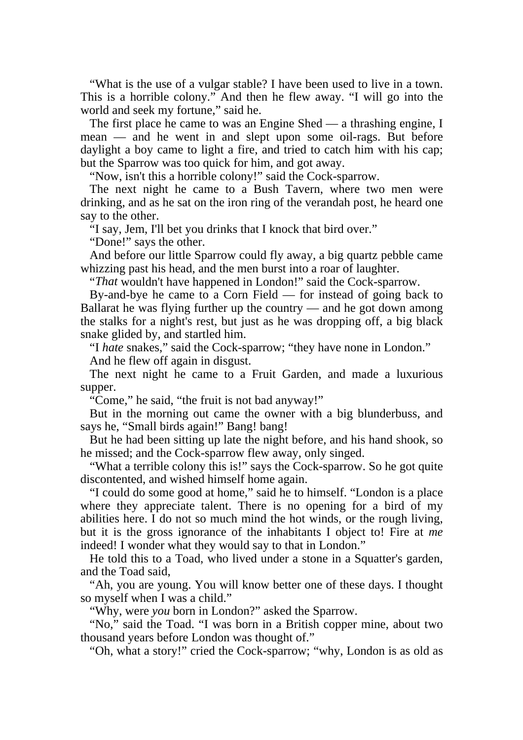"What is the use of a vulgar stable? I have been used to live in a town. This is a horrible colony." And then he flew away. "I will go into the world and seek my fortune," said he.

The first place he came to was an Engine Shed — a thrashing engine, I mean — and he went in and slept upon some oil-rags. But before daylight a boy came to light a fire, and tried to catch him with his cap; but the Sparrow was too quick for him, and got away.

"Now, isn't this a horrible colony!" said the Cock-sparrow.

The next night he came to a Bush Tavern, where two men were drinking, and as he sat on the iron ring of the verandah post, he heard one say to the other.

"I say, Jem, I'll bet you drinks that I knock that bird over."

"Done!" says the other.

And before our little Sparrow could fly away, a big quartz pebble came whizzing past his head, and the men burst into a roar of laughter.

"*That* wouldn't have happened in London!" said the Cock-sparrow.

By-and-bye he came to a Corn Field — for instead of going back to Ballarat he was flying further up the country — and he got down among the stalks for a night's rest, but just as he was dropping off, a big black snake glided by, and startled him.

"I *hate* snakes," said the Cock-sparrow; "they have none in London."

And he flew off again in disgust.

The next night he came to a Fruit Garden, and made a luxurious supper.

"Come," he said, "the fruit is not bad anyway!"

But in the morning out came the owner with a big blunderbuss, and says he, "Small birds again!" Bang! bang!

But he had been sitting up late the night before, and his hand shook, so he missed; and the Cock-sparrow flew away, only singed.

"What a terrible colony this is!" says the Cock-sparrow. So he got quite discontented, and wished himself home again.

"I could do some good at home," said he to himself. "London is a place where they appreciate talent. There is no opening for a bird of my abilities here. I do not so much mind the hot winds, or the rough living, but it is the gross ignorance of the inhabitants I object to! Fire at *me* indeed! I wonder what they would say to that in London."

He told this to a Toad, who lived under a stone in a Squatter's garden, and the Toad said,

"Ah, you are young. You will know better one of these days. I thought so myself when I was a child."

"Why, were *you* born in London?" asked the Sparrow.

"No," said the Toad. "I was born in a British copper mine, about two thousand years before London was thought of."

"Oh, what a story!" cried the Cock-sparrow; "why, London is as old as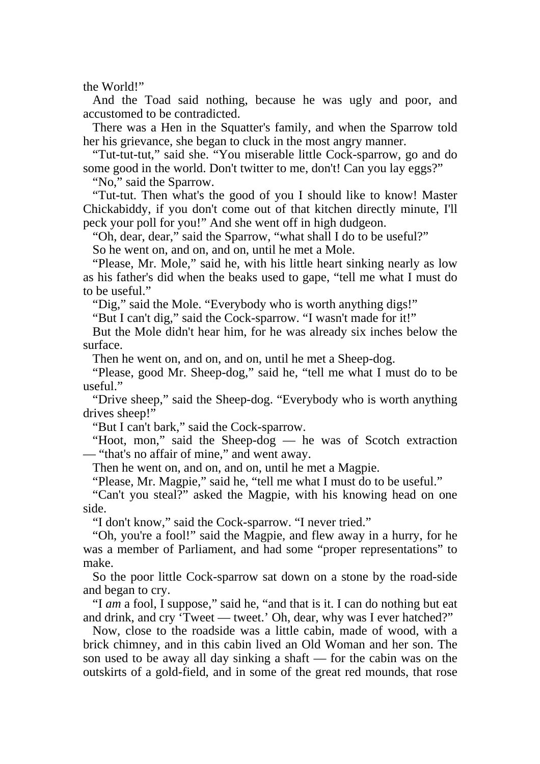the World!"

And the Toad said nothing, because he was ugly and poor, and accustomed to be contradicted.

There was a Hen in the Squatter's family, and when the Sparrow told her his grievance, she began to cluck in the most angry manner.

"Tut-tut-tut," said she. "You miserable little Cock-sparrow, go and do some good in the world. Don't twitter to me, don't! Can you lay eggs?"

"No," said the Sparrow.

"Tut-tut. Then what's the good of you I should like to know! Master Chickabiddy, if you don't come out of that kitchen directly minute, I'll peck your poll for you!" And she went off in high dudgeon.

"Oh, dear, dear," said the Sparrow, "what shall I do to be useful?"

So he went on, and on, and on, until he met a Mole.

"Please, Mr. Mole," said he, with his little heart sinking nearly as low as his father's did when the beaks used to gape, "tell me what I must do to be useful."

"Dig," said the Mole. "Everybody who is worth anything digs!"

"But I can't dig," said the Cock-sparrow. "I wasn't made for it!"

But the Mole didn't hear him, for he was already six inches below the surface.

Then he went on, and on, and on, until he met a Sheep-dog.

"Please, good Mr. Sheep-dog," said he, "tell me what I must do to be useful."

"Drive sheep," said the Sheep-dog. "Everybody who is worth anything drives sheep!"

"But I can't bark," said the Cock-sparrow.

"Hoot, mon," said the Sheep-dog — he was of Scotch extraction — "that's no affair of mine," and went away.

Then he went on, and on, and on, until he met a Magpie.

"Please, Mr. Magpie," said he, "tell me what I must do to be useful."

"Can't you steal?" asked the Magpie, with his knowing head on one side.

"I don't know," said the Cock-sparrow. "I never tried."

"Oh, you're a fool!" said the Magpie, and flew away in a hurry, for he was a member of Parliament, and had some "proper representations" to make.

So the poor little Cock-sparrow sat down on a stone by the road-side and began to cry.

"I *am* a fool, I suppose," said he, "and that is it. I can do nothing but eat and drink, and cry 'Tweet — tweet.' Oh, dear, why was I ever hatched?"

Now, close to the roadside was a little cabin, made of wood, with a brick chimney, and in this cabin lived an Old Woman and her son. The son used to be away all day sinking a shaft — for the cabin was on the outskirts of a gold-field, and in some of the great red mounds, that rose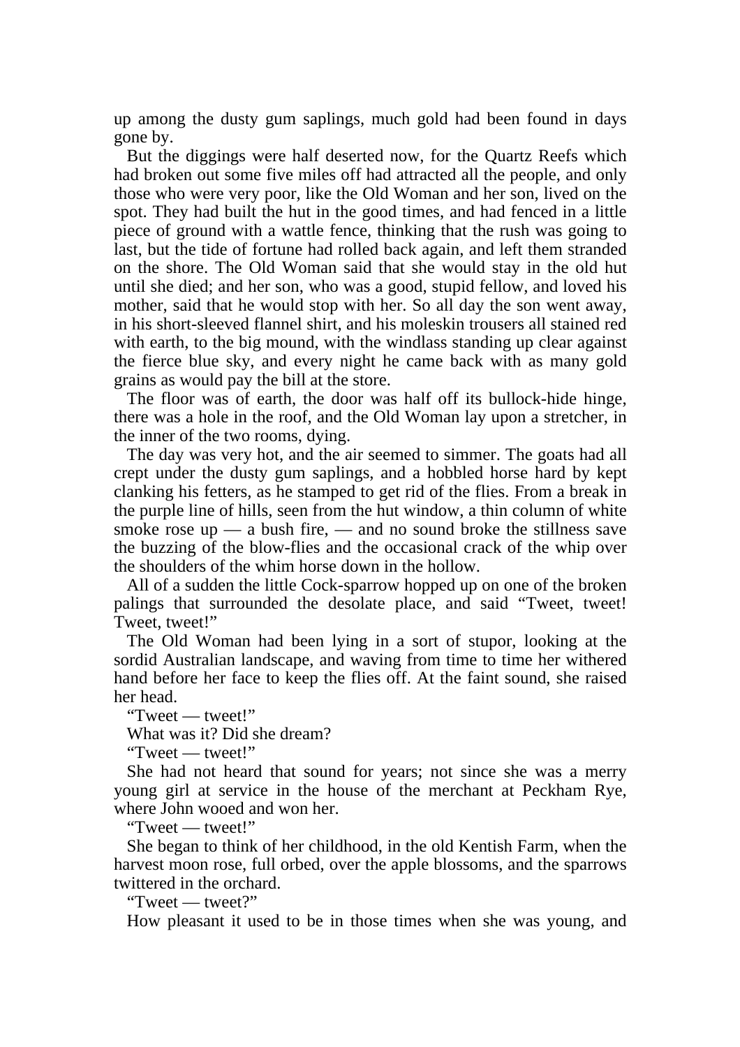up among the dusty gum saplings, much gold had been found in days gone by.

But the diggings were half deserted now, for the Quartz Reefs which had broken out some five miles off had attracted all the people, and only those who were very poor, like the Old Woman and her son, lived on the spot. They had built the hut in the good times, and had fenced in a little piece of ground with a wattle fence, thinking that the rush was going to last, but the tide of fortune had rolled back again, and left them stranded on the shore. The Old Woman said that she would stay in the old hut until she died; and her son, who was a good, stupid fellow, and loved his mother, said that he would stop with her. So all day the son went away, in his short-sleeved flannel shirt, and his moleskin trousers all stained red with earth, to the big mound, with the windlass standing up clear against the fierce blue sky, and every night he came back with as many gold grains as would pay the bill at the store.

The floor was of earth, the door was half off its bullock-hide hinge, there was a hole in the roof, and the Old Woman lay upon a stretcher, in the inner of the two rooms, dying.

The day was very hot, and the air seemed to simmer. The goats had all crept under the dusty gum saplings, and a hobbled horse hard by kept clanking his fetters, as he stamped to get rid of the flies. From a break in the purple line of hills, seen from the hut window, a thin column of white smoke rose up — a bush fire, — and no sound broke the stillness save the buzzing of the blow-flies and the occasional crack of the whip over the shoulders of the whim horse down in the hollow.

All of a sudden the little Cock-sparrow hopped up on one of the broken palings that surrounded the desolate place, and said "Tweet, tweet! Tweet, tweet!"

The Old Woman had been lying in a sort of stupor, looking at the sordid Australian landscape, and waving from time to time her withered hand before her face to keep the flies off. At the faint sound, she raised her head.

"Tweet — tweet!"

What was it? Did she dream?

"Tweet — tweet!"

She had not heard that sound for years; not since she was a merry young girl at service in the house of the merchant at Peckham Rye, where John wooed and won her.

"Tweet — tweet!"

She began to think of her childhood, in the old Kentish Farm, when the harvest moon rose, full orbed, over the apple blossoms, and the sparrows twittered in the orchard.

"Tweet — tweet?"

How pleasant it used to be in those times when she was young, and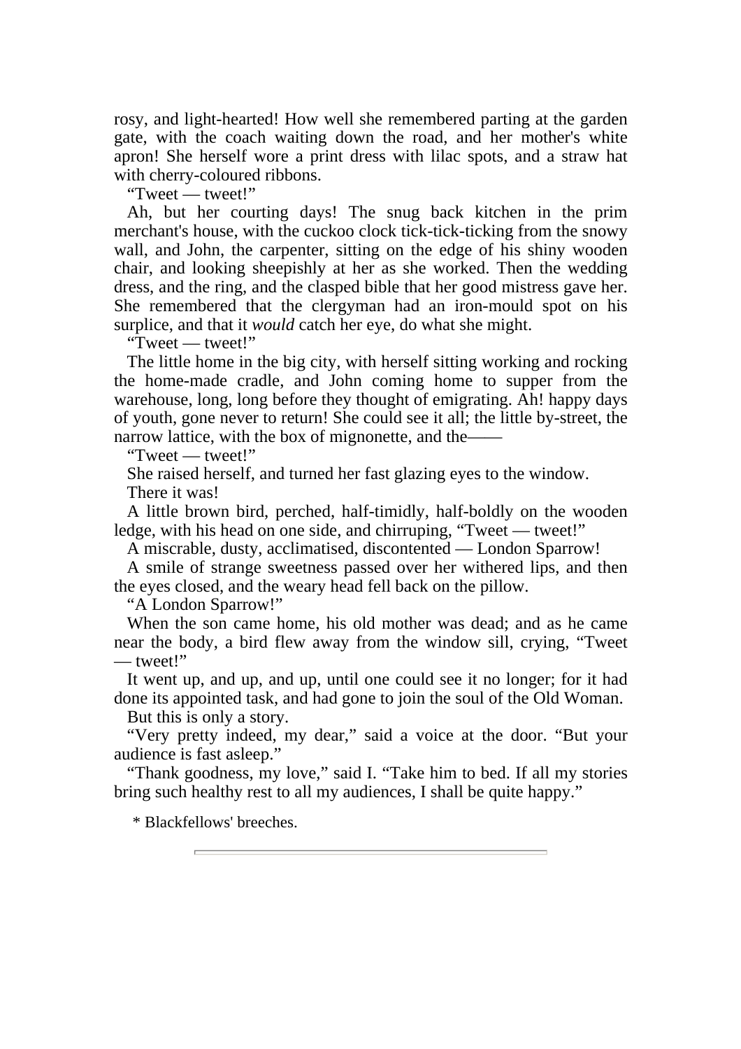rosy, and light-hearted! How well she remembered parting at the garden gate, with the coach waiting down the road, and her mother's white apron! She herself wore a print dress with lilac spots, and a straw hat with cherry-coloured ribbons.

"Tweet — tweet!"

Ah, but her courting days! The snug back kitchen in the prim merchant's house, with the cuckoo clock tick-tick-ticking from the snowy wall, and John, the carpenter, sitting on the edge of his shiny wooden chair, and looking sheepishly at her as she worked. Then the wedding dress, and the ring, and the clasped bible that her good mistress gave her. She remembered that the clergyman had an iron-mould spot on his surplice, and that it *would* catch her eye, do what she might.

"Tweet — tweet!"

The little home in the big city, with herself sitting working and rocking the home-made cradle, and John coming home to supper from the warehouse, long, long before they thought of emigrating. Ah! happy days of youth, gone never to return! She could see it all; the little by-street, the narrow lattice, with the box of mignonette, and the——

"Tweet — tweet!"

She raised herself, and turned her fast glazing eyes to the window.

There it was!

A little brown bird, perched, half-timidly, half-boldly on the wooden ledge, with his head on one side, and chirruping, "Tweet — tweet!"

A miscrable, dusty, acclimatised, discontented — London Sparrow!

A smile of strange sweetness passed over her withered lips, and then the eyes closed, and the weary head fell back on the pillow.

"A London Sparrow!"

When the son came home, his old mother was dead; and as he came near the body, a bird flew away from the window sill, crying, "Tweet — tweet!"

It went up, and up, and up, until one could see it no longer; for it had done its appointed task, and had gone to join the soul of the Old Woman.

But this is only a story.

"Very pretty indeed, my dear," said a voice at the door. "But your audience is fast asleep."

"Thank goodness, my love," said I. "Take him to bed. If all my stories bring such healthy rest to all my audiences, I shall be quite happy."

\* Blackfellows' breeches.